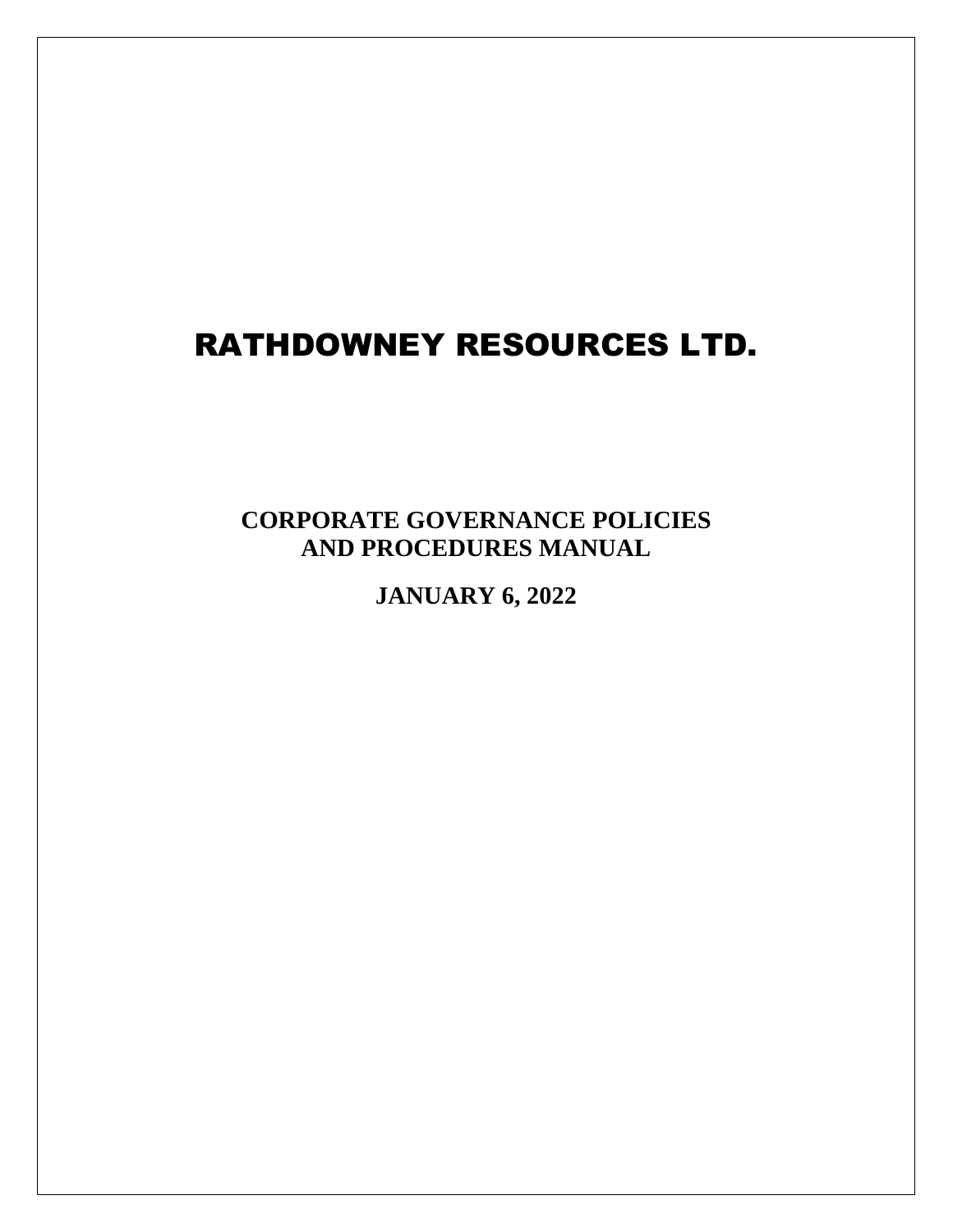# RATHDOWNEY RESOURCES LTD.

## CORPORATE GOVERNANCE POLICIES AND PROCEDURES MANUAL

## JANUARY 6, 2022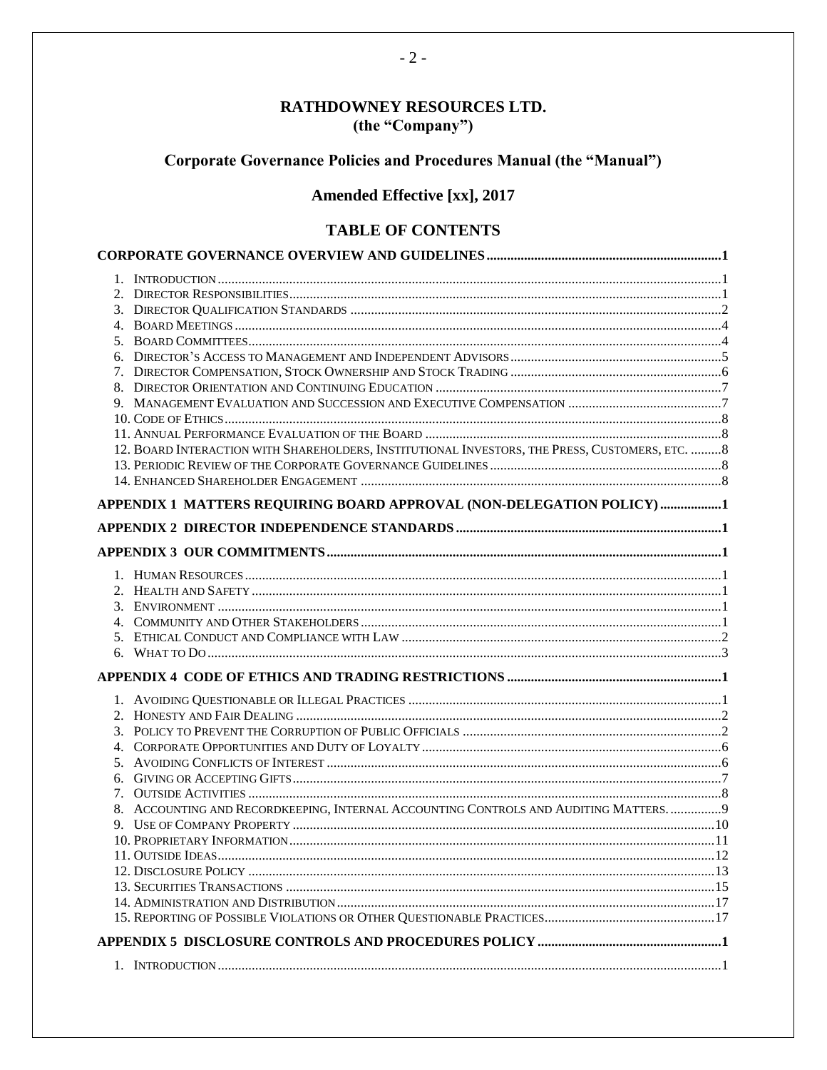# RATHDOWNEY RESOURCES LTD.
**(the "Company")**

## Corporate Governance Policies and Procedures Manual (the "Manual")

### Amended Effective [xx], 2017

## TABLE OF CONTENTS

**CORPORATE GOVERNANCE OVERVIEW AND GUIDELINES** ..... 1

1. Introduction ..... 1
2. Director Responsibilities ..... 1
3. Director Qualification Standards ..... 2
4. Board Meetings ..... 4
5. Board Committees ..... 4
6. Director's Access to Management and Independent Advisors ..... 5
7. Director Compensation, Stock Ownership and Stock Trading ..... 6
8. Director Orientation and Continuing Education ..... 7
9. Management Evaluation and Succession and Executive Compensation ..... 7
10. Code of Ethics ..... 8
11. Annual Performance Evaluation of the Board ..... 8
12. Board Interaction with Shareholders, Institutional Investors, the Press, Customers, etc. ..... 8
13. Periodic Review of the Corporate Governance Guidelines ..... 8
14. Enhanced Shareholder Engagement ..... 8

**APPENDIX 1 MATTERS REQUIRING BOARD APPROVAL (NON-DELEGATION POLICY)** ..... 1

**APPENDIX 2 DIRECTOR INDEPENDENCE STANDARDS** ..... 1

**APPENDIX 3 OUR COMMITMENTS** ..... 1

1. Human Resources ..... 1
2. Health and Safety ..... 1
3. Environment ..... 1
4. Community and Other Stakeholders ..... 1
5. Ethical Conduct and Compliance with Law ..... 2
6. What to Do ..... 3

**APPENDIX 4 CODE OF ETHICS AND TRADING RESTRICTIONS** ..... 1

1. Avoiding Questionable or Illegal Practices ..... 1
2. Honesty and Fair Dealing ..... 2
3. Policy to Prevent the Corruption of Public Officials ..... 2
4. Corporate Opportunities and Duty of Loyalty ..... 6
5. Avoiding Conflicts of Interest ..... 6
6. Giving or Accepting Gifts ..... 7
7. Outside Activities ..... 8
8. Accounting and Recordkeeping, Internal Accounting Controls and Auditing Matters. ..... 9
9. Use of Company Property ..... 10
10. Proprietary Information ..... 11
11. Outside Ideas ..... 12
12. Disclosure Policy ..... 13
13. Securities Transactions ..... 15
14. Administration and Distribution ..... 17
15. Reporting of Possible Violations or Other Questionable Practices ..... 17

**APPENDIX 5 DISCLOSURE CONTROLS AND PROCEDURES POLICY** ..... 1

1. Introduction ..... 1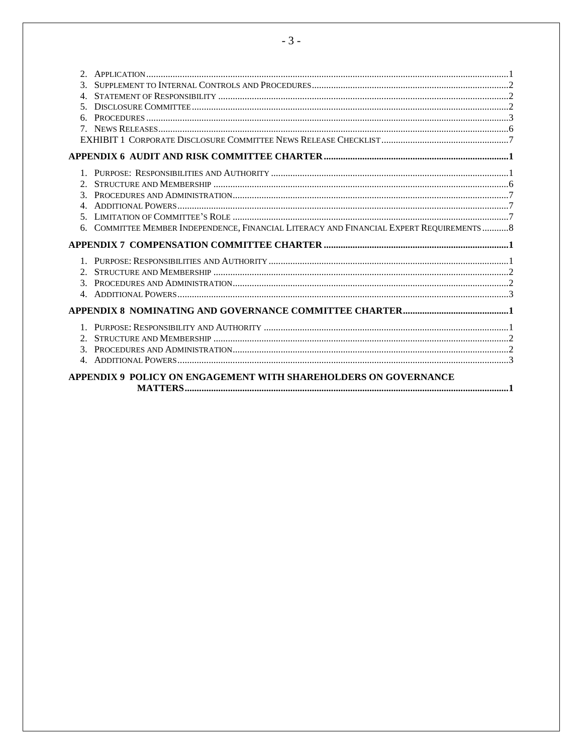2. Application ........................................ 1
3. Supplement to Internal Controls and Procedures ........................................ 2
4. Statement of Responsibility ........................................ 2
5. Disclosure Committee ........................................ 2
6. Procedures ........................................ 3
7. News Releases ........................................ 6

EXHIBIT 1 Corporate Disclosure Committee News Release Checklist ........................................ 7

**APPENDIX 6 AUDIT AND RISK COMMITTEE CHARTER ........................................ 1**

1. Purpose: Responsibilities and Authority ........................................ 1
2. Structure and Membership ........................................ 6
3. Procedures and Administration ........................................ 7
4. Additional Powers ........................................ 7
5. Limitation of Committee's Role ........................................ 7
6. Committee Member Independence, Financial Literacy and Financial Expert Requirements ........................................ 8

**APPENDIX 7 COMPENSATION COMMITTEE CHARTER ........................................ 1**

1. Purpose: Responsibilities and Authority ........................................ 1
2. Structure and Membership ........................................ 2
3. Procedures and Administration ........................................ 2
4. Additional Powers ........................................ 3

**APPENDIX 8 NOMINATING AND GOVERNANCE COMMITTEE CHARTER ........................................ 1**

1. Purpose: Responsibility and Authority ........................................ 1
2. Structure and Membership ........................................ 2
3. Procedures and Administration ........................................ 2
4. Additional Powers ........................................ 3

**APPENDIX 9 POLICY ON ENGAGEMENT WITH SHAREHOLDERS ON GOVERNANCE MATTERS ........................................ 1**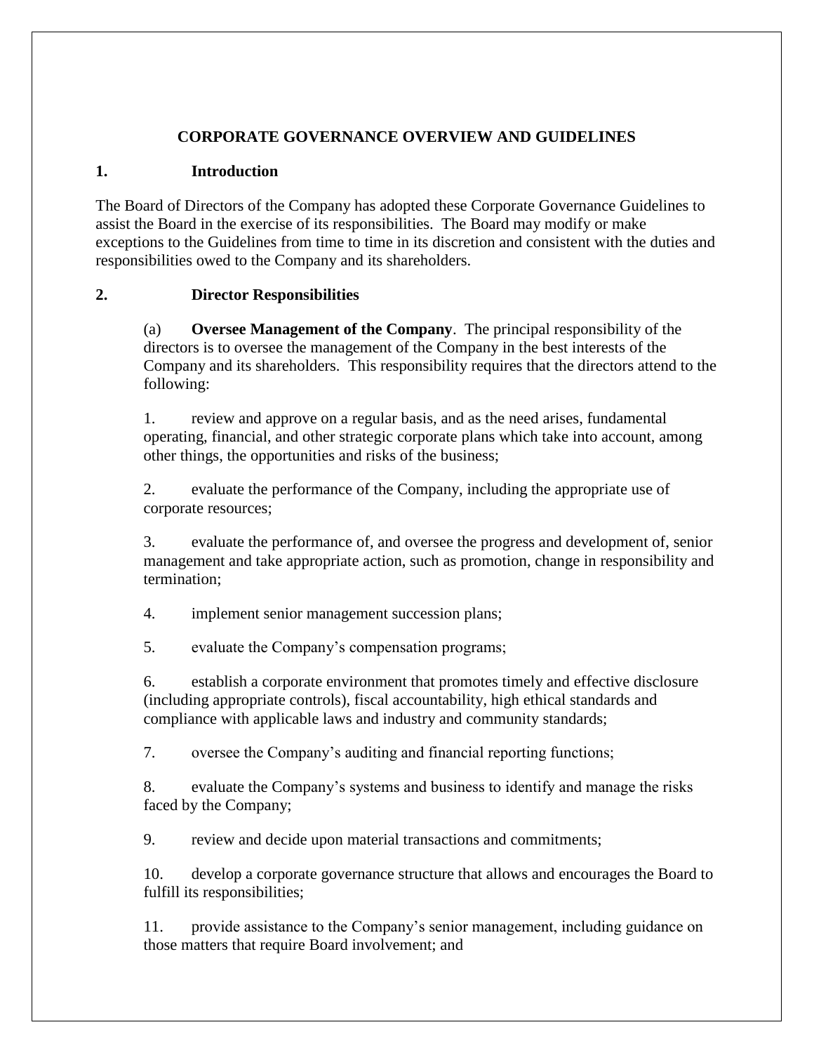# CORPORATE GOVERNANCE OVERVIEW AND GUIDELINES

## 1. Introduction

The Board of Directors of the Company has adopted these Corporate Governance Guidelines to assist the Board in the exercise of its responsibilities. The Board may modify or make exceptions to the Guidelines from time to time in its discretion and consistent with the duties and responsibilities owed to the Company and its shareholders.

## 2. Director Responsibilities

(a) **Oversee Management of the Company**. The principal responsibility of the directors is to oversee the management of the Company in the best interests of the Company and its shareholders. This responsibility requires that the directors attend to the following:

1. review and approve on a regular basis, and as the need arises, fundamental operating, financial, and other strategic corporate plans which take into account, among other things, the opportunities and risks of the business;

2. evaluate the performance of the Company, including the appropriate use of corporate resources;

3. evaluate the performance of, and oversee the progress and development of, senior management and take appropriate action, such as promotion, change in responsibility and termination;

4. implement senior management succession plans;

5. evaluate the Company's compensation programs;

6. establish a corporate environment that promotes timely and effective disclosure (including appropriate controls), fiscal accountability, high ethical standards and compliance with applicable laws and industry and community standards;

7. oversee the Company's auditing and financial reporting functions;

8. evaluate the Company's systems and business to identify and manage the risks faced by the Company;

9. review and decide upon material transactions and commitments;

10. develop a corporate governance structure that allows and encourages the Board to fulfill its responsibilities;

11. provide assistance to the Company's senior management, including guidance on those matters that require Board involvement; and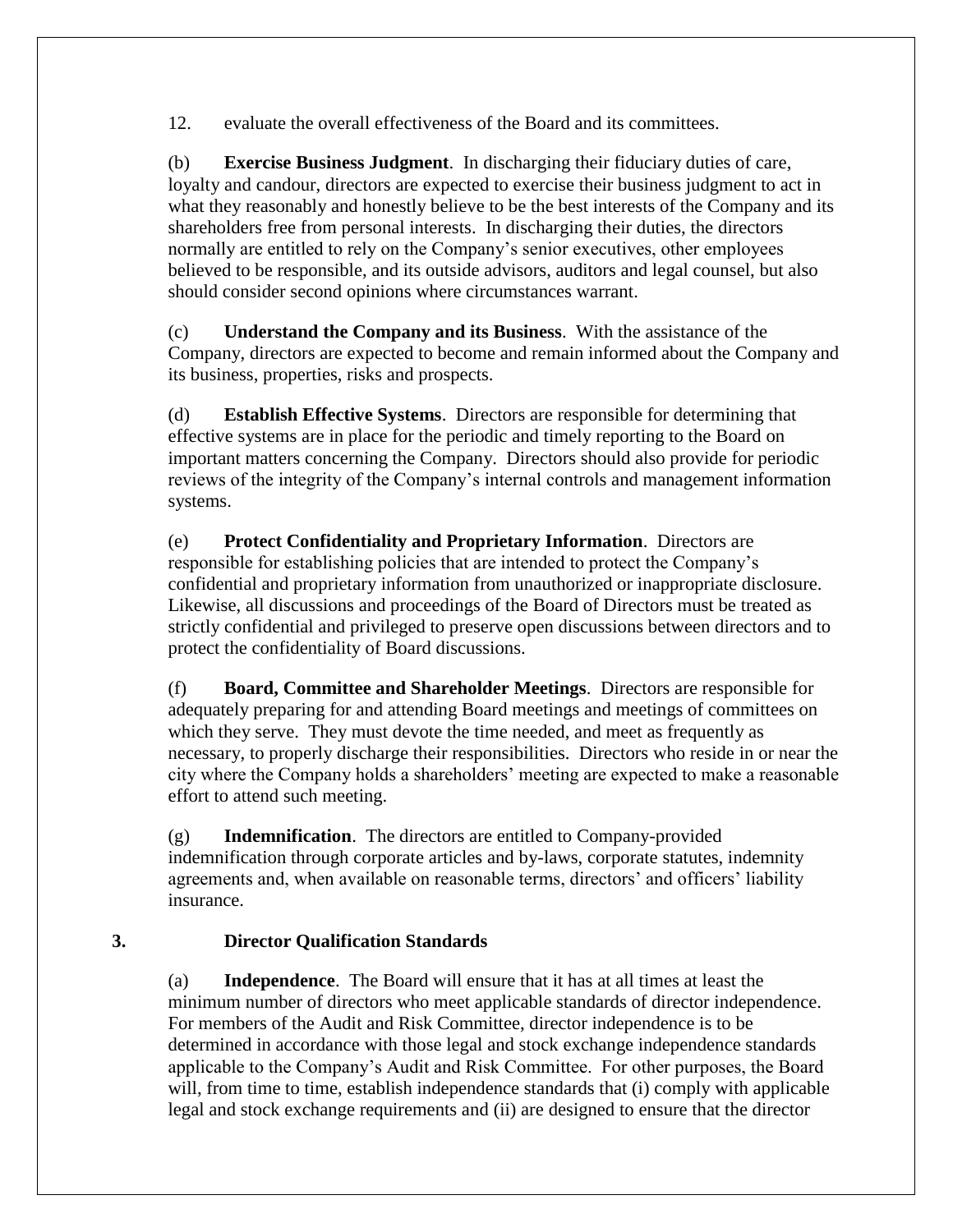12. evaluate the overall effectiveness of the Board and its committees.

(b) **Exercise Business Judgment**. In discharging their fiduciary duties of care, loyalty and candour, directors are expected to exercise their business judgment to act in what they reasonably and honestly believe to be the best interests of the Company and its shareholders free from personal interests. In discharging their duties, the directors normally are entitled to rely on the Company's senior executives, other employees believed to be responsible, and its outside advisors, auditors and legal counsel, but also should consider second opinions where circumstances warrant.

(c) **Understand the Company and its Business**. With the assistance of the Company, directors are expected to become and remain informed about the Company and its business, properties, risks and prospects.

(d) **Establish Effective Systems**. Directors are responsible for determining that effective systems are in place for the periodic and timely reporting to the Board on important matters concerning the Company. Directors should also provide for periodic reviews of the integrity of the Company's internal controls and management information systems.

(e) **Protect Confidentiality and Proprietary Information**. Directors are responsible for establishing policies that are intended to protect the Company's confidential and proprietary information from unauthorized or inappropriate disclosure. Likewise, all discussions and proceedings of the Board of Directors must be treated as strictly confidential and privileged to preserve open discussions between directors and to protect the confidentiality of Board discussions.

(f) **Board, Committee and Shareholder Meetings**. Directors are responsible for adequately preparing for and attending Board meetings and meetings of committees on which they serve. They must devote the time needed, and meet as frequently as necessary, to properly discharge their responsibilities. Directors who reside in or near the city where the Company holds a shareholders' meeting are expected to make a reasonable effort to attend such meeting.

(g) **Indemnification**. The directors are entitled to Company-provided indemnification through corporate articles and by-laws, corporate statutes, indemnity agreements and, when available on reasonable terms, directors' and officers' liability insurance.

## 3. Director Qualification Standards

(a) **Independence**. The Board will ensure that it has at all times at least the minimum number of directors who meet applicable standards of director independence. For members of the Audit and Risk Committee, director independence is to be determined in accordance with those legal and stock exchange independence standards applicable to the Company's Audit and Risk Committee. For other purposes, the Board will, from time to time, establish independence standards that (i) comply with applicable legal and stock exchange requirements and (ii) are designed to ensure that the director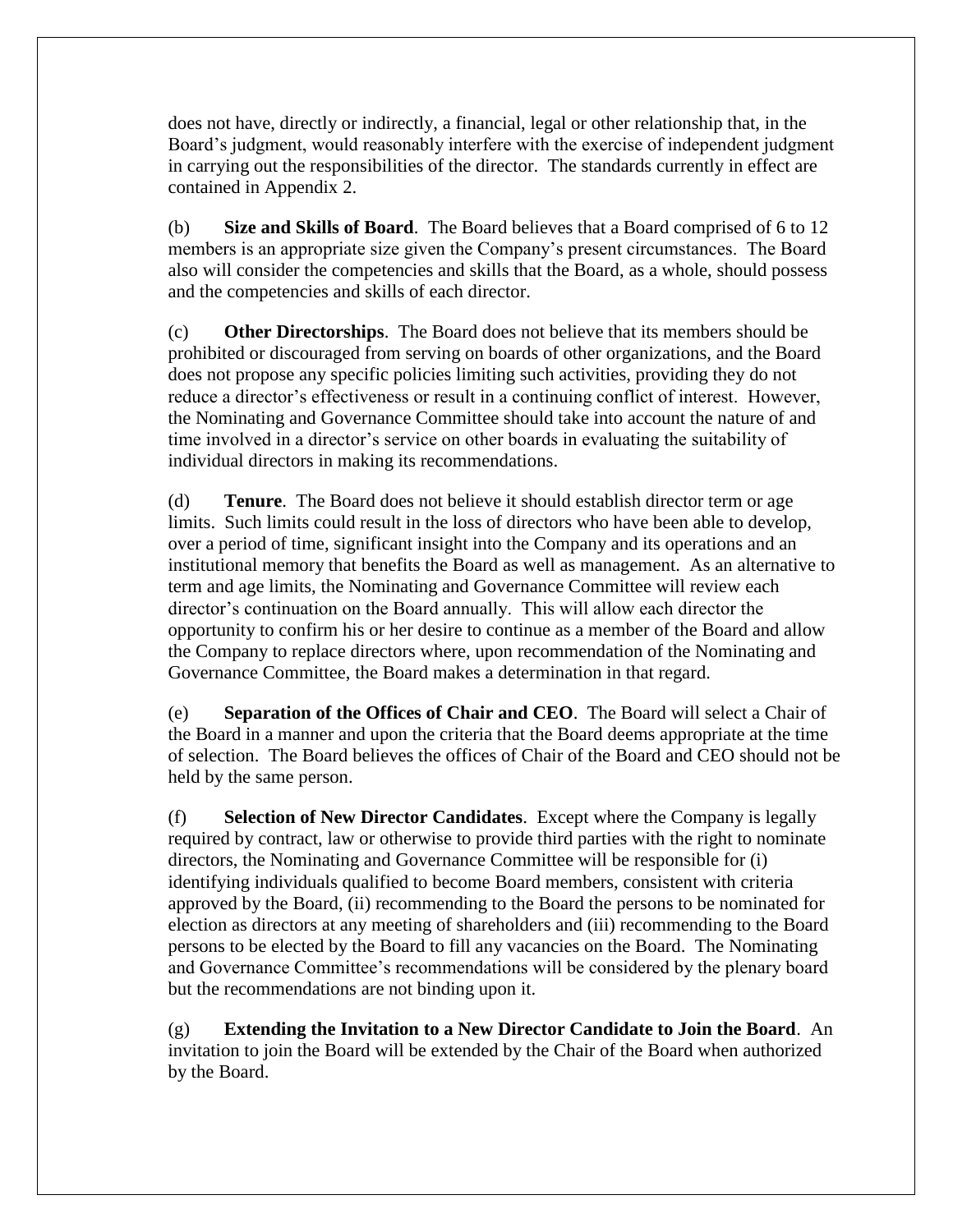does not have, directly or indirectly, a financial, legal or other relationship that, in the Board's judgment, would reasonably interfere with the exercise of independent judgment in carrying out the responsibilities of the director. The standards currently in effect are contained in Appendix 2.

(b) **Size and Skills of Board**. The Board believes that a Board comprised of 6 to 12 members is an appropriate size given the Company's present circumstances. The Board also will consider the competencies and skills that the Board, as a whole, should possess and the competencies and skills of each director.

(c) **Other Directorships**. The Board does not believe that its members should be prohibited or discouraged from serving on boards of other organizations, and the Board does not propose any specific policies limiting such activities, providing they do not reduce a director's effectiveness or result in a continuing conflict of interest. However, the Nominating and Governance Committee should take into account the nature of and time involved in a director's service on other boards in evaluating the suitability of individual directors in making its recommendations.

(d) **Tenure**. The Board does not believe it should establish director term or age limits. Such limits could result in the loss of directors who have been able to develop, over a period of time, significant insight into the Company and its operations and an institutional memory that benefits the Board as well as management. As an alternative to term and age limits, the Nominating and Governance Committee will review each director's continuation on the Board annually. This will allow each director the opportunity to confirm his or her desire to continue as a member of the Board and allow the Company to replace directors where, upon recommendation of the Nominating and Governance Committee, the Board makes a determination in that regard.

(e) **Separation of the Offices of Chair and CEO**. The Board will select a Chair of the Board in a manner and upon the criteria that the Board deems appropriate at the time of selection. The Board believes the offices of Chair of the Board and CEO should not be held by the same person.

(f) **Selection of New Director Candidates**. Except where the Company is legally required by contract, law or otherwise to provide third parties with the right to nominate directors, the Nominating and Governance Committee will be responsible for (i) identifying individuals qualified to become Board members, consistent with criteria approved by the Board, (ii) recommending to the Board the persons to be nominated for election as directors at any meeting of shareholders and (iii) recommending to the Board persons to be elected by the Board to fill any vacancies on the Board. The Nominating and Governance Committee's recommendations will be considered by the plenary board but the recommendations are not binding upon it.

(g) **Extending the Invitation to a New Director Candidate to Join the Board**. An invitation to join the Board will be extended by the Chair of the Board when authorized by the Board.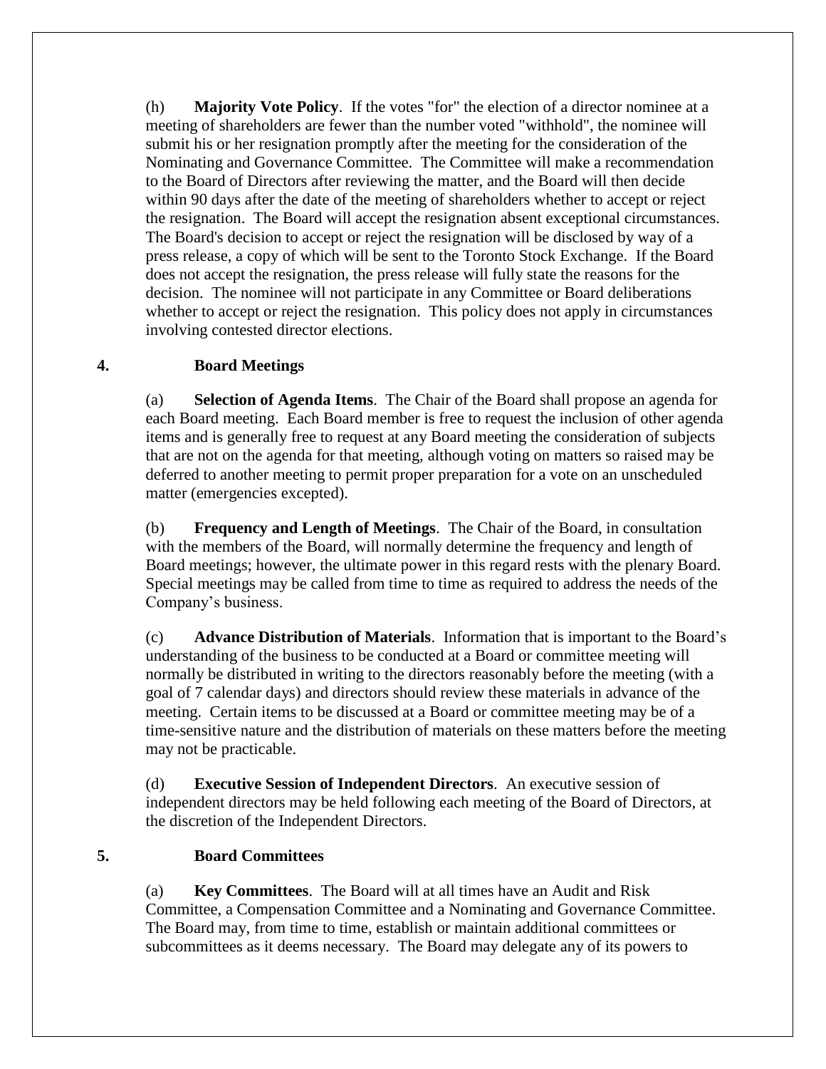(h) **Majority Vote Policy**. If the votes "for" the election of a director nominee at a meeting of shareholders are fewer than the number voted "withhold", the nominee will submit his or her resignation promptly after the meeting for the consideration of the Nominating and Governance Committee. The Committee will make a recommendation to the Board of Directors after reviewing the matter, and the Board will then decide within 90 days after the date of the meeting of shareholders whether to accept or reject the resignation. The Board will accept the resignation absent exceptional circumstances. The Board's decision to accept or reject the resignation will be disclosed by way of a press release, a copy of which will be sent to the Toronto Stock Exchange. If the Board does not accept the resignation, the press release will fully state the reasons for the decision. The nominee will not participate in any Committee or Board deliberations whether to accept or reject the resignation. This policy does not apply in circumstances involving contested director elections.

## 4. Board Meetings

(a) **Selection of Agenda Items**. The Chair of the Board shall propose an agenda for each Board meeting. Each Board member is free to request the inclusion of other agenda items and is generally free to request at any Board meeting the consideration of subjects that are not on the agenda for that meeting, although voting on matters so raised may be deferred to another meeting to permit proper preparation for a vote on an unscheduled matter (emergencies excepted).

(b) **Frequency and Length of Meetings**. The Chair of the Board, in consultation with the members of the Board, will normally determine the frequency and length of Board meetings; however, the ultimate power in this regard rests with the plenary Board. Special meetings may be called from time to time as required to address the needs of the Company's business.

(c) **Advance Distribution of Materials**. Information that is important to the Board's understanding of the business to be conducted at a Board or committee meeting will normally be distributed in writing to the directors reasonably before the meeting (with a goal of 7 calendar days) and directors should review these materials in advance of the meeting. Certain items to be discussed at a Board or committee meeting may be of a time-sensitive nature and the distribution of materials on these matters before the meeting may not be practicable.

(d) **Executive Session of Independent Directors**. An executive session of independent directors may be held following each meeting of the Board of Directors, at the discretion of the Independent Directors.

## 5. Board Committees

(a) **Key Committees**. The Board will at all times have an Audit and Risk Committee, a Compensation Committee and a Nominating and Governance Committee. The Board may, from time to time, establish or maintain additional committees or subcommittees as it deems necessary. The Board may delegate any of its powers to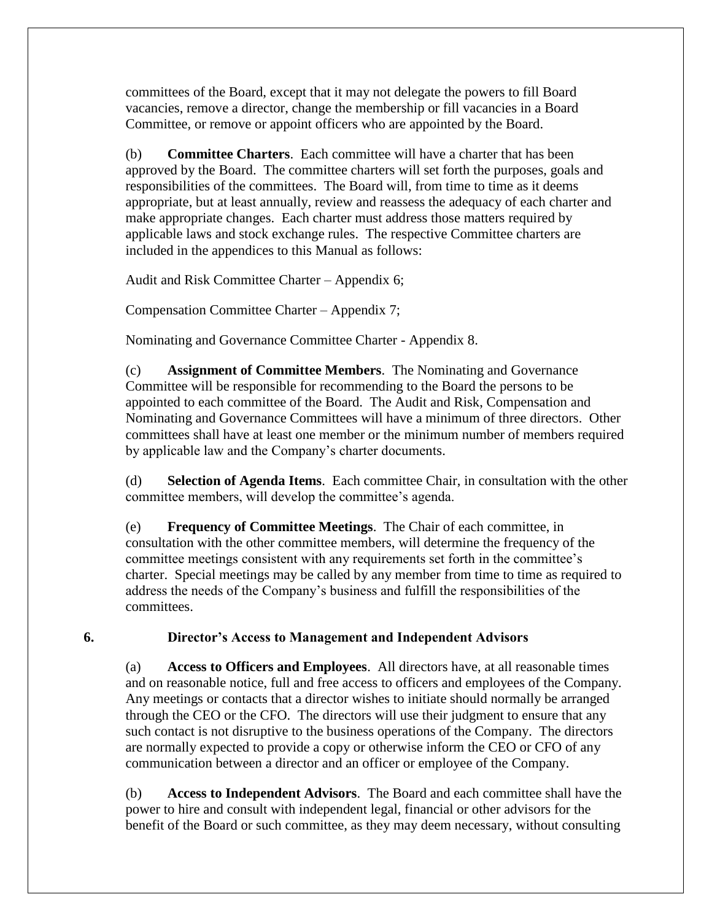committees of the Board, except that it may not delegate the powers to fill Board vacancies, remove a director, change the membership or fill vacancies in a Board Committee, or remove or appoint officers who are appointed by the Board.

(b) **Committee Charters**. Each committee will have a charter that has been approved by the Board. The committee charters will set forth the purposes, goals and responsibilities of the committees. The Board will, from time to time as it deems appropriate, but at least annually, review and reassess the adequacy of each charter and make appropriate changes. Each charter must address those matters required by applicable laws and stock exchange rules. The respective Committee charters are included in the appendices to this Manual as follows:

Audit and Risk Committee Charter – Appendix 6;

Compensation Committee Charter – Appendix 7;

Nominating and Governance Committee Charter - Appendix 8.

(c) **Assignment of Committee Members**. The Nominating and Governance Committee will be responsible for recommending to the Board the persons to be appointed to each committee of the Board. The Audit and Risk, Compensation and Nominating and Governance Committees will have a minimum of three directors. Other committees shall have at least one member or the minimum number of members required by applicable law and the Company's charter documents.

(d) **Selection of Agenda Items**. Each committee Chair, in consultation with the other committee members, will develop the committee's agenda.

(e) **Frequency of Committee Meetings**. The Chair of each committee, in consultation with the other committee members, will determine the frequency of the committee meetings consistent with any requirements set forth in the committee's charter. Special meetings may be called by any member from time to time as required to address the needs of the Company's business and fulfill the responsibilities of the committees.

## 6. Director's Access to Management and Independent Advisors

(a) **Access to Officers and Employees**. All directors have, at all reasonable times and on reasonable notice, full and free access to officers and employees of the Company. Any meetings or contacts that a director wishes to initiate should normally be arranged through the CEO or the CFO. The directors will use their judgment to ensure that any such contact is not disruptive to the business operations of the Company. The directors are normally expected to provide a copy or otherwise inform the CEO or CFO of any communication between a director and an officer or employee of the Company.

(b) **Access to Independent Advisors**. The Board and each committee shall have the power to hire and consult with independent legal, financial or other advisors for the benefit of the Board or such committee, as they may deem necessary, without consulting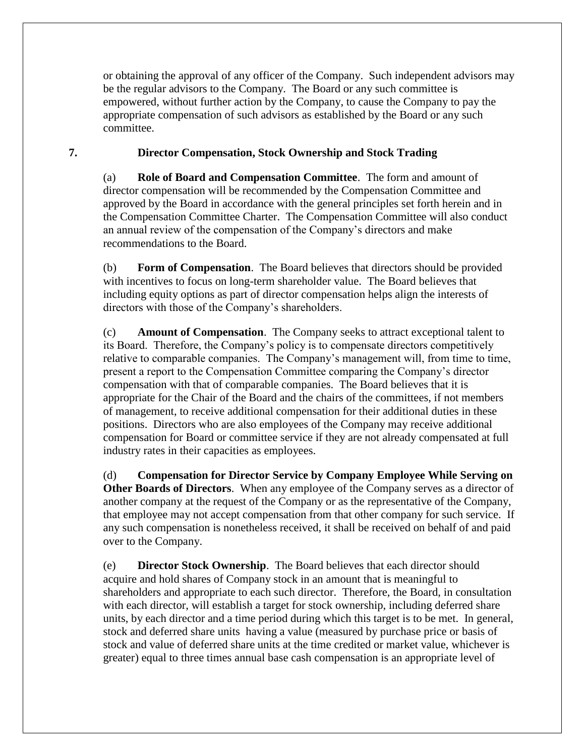or obtaining the approval of any officer of the Company. Such independent advisors may be the regular advisors to the Company. The Board or any such committee is empowered, without further action by the Company, to cause the Company to pay the appropriate compensation of such advisors as established by the Board or any such committee.

## 7. Director Compensation, Stock Ownership and Stock Trading

(a) **Role of Board and Compensation Committee**. The form and amount of director compensation will be recommended by the Compensation Committee and approved by the Board in accordance with the general principles set forth herein and in the Compensation Committee Charter. The Compensation Committee will also conduct an annual review of the compensation of the Company's directors and make recommendations to the Board.

(b) **Form of Compensation**. The Board believes that directors should be provided with incentives to focus on long-term shareholder value. The Board believes that including equity options as part of director compensation helps align the interests of directors with those of the Company's shareholders.

(c) **Amount of Compensation**. The Company seeks to attract exceptional talent to its Board. Therefore, the Company's policy is to compensate directors competitively relative to comparable companies. The Company's management will, from time to time, present a report to the Compensation Committee comparing the Company's director compensation with that of comparable companies. The Board believes that it is appropriate for the Chair of the Board and the chairs of the committees, if not members of management, to receive additional compensation for their additional duties in these positions. Directors who are also employees of the Company may receive additional compensation for Board or committee service if they are not already compensated at full industry rates in their capacities as employees.

(d) **Compensation for Director Service by Company Employee While Serving on Other Boards of Directors**. When any employee of the Company serves as a director of another company at the request of the Company or as the representative of the Company, that employee may not accept compensation from that other company for such service. If any such compensation is nonetheless received, it shall be received on behalf of and paid over to the Company.

(e) **Director Stock Ownership**. The Board believes that each director should acquire and hold shares of Company stock in an amount that is meaningful to shareholders and appropriate to each such director. Therefore, the Board, in consultation with each director, will establish a target for stock ownership, including deferred share units, by each director and a time period during which this target is to be met. In general, stock and deferred share units having a value (measured by purchase price or basis of stock and value of deferred share units at the time credited or market value, whichever is greater) equal to three times annual base cash compensation is an appropriate level of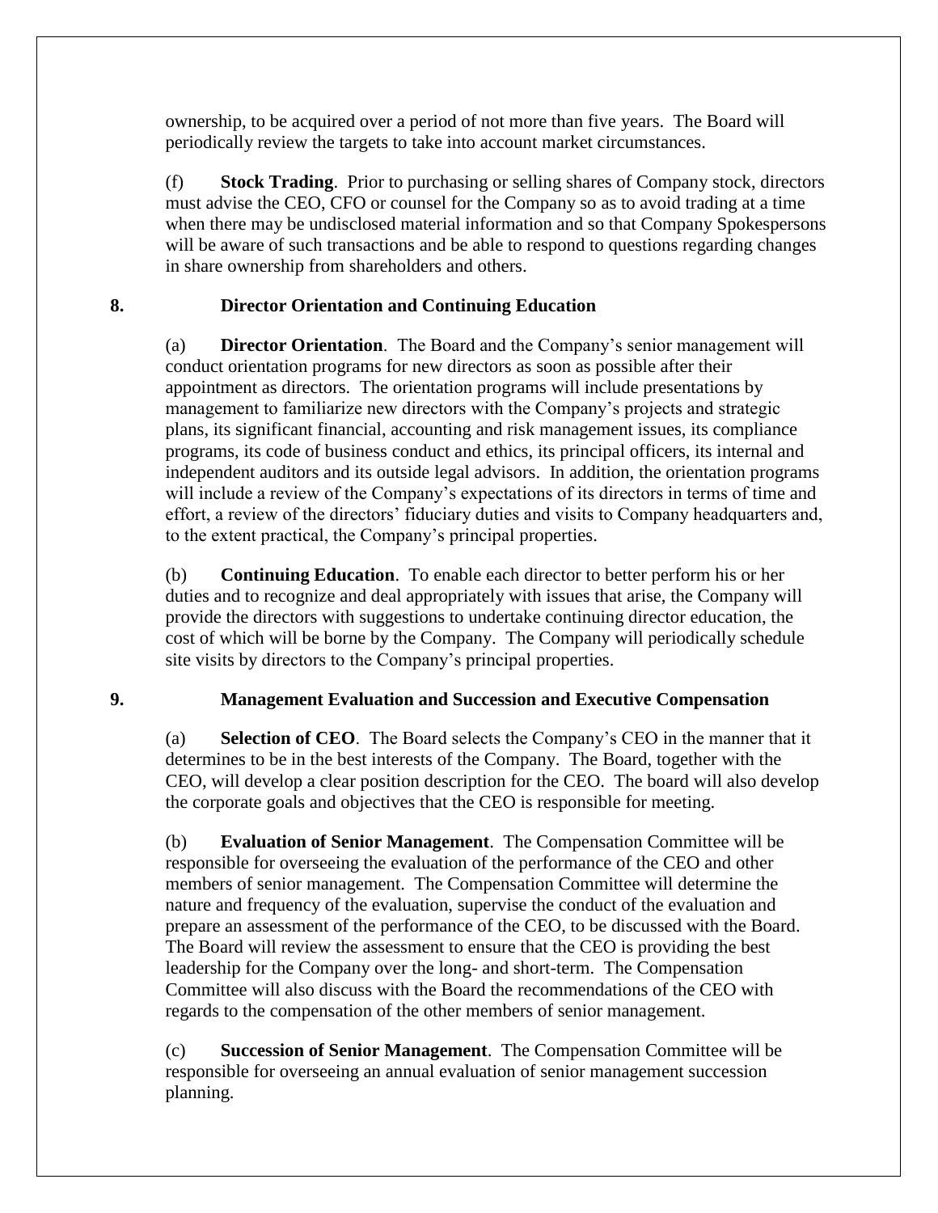ownership, to be acquired over a period of not more than five years. The Board will periodically review the targets to take into account market circumstances.

(f) **Stock Trading**. Prior to purchasing or selling shares of Company stock, directors must advise the CEO, CFO or counsel for the Company so as to avoid trading at a time when there may be undisclosed material information and so that Company Spokespersons will be aware of such transactions and be able to respond to questions regarding changes in share ownership from shareholders and others.

## 8. Director Orientation and Continuing Education

(a) **Director Orientation**. The Board and the Company's senior management will conduct orientation programs for new directors as soon as possible after their appointment as directors. The orientation programs will include presentations by management to familiarize new directors with the Company's projects and strategic plans, its significant financial, accounting and risk management issues, its compliance programs, its code of business conduct and ethics, its principal officers, its internal and independent auditors and its outside legal advisors. In addition, the orientation programs will include a review of the Company's expectations of its directors in terms of time and effort, a review of the directors' fiduciary duties and visits to Company headquarters and, to the extent practical, the Company's principal properties.

(b) **Continuing Education**. To enable each director to better perform his or her duties and to recognize and deal appropriately with issues that arise, the Company will provide the directors with suggestions to undertake continuing director education, the cost of which will be borne by the Company. The Company will periodically schedule site visits by directors to the Company's principal properties.

## 9. Management Evaluation and Succession and Executive Compensation

(a) **Selection of CEO**. The Board selects the Company's CEO in the manner that it determines to be in the best interests of the Company. The Board, together with the CEO, will develop a clear position description for the CEO. The board will also develop the corporate goals and objectives that the CEO is responsible for meeting.

(b) **Evaluation of Senior Management**. The Compensation Committee will be responsible for overseeing the evaluation of the performance of the CEO and other members of senior management. The Compensation Committee will determine the nature and frequency of the evaluation, supervise the conduct of the evaluation and prepare an assessment of the performance of the CEO, to be discussed with the Board. The Board will review the assessment to ensure that the CEO is providing the best leadership for the Company over the long- and short-term. The Compensation Committee will also discuss with the Board the recommendations of the CEO with regards to the compensation of the other members of senior management.

(c) **Succession of Senior Management**. The Compensation Committee will be responsible for overseeing an annual evaluation of senior management succession planning.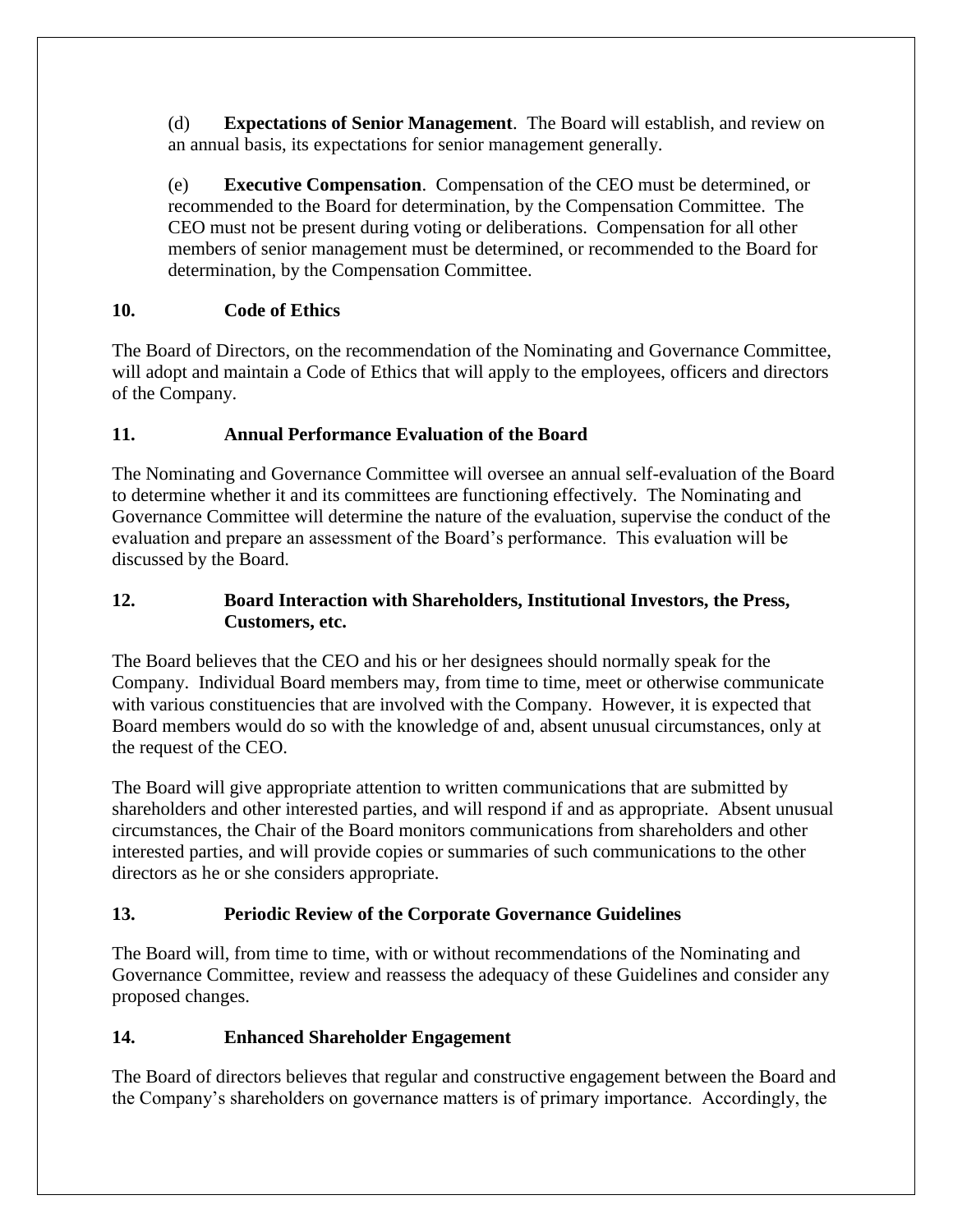(d) **Expectations of Senior Management**. The Board will establish, and review on an annual basis, its expectations for senior management generally.

(e) **Executive Compensation**. Compensation of the CEO must be determined, or recommended to the Board for determination, by the Compensation Committee. The CEO must not be present during voting or deliberations. Compensation for all other members of senior management must be determined, or recommended to the Board for determination, by the Compensation Committee.

## 10. Code of Ethics

The Board of Directors, on the recommendation of the Nominating and Governance Committee, will adopt and maintain a Code of Ethics that will apply to the employees, officers and directors of the Company.

## 11. Annual Performance Evaluation of the Board

The Nominating and Governance Committee will oversee an annual self-evaluation of the Board to determine whether it and its committees are functioning effectively. The Nominating and Governance Committee will determine the nature of the evaluation, supervise the conduct of the evaluation and prepare an assessment of the Board's performance. This evaluation will be discussed by the Board.

## 12. Board Interaction with Shareholders, Institutional Investors, the Press, Customers, etc.

The Board believes that the CEO and his or her designees should normally speak for the Company. Individual Board members may, from time to time, meet or otherwise communicate with various constituencies that are involved with the Company. However, it is expected that Board members would do so with the knowledge of and, absent unusual circumstances, only at the request of the CEO.

The Board will give appropriate attention to written communications that are submitted by shareholders and other interested parties, and will respond if and as appropriate. Absent unusual circumstances, the Chair of the Board monitors communications from shareholders and other interested parties, and will provide copies or summaries of such communications to the other directors as he or she considers appropriate.

## 13. Periodic Review of the Corporate Governance Guidelines

The Board will, from time to time, with or without recommendations of the Nominating and Governance Committee, review and reassess the adequacy of these Guidelines and consider any proposed changes.

## 14. Enhanced Shareholder Engagement

The Board of directors believes that regular and constructive engagement between the Board and the Company's shareholders on governance matters is of primary importance. Accordingly, the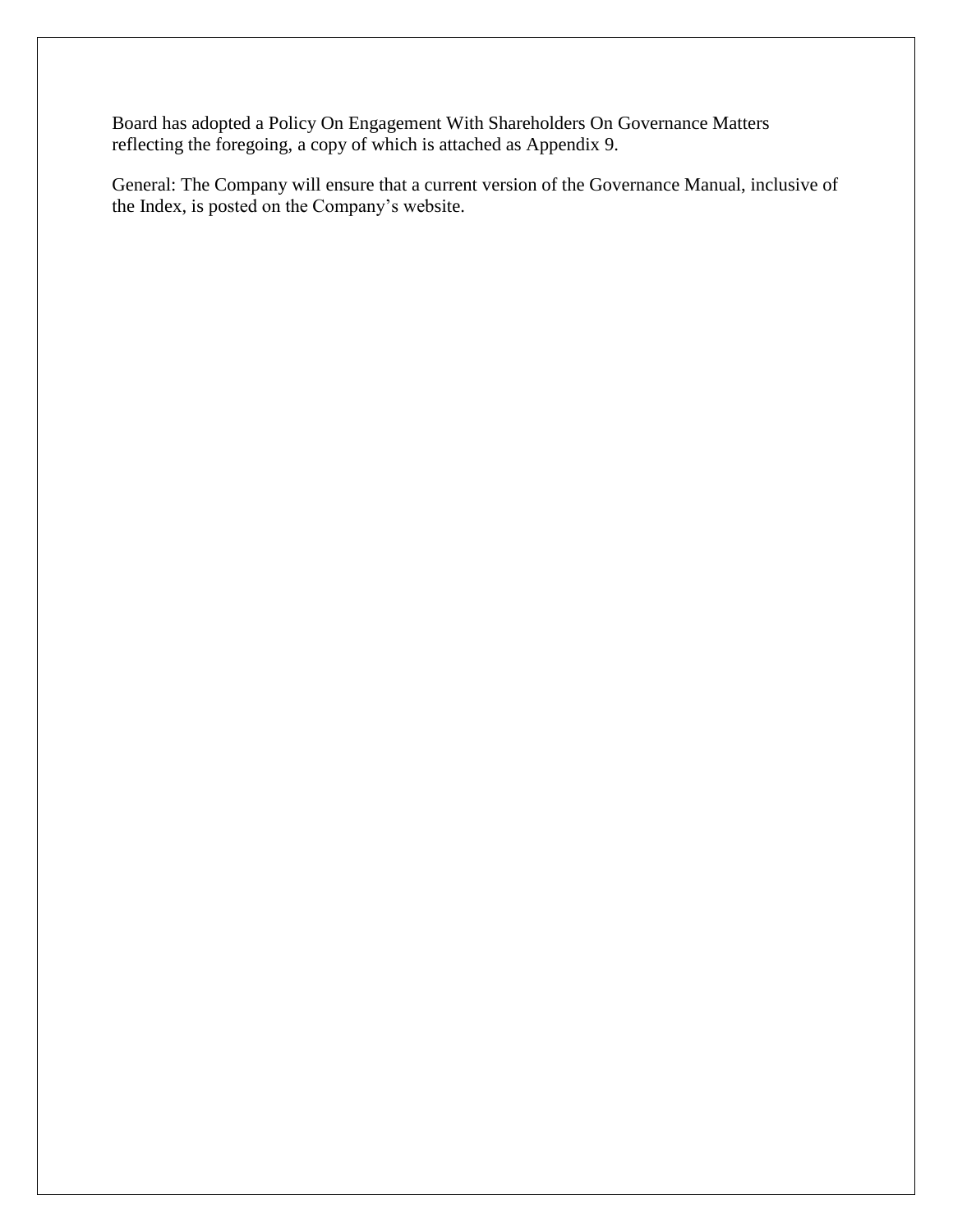Board has adopted a Policy On Engagement With Shareholders On Governance Matters reflecting the foregoing, a copy of which is attached as Appendix 9.

General: The Company will ensure that a current version of the Governance Manual, inclusive of the Index, is posted on the Company's website.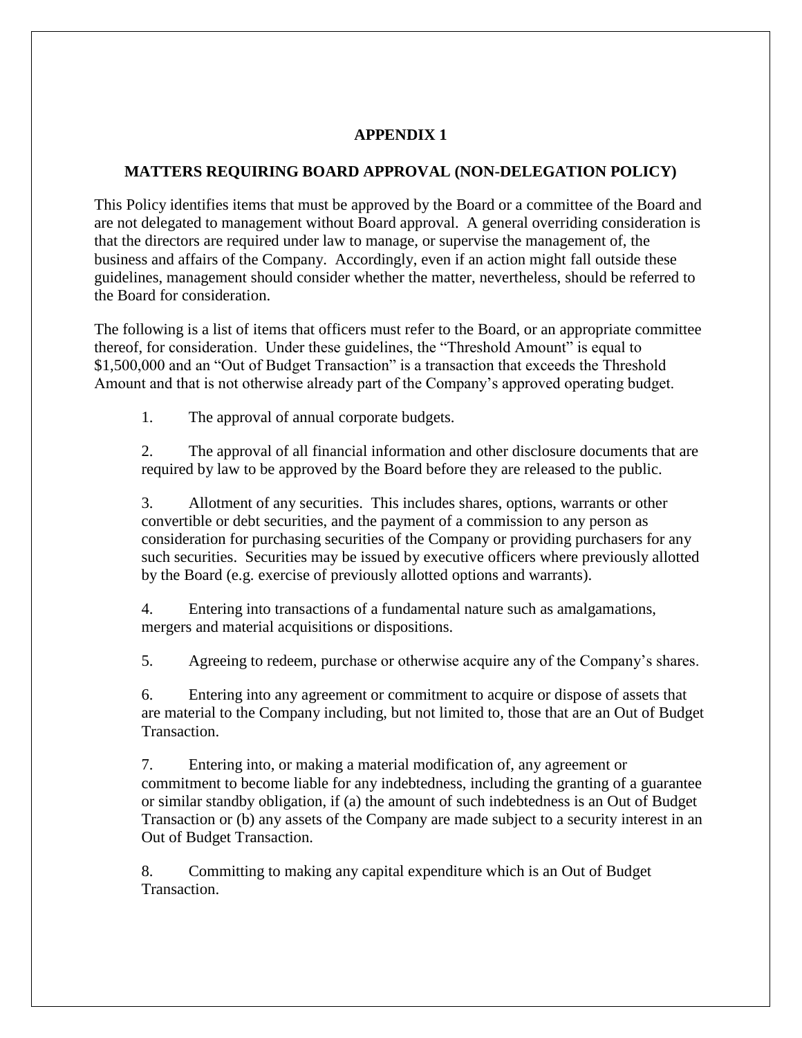## APPENDIX 1

## MATTERS REQUIRING BOARD APPROVAL (NON-DELEGATION POLICY)

This Policy identifies items that must be approved by the Board or a committee of the Board and are not delegated to management without Board approval. A general overriding consideration is that the directors are required under law to manage, or supervise the management of, the business and affairs of the Company. Accordingly, even if an action might fall outside these guidelines, management should consider whether the matter, nevertheless, should be referred to the Board for consideration.

The following is a list of items that officers must refer to the Board, or an appropriate committee thereof, for consideration. Under these guidelines, the "Threshold Amount" is equal to $1,500,000 and an "Out of Budget Transaction" is a transaction that exceeds the Threshold Amount and that is not otherwise already part of the Company's approved operating budget.

1. The approval of annual corporate budgets.

2. The approval of all financial information and other disclosure documents that are required by law to be approved by the Board before they are released to the public.

3. Allotment of any securities. This includes shares, options, warrants or other convertible or debt securities, and the payment of a commission to any person as consideration for purchasing securities of the Company or providing purchasers for any such securities. Securities may be issued by executive officers where previously allotted by the Board (e.g. exercise of previously allotted options and warrants).

4. Entering into transactions of a fundamental nature such as amalgamations, mergers and material acquisitions or dispositions.

5. Agreeing to redeem, purchase or otherwise acquire any of the Company's shares.

6. Entering into any agreement or commitment to acquire or dispose of assets that are material to the Company including, but not limited to, those that are an Out of Budget Transaction.

7. Entering into, or making a material modification of, any agreement or commitment to become liable for any indebtedness, including the granting of a guarantee or similar standby obligation, if (a) the amount of such indebtedness is an Out of Budget Transaction or (b) any assets of the Company are made subject to a security interest in an Out of Budget Transaction.

8. Committing to making any capital expenditure which is an Out of Budget Transaction.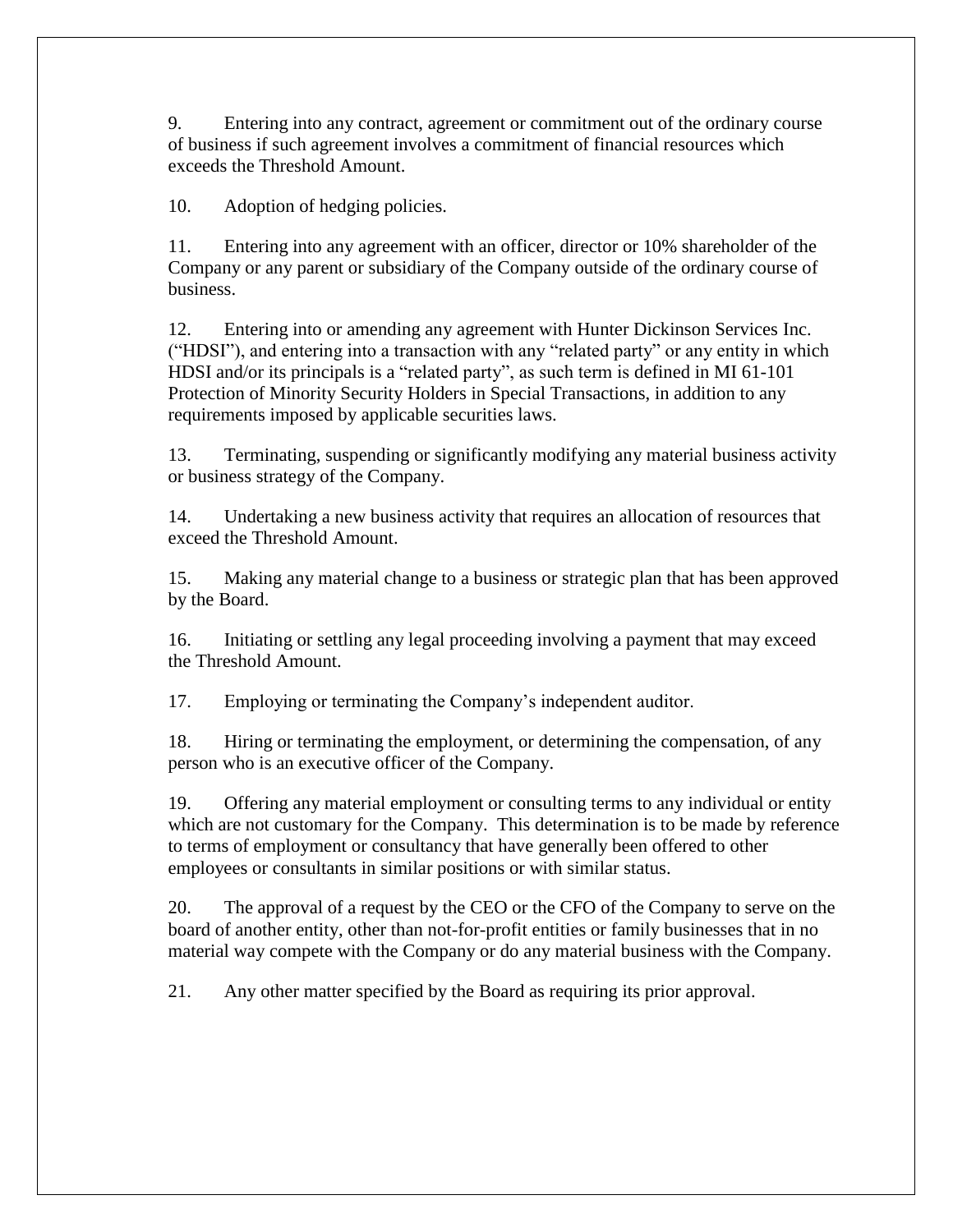9. Entering into any contract, agreement or commitment out of the ordinary course of business if such agreement involves a commitment of financial resources which exceeds the Threshold Amount.

10. Adoption of hedging policies.

11. Entering into any agreement with an officer, director or 10% shareholder of the Company or any parent or subsidiary of the Company outside of the ordinary course of business.

12. Entering into or amending any agreement with Hunter Dickinson Services Inc. ("HDSI"), and entering into a transaction with any "related party" or any entity in which HDSI and/or its principals is a "related party", as such term is defined in MI 61-101 Protection of Minority Security Holders in Special Transactions, in addition to any requirements imposed by applicable securities laws.

13. Terminating, suspending or significantly modifying any material business activity or business strategy of the Company.

14. Undertaking a new business activity that requires an allocation of resources that exceed the Threshold Amount.

15. Making any material change to a business or strategic plan that has been approved by the Board.

16. Initiating or settling any legal proceeding involving a payment that may exceed the Threshold Amount.

17. Employing or terminating the Company's independent auditor.

18. Hiring or terminating the employment, or determining the compensation, of any person who is an executive officer of the Company.

19. Offering any material employment or consulting terms to any individual or entity which are not customary for the Company. This determination is to be made by reference to terms of employment or consultancy that have generally been offered to other employees or consultants in similar positions or with similar status.

20. The approval of a request by the CEO or the CFO of the Company to serve on the board of another entity, other than not-for-profit entities or family businesses that in no material way compete with the Company or do any material business with the Company.

21. Any other matter specified by the Board as requiring its prior approval.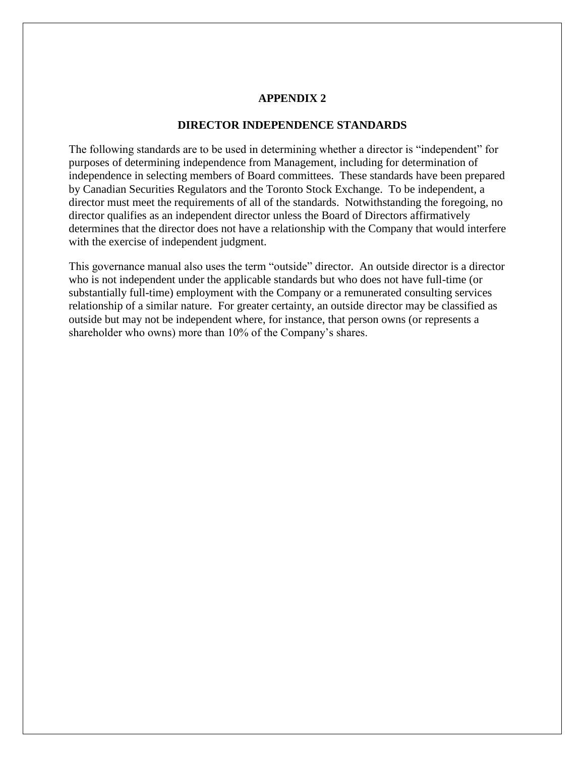## APPENDIX 2

## DIRECTOR INDEPENDENCE STANDARDS

The following standards are to be used in determining whether a director is "independent" for purposes of determining independence from Management, including for determination of independence in selecting members of Board committees. These standards have been prepared by Canadian Securities Regulators and the Toronto Stock Exchange. To be independent, a director must meet the requirements of all of the standards. Notwithstanding the foregoing, no director qualifies as an independent director unless the Board of Directors affirmatively determines that the director does not have a relationship with the Company that would interfere with the exercise of independent judgment.

This governance manual also uses the term "outside" director. An outside director is a director who is not independent under the applicable standards but who does not have full-time (or substantially full-time) employment with the Company or a remunerated consulting services relationship of a similar nature. For greater certainty, an outside director may be classified as outside but may not be independent where, for instance, that person owns (or represents a shareholder who owns) more than 10% of the Company's shares.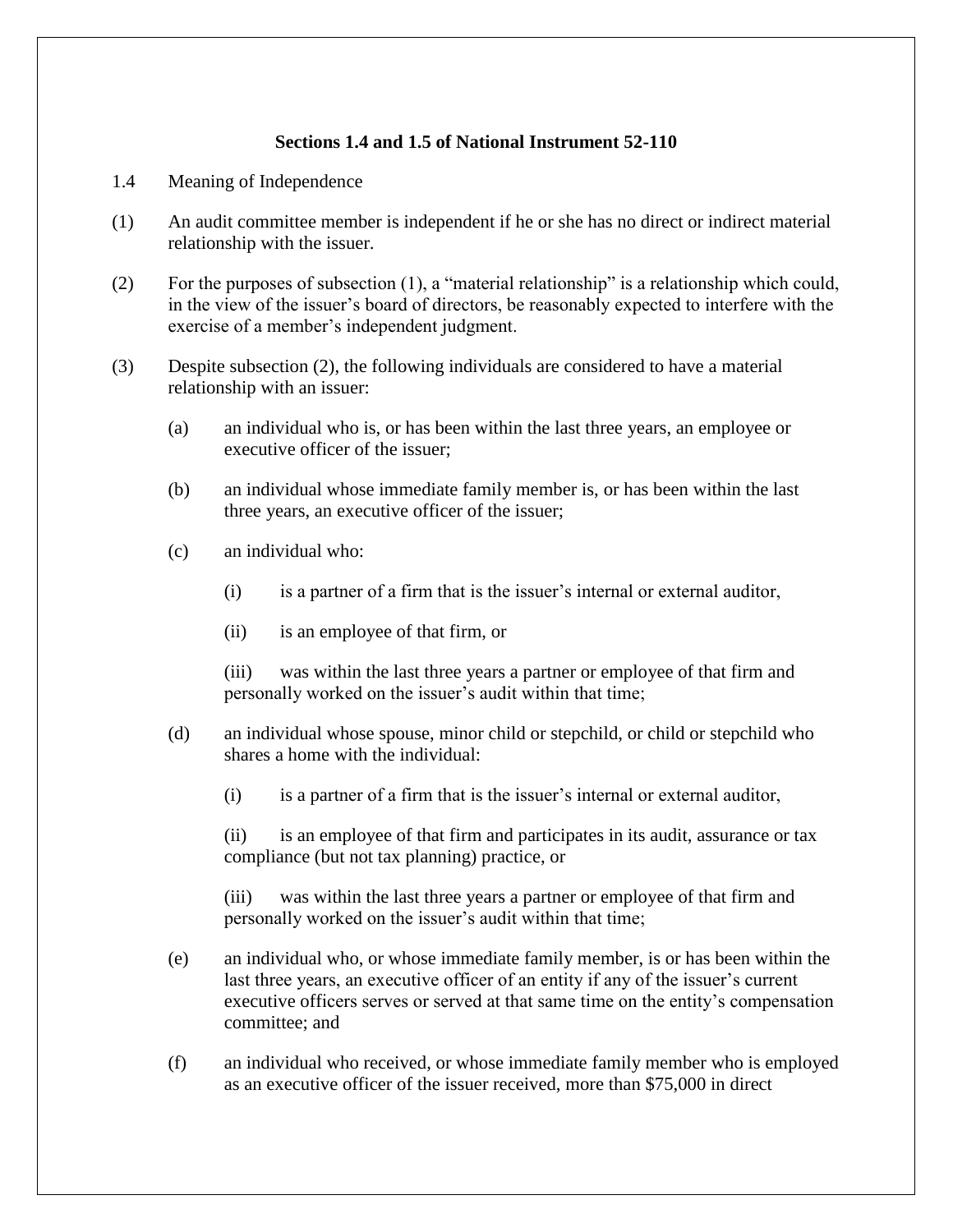**Sections 1.4 and 1.5 of National Instrument 52-110**

1.4 Meaning of Independence

(1) An audit committee member is independent if he or she has no direct or indirect material relationship with the issuer.

(2) For the purposes of subsection (1), a "material relationship" is a relationship which could, in the view of the issuer's board of directors, be reasonably expected to interfere with the exercise of a member's independent judgment.

(3) Despite subsection (2), the following individuals are considered to have a material relationship with an issuer:

(a) an individual who is, or has been within the last three years, an employee or executive officer of the issuer;

(b) an individual whose immediate family member is, or has been within the last three years, an executive officer of the issuer;

(c) an individual who:

(i) is a partner of a firm that is the issuer's internal or external auditor,

(ii) is an employee of that firm, or

(iii) was within the last three years a partner or employee of that firm and personally worked on the issuer's audit within that time;

(d) an individual whose spouse, minor child or stepchild, or child or stepchild who shares a home with the individual:

(i) is a partner of a firm that is the issuer's internal or external auditor,

(ii) is an employee of that firm and participates in its audit, assurance or tax compliance (but not tax planning) practice, or

(iii) was within the last three years a partner or employee of that firm and personally worked on the issuer's audit within that time;

(e) an individual who, or whose immediate family member, is or has been within the last three years, an executive officer of an entity if any of the issuer's current executive officers serves or served at that same time on the entity's compensation committee; and

(f) an individual who received, or whose immediate family member who is employed as an executive officer of the issuer received, more than $75,000 in direct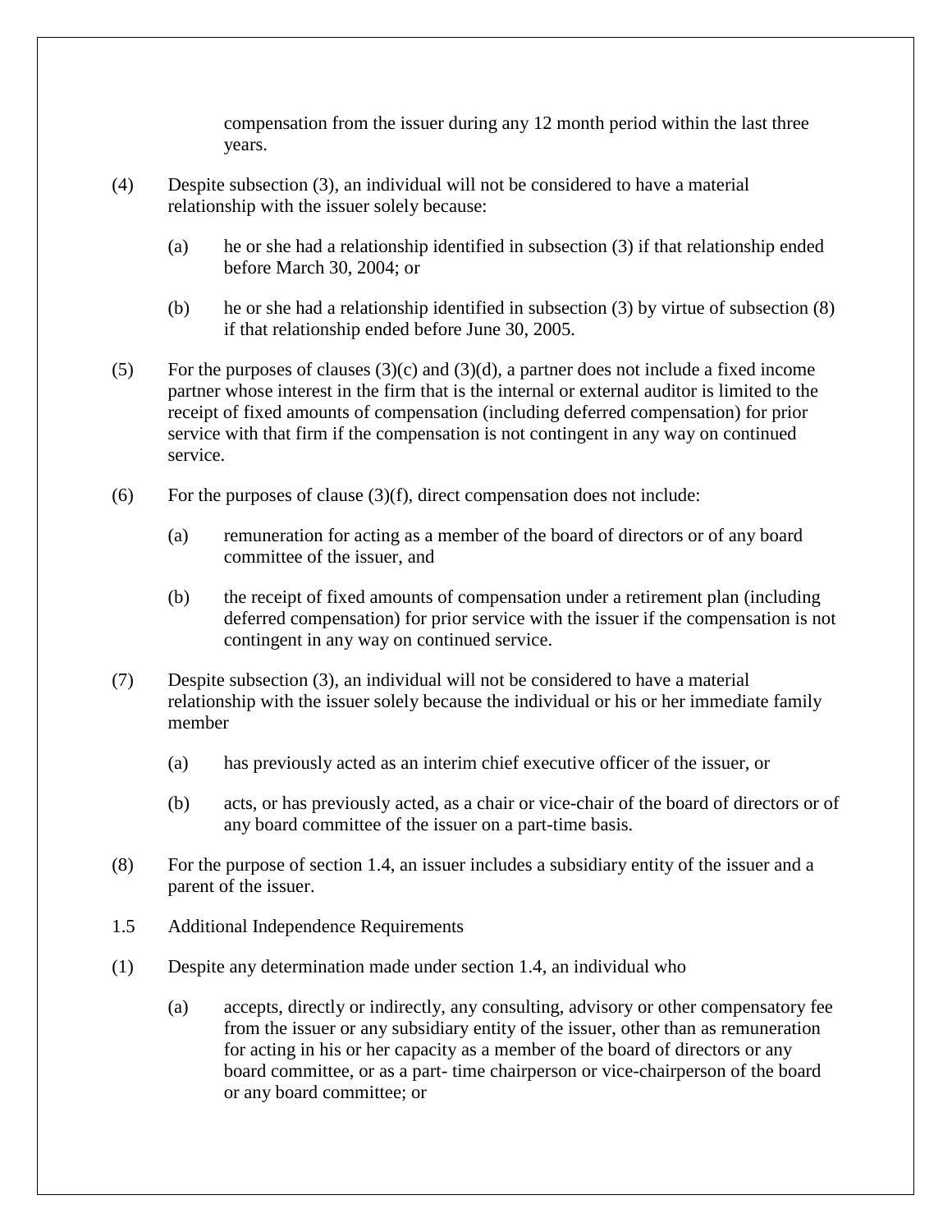compensation from the issuer during any 12 month period within the last three years.

(4) Despite subsection (3), an individual will not be considered to have a material relationship with the issuer solely because:

(a) he or she had a relationship identified in subsection (3) if that relationship ended before March 30, 2004; or

(b) he or she had a relationship identified in subsection (3) by virtue of subsection (8) if that relationship ended before June 30, 2005.

(5) For the purposes of clauses (3)(c) and (3)(d), a partner does not include a fixed income partner whose interest in the firm that is the internal or external auditor is limited to the receipt of fixed amounts of compensation (including deferred compensation) for prior service with that firm if the compensation is not contingent in any way on continued service.

(6) For the purposes of clause (3)(f), direct compensation does not include:

(a) remuneration for acting as a member of the board of directors or of any board committee of the issuer, and

(b) the receipt of fixed amounts of compensation under a retirement plan (including deferred compensation) for prior service with the issuer if the compensation is not contingent in any way on continued service.

(7) Despite subsection (3), an individual will not be considered to have a material relationship with the issuer solely because the individual or his or her immediate family member

(a) has previously acted as an interim chief executive officer of the issuer, or

(b) acts, or has previously acted, as a chair or vice-chair of the board of directors or of any board committee of the issuer on a part-time basis.

(8) For the purpose of section 1.4, an issuer includes a subsidiary entity of the issuer and a parent of the issuer.

1.5 Additional Independence Requirements

(1) Despite any determination made under section 1.4, an individual who

(a) accepts, directly or indirectly, any consulting, advisory or other compensatory fee from the issuer or any subsidiary entity of the issuer, other than as remuneration for acting in his or her capacity as a member of the board of directors or any board committee, or as a part- time chairperson or vice-chairperson of the board or any board committee; or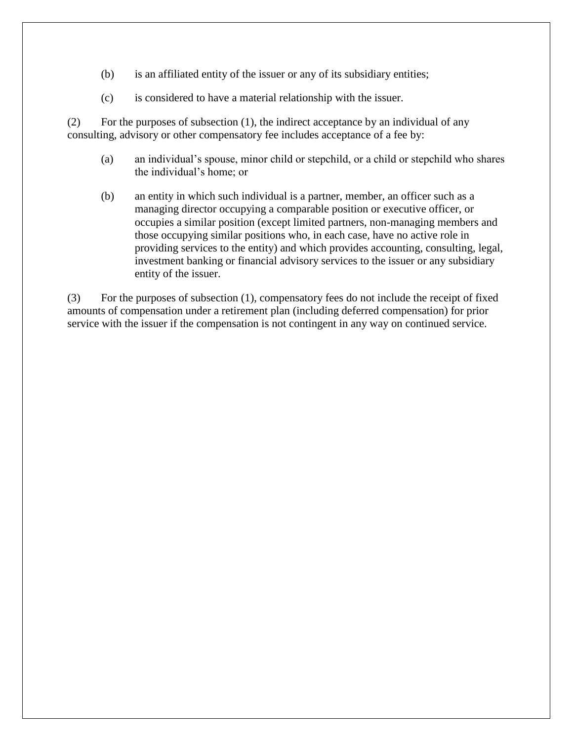(b) is an affiliated entity of the issuer or any of its subsidiary entities;

(c) is considered to have a material relationship with the issuer.

(2) For the purposes of subsection (1), the indirect acceptance by an individual of any consulting, advisory or other compensatory fee includes acceptance of a fee by:

(a) an individual's spouse, minor child or stepchild, or a child or stepchild who shares the individual's home; or

(b) an entity in which such individual is a partner, member, an officer such as a managing director occupying a comparable position or executive officer, or occupies a similar position (except limited partners, non-managing members and those occupying similar positions who, in each case, have no active role in providing services to the entity) and which provides accounting, consulting, legal, investment banking or financial advisory services to the issuer or any subsidiary entity of the issuer.

(3) For the purposes of subsection (1), compensatory fees do not include the receipt of fixed amounts of compensation under a retirement plan (including deferred compensation) for prior service with the issuer if the compensation is not contingent in any way on continued service.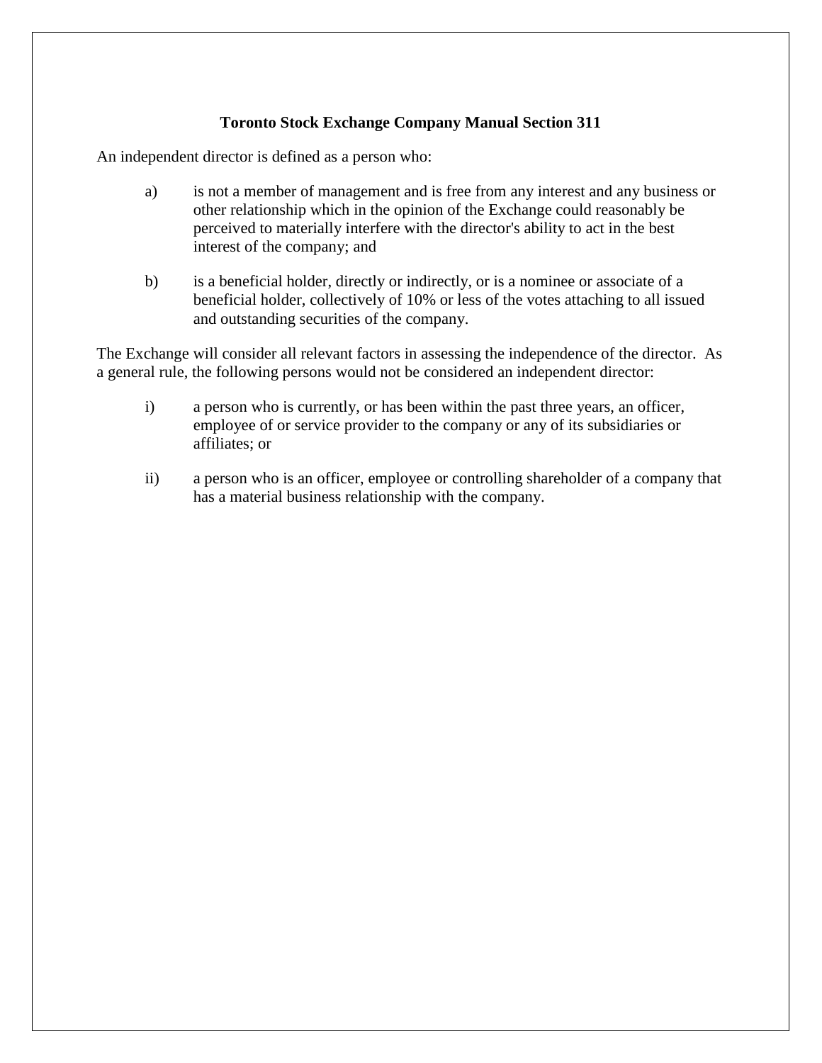**Toronto Stock Exchange Company Manual Section 311**

An independent director is defined as a person who:

a) is not a member of management and is free from any interest and any business or other relationship which in the opinion of the Exchange could reasonably be perceived to materially interfere with the director's ability to act in the best interest of the company; and

b) is a beneficial holder, directly or indirectly, or is a nominee or associate of a beneficial holder, collectively of 10% or less of the votes attaching to all issued and outstanding securities of the company.

The Exchange will consider all relevant factors in assessing the independence of the director. As a general rule, the following persons would not be considered an independent director:

i) a person who is currently, or has been within the past three years, an officer, employee of or service provider to the company or any of its subsidiaries or affiliates; or

ii) a person who is an officer, employee or controlling shareholder of a company that has a material business relationship with the company.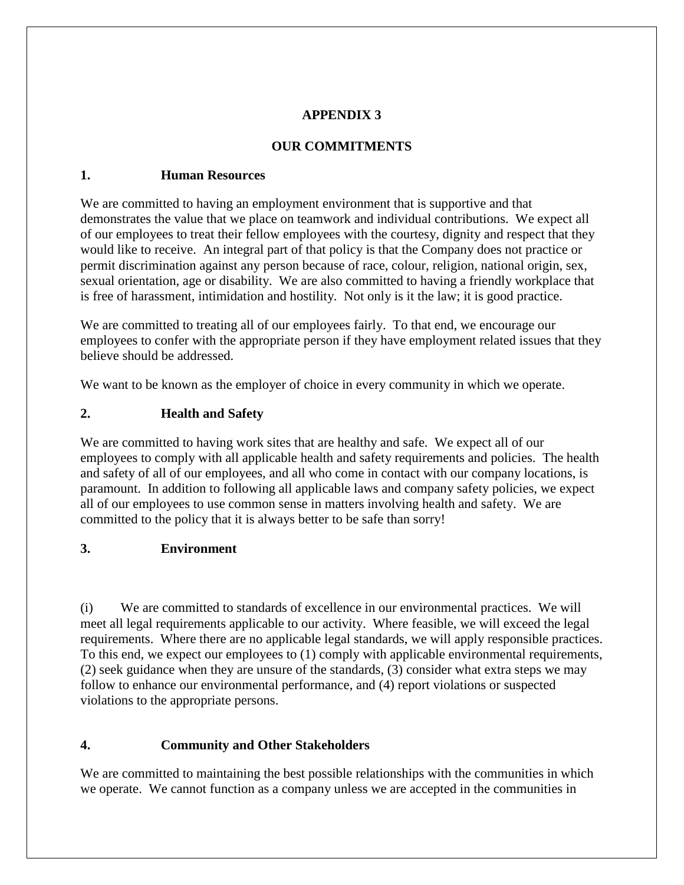## APPENDIX 3

## OUR COMMITMENTS

### 1. Human Resources

We are committed to having an employment environment that is supportive and that demonstrates the value that we place on teamwork and individual contributions. We expect all of our employees to treat their fellow employees with the courtesy, dignity and respect that they would like to receive. An integral part of that policy is that the Company does not practice or permit discrimination against any person because of race, colour, religion, national origin, sex, sexual orientation, age or disability. We are also committed to having a friendly workplace that is free of harassment, intimidation and hostility. Not only is it the law; it is good practice.

We are committed to treating all of our employees fairly. To that end, we encourage our employees to confer with the appropriate person if they have employment related issues that they believe should be addressed.

We want to be known as the employer of choice in every community in which we operate.

### 2. Health and Safety

We are committed to having work sites that are healthy and safe. We expect all of our employees to comply with all applicable health and safety requirements and policies. The health and safety of all of our employees, and all who come in contact with our company locations, is paramount. In addition to following all applicable laws and company safety policies, we expect all of our employees to use common sense in matters involving health and safety. We are committed to the policy that it is always better to be safe than sorry!

### 3. Environment

(i) We are committed to standards of excellence in our environmental practices. We will meet all legal requirements applicable to our activity. Where feasible, we will exceed the legal requirements. Where there are no applicable legal standards, we will apply responsible practices. To this end, we expect our employees to (1) comply with applicable environmental requirements, (2) seek guidance when they are unsure of the standards, (3) consider what extra steps we may follow to enhance our environmental performance, and (4) report violations or suspected violations to the appropriate persons.

### 4. Community and Other Stakeholders

We are committed to maintaining the best possible relationships with the communities in which we operate. We cannot function as a company unless we are accepted in the communities in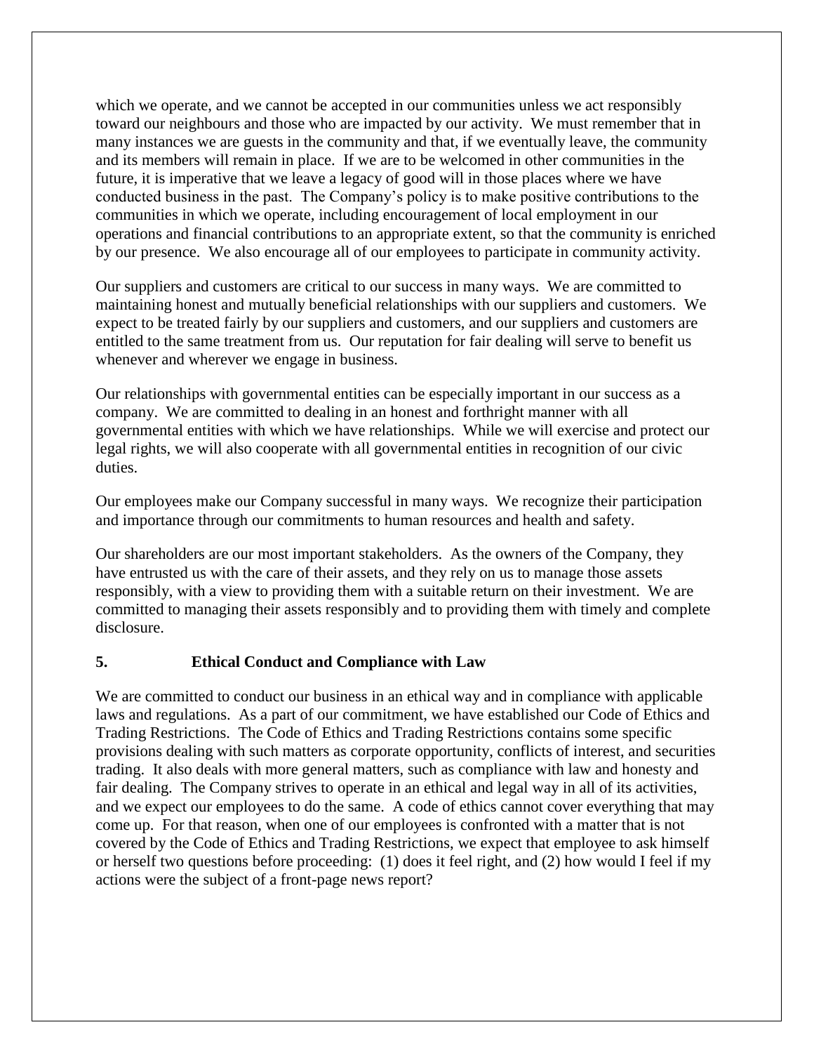which we operate, and we cannot be accepted in our communities unless we act responsibly toward our neighbours and those who are impacted by our activity. We must remember that in many instances we are guests in the community and that, if we eventually leave, the community and its members will remain in place. If we are to be welcomed in other communities in the future, it is imperative that we leave a legacy of good will in those places where we have conducted business in the past. The Company's policy is to make positive contributions to the communities in which we operate, including encouragement of local employment in our operations and financial contributions to an appropriate extent, so that the community is enriched by our presence. We also encourage all of our employees to participate in community activity.

Our suppliers and customers are critical to our success in many ways. We are committed to maintaining honest and mutually beneficial relationships with our suppliers and customers. We expect to be treated fairly by our suppliers and customers, and our suppliers and customers are entitled to the same treatment from us. Our reputation for fair dealing will serve to benefit us whenever and wherever we engage in business.

Our relationships with governmental entities can be especially important in our success as a company. We are committed to dealing in an honest and forthright manner with all governmental entities with which we have relationships. While we will exercise and protect our legal rights, we will also cooperate with all governmental entities in recognition of our civic duties.

Our employees make our Company successful in many ways. We recognize their participation and importance through our commitments to human resources and health and safety.

Our shareholders are our most important stakeholders. As the owners of the Company, they have entrusted us with the care of their assets, and they rely on us to manage those assets responsibly, with a view to providing them with a suitable return on their investment. We are committed to managing their assets responsibly and to providing them with timely and complete disclosure.

## 5. Ethical Conduct and Compliance with Law

We are committed to conduct our business in an ethical way and in compliance with applicable laws and regulations. As a part of our commitment, we have established our Code of Ethics and Trading Restrictions. The Code of Ethics and Trading Restrictions contains some specific provisions dealing with such matters as corporate opportunity, conflicts of interest, and securities trading. It also deals with more general matters, such as compliance with law and honesty and fair dealing. The Company strives to operate in an ethical and legal way in all of its activities, and we expect our employees to do the same. A code of ethics cannot cover everything that may come up. For that reason, when one of our employees is confronted with a matter that is not covered by the Code of Ethics and Trading Restrictions, we expect that employee to ask himself or herself two questions before proceeding: (1) does it feel right, and (2) how would I feel if my actions were the subject of a front-page news report?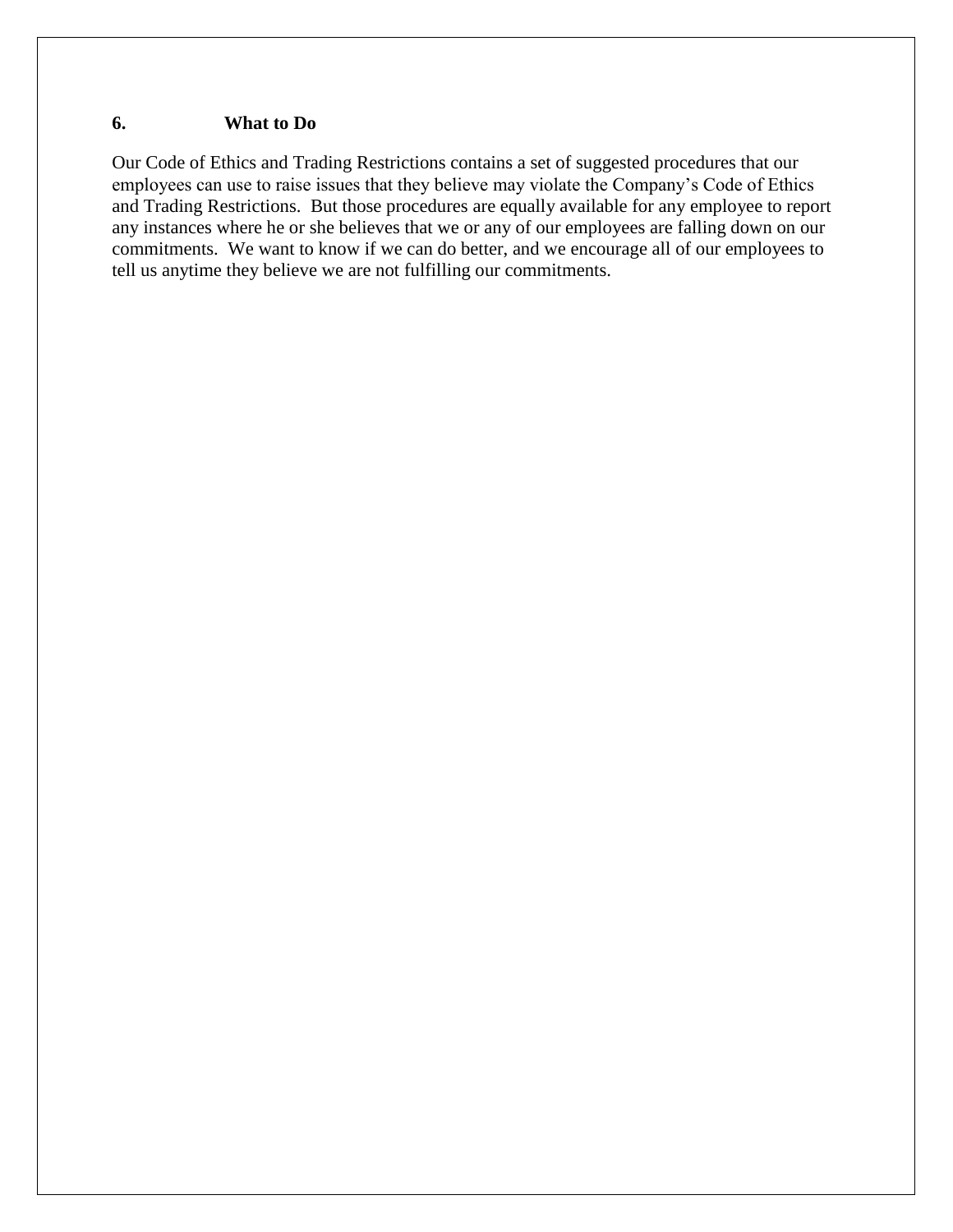## 6. What to Do

Our Code of Ethics and Trading Restrictions contains a set of suggested procedures that our employees can use to raise issues that they believe may violate the Company's Code of Ethics and Trading Restrictions. But those procedures are equally available for any employee to report any instances where he or she believes that we or any of our employees are falling down on our commitments. We want to know if we can do better, and we encourage all of our employees to tell us anytime they believe we are not fulfilling our commitments.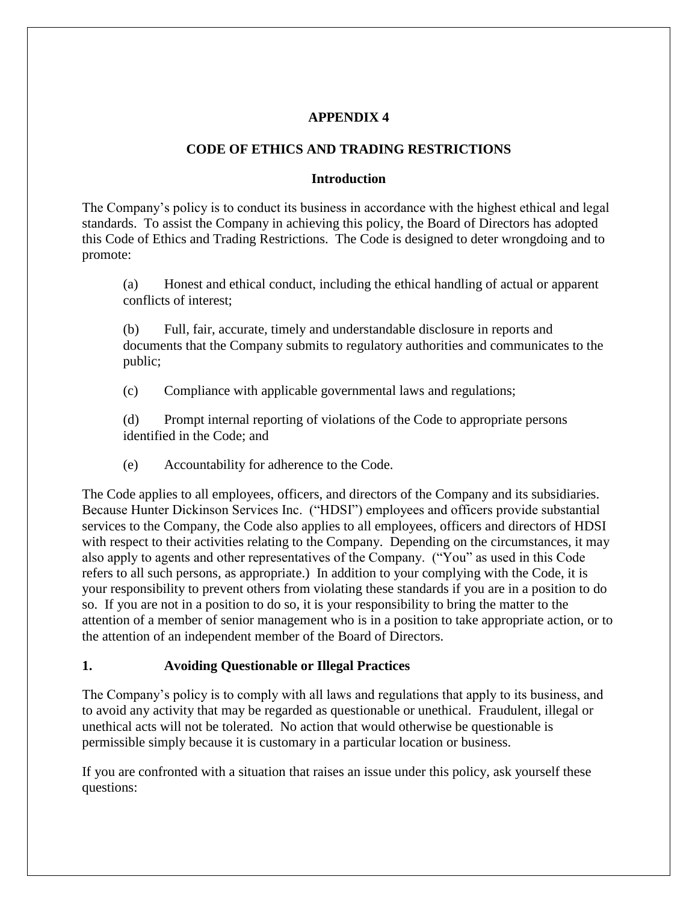# APPENDIX 4

## CODE OF ETHICS AND TRADING RESTRICTIONS

### Introduction

The Company's policy is to conduct its business in accordance with the highest ethical and legal standards. To assist the Company in achieving this policy, the Board of Directors has adopted this Code of Ethics and Trading Restrictions. The Code is designed to deter wrongdoing and to promote:

(a) Honest and ethical conduct, including the ethical handling of actual or apparent conflicts of interest;

(b) Full, fair, accurate, timely and understandable disclosure in reports and documents that the Company submits to regulatory authorities and communicates to the public;

(c) Compliance with applicable governmental laws and regulations;

(d) Prompt internal reporting of violations of the Code to appropriate persons identified in the Code; and

(e) Accountability for adherence to the Code.

The Code applies to all employees, officers, and directors of the Company and its subsidiaries. Because Hunter Dickinson Services Inc. ("HDSI") employees and officers provide substantial services to the Company, the Code also applies to all employees, officers and directors of HDSI with respect to their activities relating to the Company. Depending on the circumstances, it may also apply to agents and other representatives of the Company. ("You" as used in this Code refers to all such persons, as appropriate.) In addition to your complying with the Code, it is your responsibility to prevent others from violating these standards if you are in a position to do so. If you are not in a position to do so, it is your responsibility to bring the matter to the attention of a member of senior management who is in a position to take appropriate action, or to the attention of an independent member of the Board of Directors.

### 1. Avoiding Questionable or Illegal Practices

The Company's policy is to comply with all laws and regulations that apply to its business, and to avoid any activity that may be regarded as questionable or unethical. Fraudulent, illegal or unethical acts will not be tolerated. No action that would otherwise be questionable is permissible simply because it is customary in a particular location or business.

If you are confronted with a situation that raises an issue under this policy, ask yourself these questions: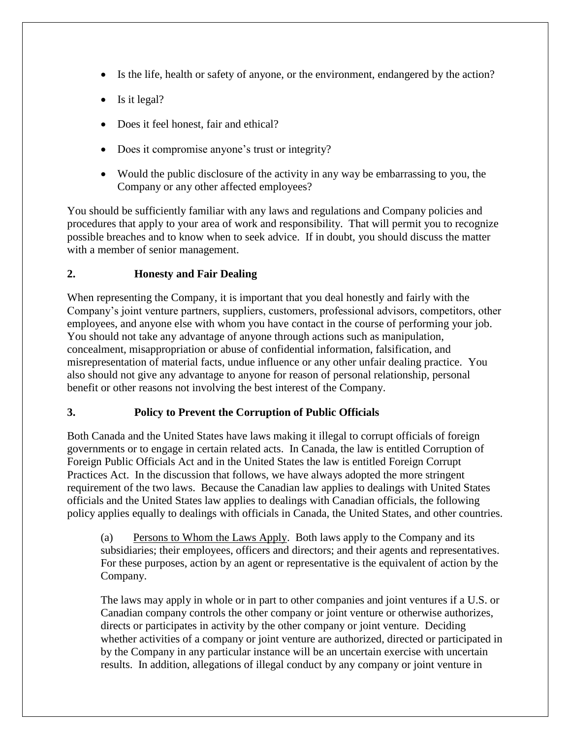- Is the life, health or safety of anyone, or the environment, endangered by the action?
- Is it legal?
- Does it feel honest, fair and ethical?
- Does it compromise anyone's trust or integrity?
- Would the public disclosure of the activity in any way be embarrassing to you, the Company or any other affected employees?

You should be sufficiently familiar with any laws and regulations and Company policies and procedures that apply to your area of work and responsibility. That will permit you to recognize possible breaches and to know when to seek advice. If in doubt, you should discuss the matter with a member of senior management.

## 2. Honesty and Fair Dealing

When representing the Company, it is important that you deal honestly and fairly with the Company's joint venture partners, suppliers, customers, professional advisors, competitors, other employees, and anyone else with whom you have contact in the course of performing your job. You should not take any advantage of anyone through actions such as manipulation, concealment, misappropriation or abuse of confidential information, falsification, and misrepresentation of material facts, undue influence or any other unfair dealing practice. You also should not give any advantage to anyone for reason of personal relationship, personal benefit or other reasons not involving the best interest of the Company.

## 3. Policy to Prevent the Corruption of Public Officials

Both Canada and the United States have laws making it illegal to corrupt officials of foreign governments or to engage in certain related acts. In Canada, the law is entitled Corruption of Foreign Public Officials Act and in the United States the law is entitled Foreign Corrupt Practices Act. In the discussion that follows, we have always adopted the more stringent requirement of the two laws. Because the Canadian law applies to dealings with United States officials and the United States law applies to dealings with Canadian officials, the following policy applies equally to dealings with officials in Canada, the United States, and other countries.

(a) Persons to Whom the Laws Apply. Both laws apply to the Company and its subsidiaries; their employees, officers and directors; and their agents and representatives. For these purposes, action by an agent or representative is the equivalent of action by the Company.

The laws may apply in whole or in part to other companies and joint ventures if a U.S. or Canadian company controls the other company or joint venture or otherwise authorizes, directs or participates in activity by the other company or joint venture. Deciding whether activities of a company or joint venture are authorized, directed or participated in by the Company in any particular instance will be an uncertain exercise with uncertain results. In addition, allegations of illegal conduct by any company or joint venture in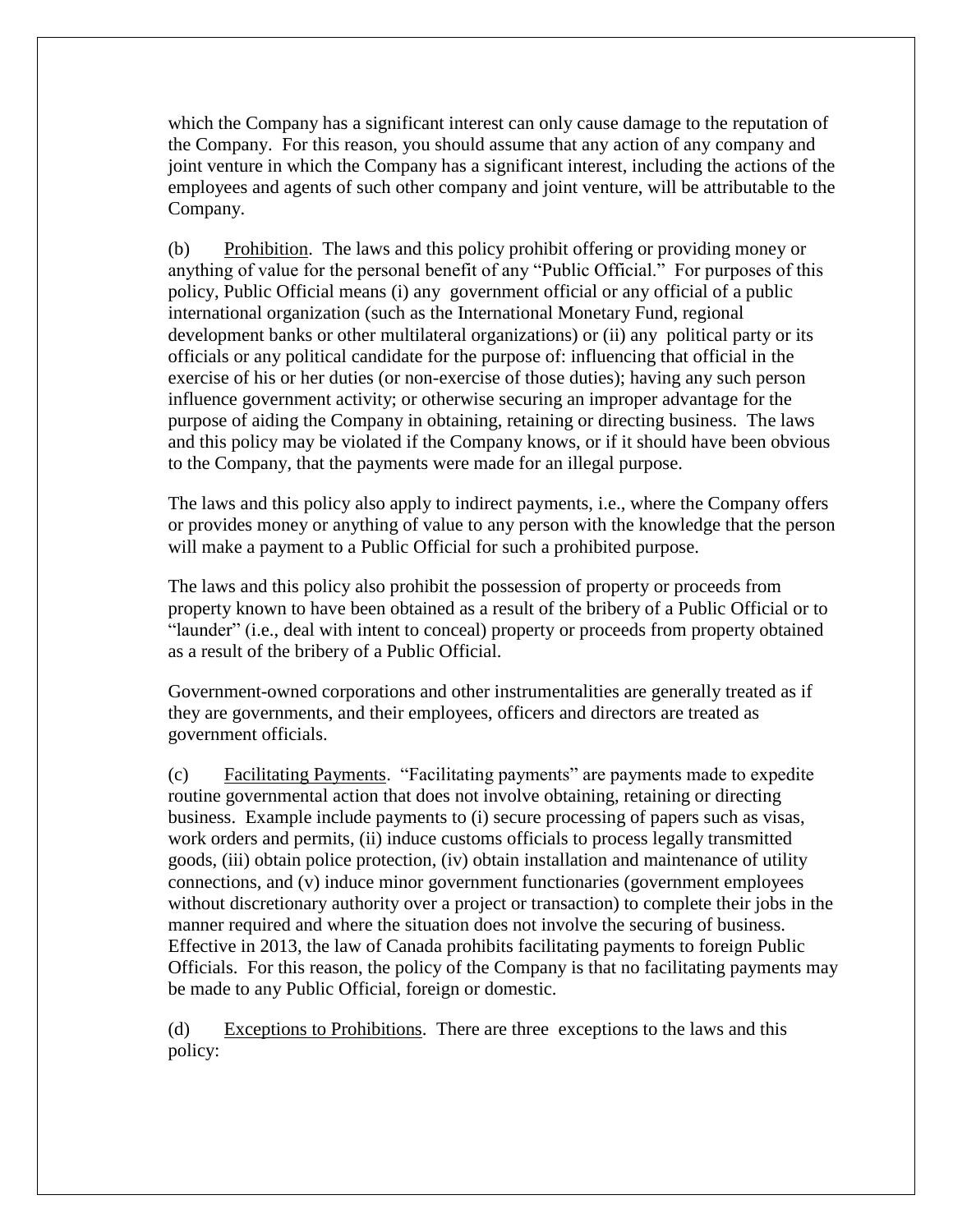which the Company has a significant interest can only cause damage to the reputation of the Company. For this reason, you should assume that any action of any company and joint venture in which the Company has a significant interest, including the actions of the employees and agents of such other company and joint venture, will be attributable to the Company.

(b) Prohibition. The laws and this policy prohibit offering or providing money or anything of value for the personal benefit of any "Public Official." For purposes of this policy, Public Official means (i) any government official or any official of a public international organization (such as the International Monetary Fund, regional development banks or other multilateral organizations) or (ii) any political party or its officials or any political candidate for the purpose of: influencing that official in the exercise of his or her duties (or non-exercise of those duties); having any such person influence government activity; or otherwise securing an improper advantage for the purpose of aiding the Company in obtaining, retaining or directing business. The laws and this policy may be violated if the Company knows, or if it should have been obvious to the Company, that the payments were made for an illegal purpose.

The laws and this policy also apply to indirect payments, i.e., where the Company offers or provides money or anything of value to any person with the knowledge that the person will make a payment to a Public Official for such a prohibited purpose.

The laws and this policy also prohibit the possession of property or proceeds from property known to have been obtained as a result of the bribery of a Public Official or to "launder" (i.e., deal with intent to conceal) property or proceeds from property obtained as a result of the bribery of a Public Official.

Government-owned corporations and other instrumentalities are generally treated as if they are governments, and their employees, officers and directors are treated as government officials.

(c) Facilitating Payments. "Facilitating payments" are payments made to expedite routine governmental action that does not involve obtaining, retaining or directing business. Example include payments to (i) secure processing of papers such as visas, work orders and permits, (ii) induce customs officials to process legally transmitted goods, (iii) obtain police protection, (iv) obtain installation and maintenance of utility connections, and (v) induce minor government functionaries (government employees without discretionary authority over a project or transaction) to complete their jobs in the manner required and where the situation does not involve the securing of business. Effective in 2013, the law of Canada prohibits facilitating payments to foreign Public Officials. For this reason, the policy of the Company is that no facilitating payments may be made to any Public Official, foreign or domestic.

(d) Exceptions to Prohibitions. There are three exceptions to the laws and this policy: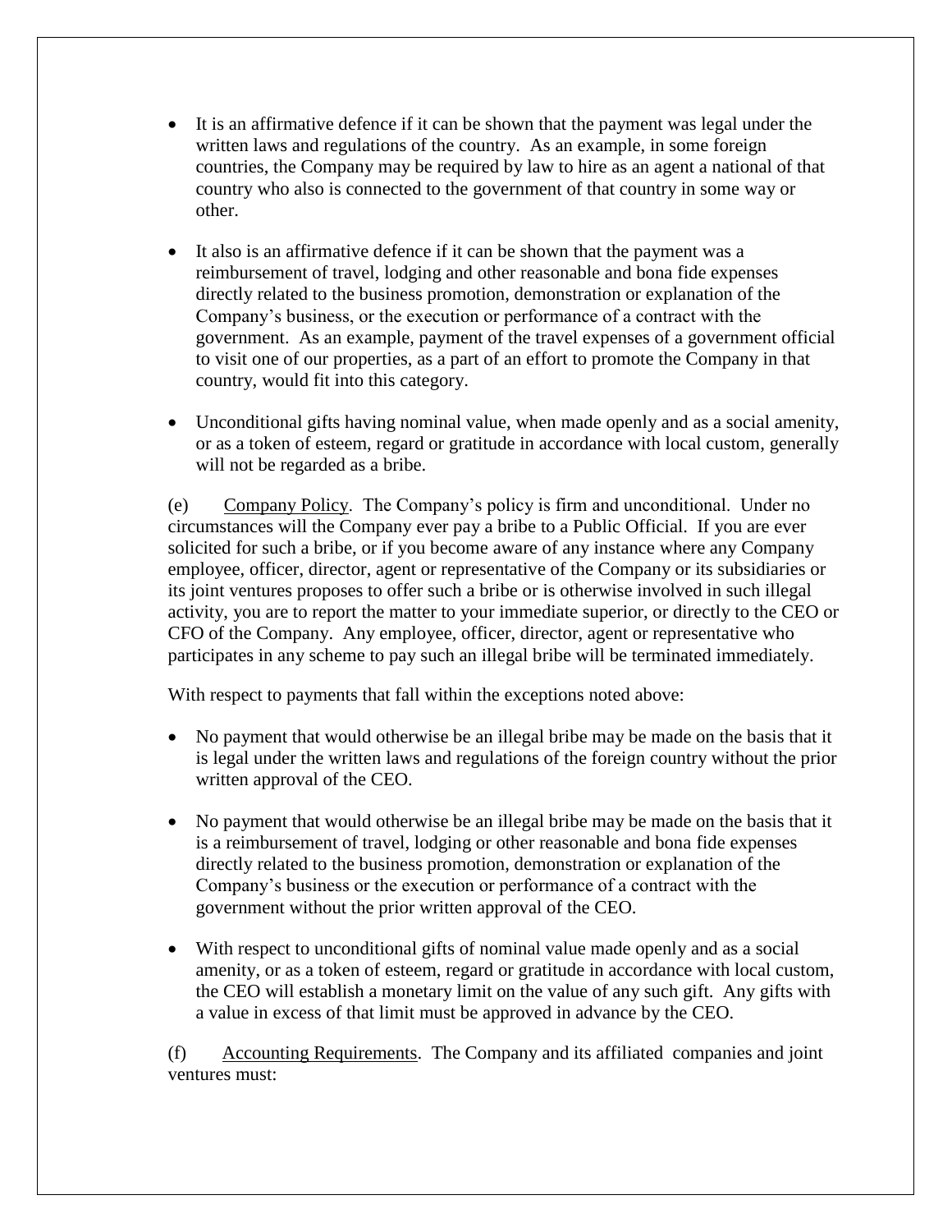- It is an affirmative defence if it can be shown that the payment was legal under the written laws and regulations of the country. As an example, in some foreign countries, the Company may be required by law to hire as an agent a national of that country who also is connected to the government of that country in some way or other.

- It also is an affirmative defence if it can be shown that the payment was a reimbursement of travel, lodging and other reasonable and bona fide expenses directly related to the business promotion, demonstration or explanation of the Company's business, or the execution or performance of a contract with the government. As an example, payment of the travel expenses of a government official to visit one of our properties, as a part of an effort to promote the Company in that country, would fit into this category.

- Unconditional gifts having nominal value, when made openly and as a social amenity, or as a token of esteem, regard or gratitude in accordance with local custom, generally will not be regarded as a bribe.

(e) Company Policy. The Company's policy is firm and unconditional. Under no circumstances will the Company ever pay a bribe to a Public Official. If you are ever solicited for such a bribe, or if you become aware of any instance where any Company employee, officer, director, agent or representative of the Company or its subsidiaries or its joint ventures proposes to offer such a bribe or is otherwise involved in such illegal activity, you are to report the matter to your immediate superior, or directly to the CEO or CFO of the Company. Any employee, officer, director, agent or representative who participates in any scheme to pay such an illegal bribe will be terminated immediately.

With respect to payments that fall within the exceptions noted above:

- No payment that would otherwise be an illegal bribe may be made on the basis that it is legal under the written laws and regulations of the foreign country without the prior written approval of the CEO.

- No payment that would otherwise be an illegal bribe may be made on the basis that it is a reimbursement of travel, lodging or other reasonable and bona fide expenses directly related to the business promotion, demonstration or explanation of the Company's business or the execution or performance of a contract with the government without the prior written approval of the CEO.

- With respect to unconditional gifts of nominal value made openly and as a social amenity, or as a token of esteem, regard or gratitude in accordance with local custom, the CEO will establish a monetary limit on the value of any such gift. Any gifts with a value in excess of that limit must be approved in advance by the CEO.

(f) Accounting Requirements. The Company and its affiliated companies and joint ventures must: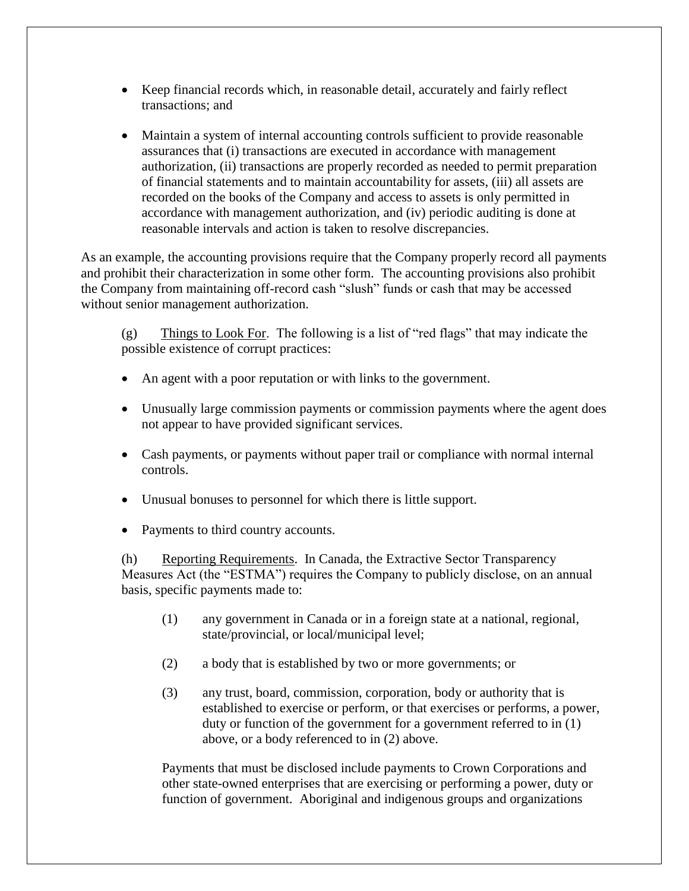- Keep financial records which, in reasonable detail, accurately and fairly reflect transactions; and
- Maintain a system of internal accounting controls sufficient to provide reasonable assurances that (i) transactions are executed in accordance with management authorization, (ii) transactions are properly recorded as needed to permit preparation of financial statements and to maintain accountability for assets, (iii) all assets are recorded on the books of the Company and access to assets is only permitted in accordance with management authorization, and (iv) periodic auditing is done at reasonable intervals and action is taken to resolve discrepancies.

As an example, the accounting provisions require that the Company properly record all payments and prohibit their characterization in some other form. The accounting provisions also prohibit the Company from maintaining off-record cash "slush" funds or cash that may be accessed without senior management authorization.

(g) Things to Look For. The following is a list of "red flags" that may indicate the possible existence of corrupt practices:

- An agent with a poor reputation or with links to the government.
- Unusually large commission payments or commission payments where the agent does not appear to have provided significant services.
- Cash payments, or payments without paper trail or compliance with normal internal controls.
- Unusual bonuses to personnel for which there is little support.
- Payments to third country accounts.

(h) Reporting Requirements. In Canada, the Extractive Sector Transparency Measures Act (the "ESTMA") requires the Company to publicly disclose, on an annual basis, specific payments made to:

(1) any government in Canada or in a foreign state at a national, regional, state/provincial, or local/municipal level;

(2) a body that is established by two or more governments; or

(3) any trust, board, commission, corporation, body or authority that is established to exercise or perform, or that exercises or performs, a power, duty or function of the government for a government referred to in (1) above, or a body referenced to in (2) above.

Payments that must be disclosed include payments to Crown Corporations and other state-owned enterprises that are exercising or performing a power, duty or function of government. Aboriginal and indigenous groups and organizations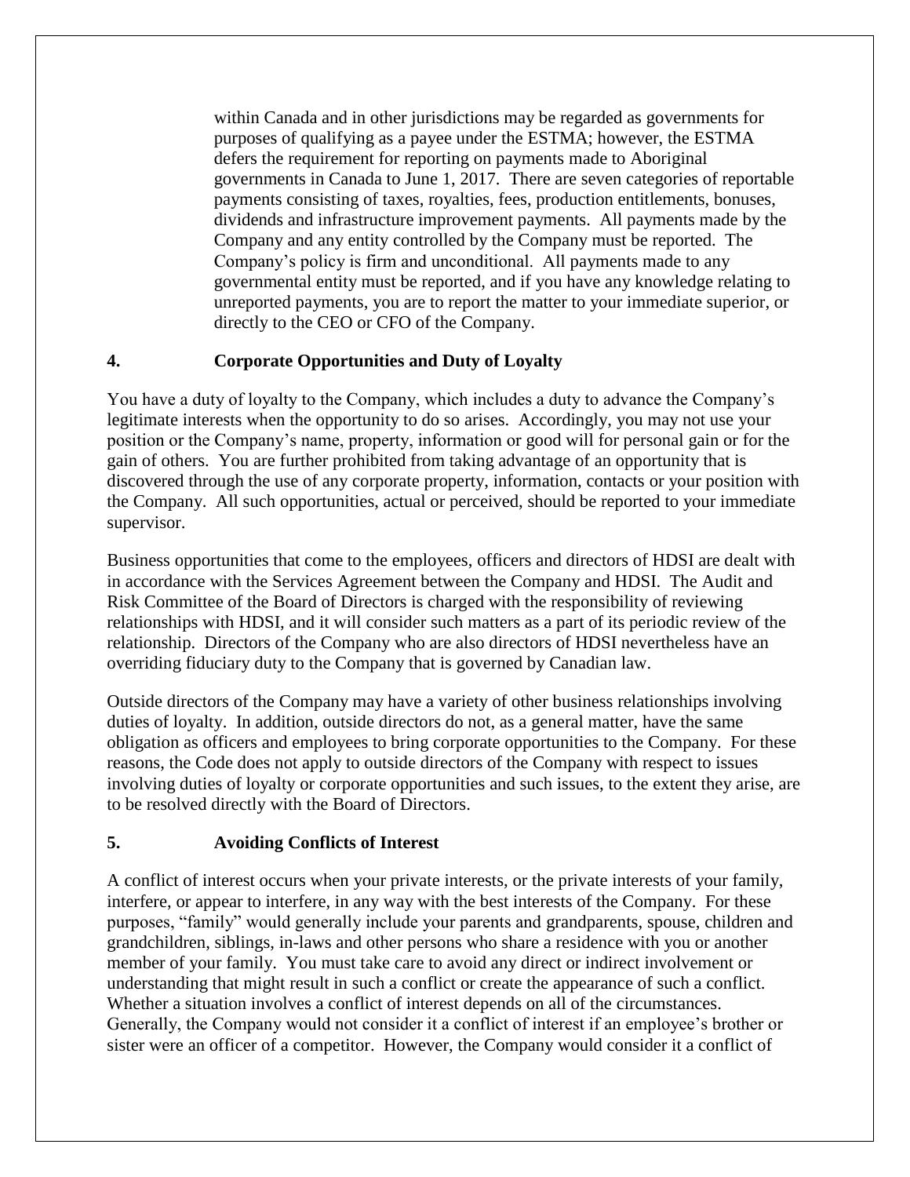within Canada and in other jurisdictions may be regarded as governments for purposes of qualifying as a payee under the ESTMA; however, the ESTMA defers the requirement for reporting on payments made to Aboriginal governments in Canada to June 1, 2017. There are seven categories of reportable payments consisting of taxes, royalties, fees, production entitlements, bonuses, dividends and infrastructure improvement payments. All payments made by the Company and any entity controlled by the Company must be reported. The Company's policy is firm and unconditional. All payments made to any governmental entity must be reported, and if you have any knowledge relating to unreported payments, you are to report the matter to your immediate superior, or directly to the CEO or CFO of the Company.

## 4. Corporate Opportunities and Duty of Loyalty

You have a duty of loyalty to the Company, which includes a duty to advance the Company's legitimate interests when the opportunity to do so arises. Accordingly, you may not use your position or the Company's name, property, information or good will for personal gain or for the gain of others. You are further prohibited from taking advantage of an opportunity that is discovered through the use of any corporate property, information, contacts or your position with the Company. All such opportunities, actual or perceived, should be reported to your immediate supervisor.

Business opportunities that come to the employees, officers and directors of HDSI are dealt with in accordance with the Services Agreement between the Company and HDSI. The Audit and Risk Committee of the Board of Directors is charged with the responsibility of reviewing relationships with HDSI, and it will consider such matters as a part of its periodic review of the relationship. Directors of the Company who are also directors of HDSI nevertheless have an overriding fiduciary duty to the Company that is governed by Canadian law.

Outside directors of the Company may have a variety of other business relationships involving duties of loyalty. In addition, outside directors do not, as a general matter, have the same obligation as officers and employees to bring corporate opportunities to the Company. For these reasons, the Code does not apply to outside directors of the Company with respect to issues involving duties of loyalty or corporate opportunities and such issues, to the extent they arise, are to be resolved directly with the Board of Directors.

## 5. Avoiding Conflicts of Interest

A conflict of interest occurs when your private interests, or the private interests of your family, interfere, or appear to interfere, in any way with the best interests of the Company. For these purposes, "family" would generally include your parents and grandparents, spouse, children and grandchildren, siblings, in-laws and other persons who share a residence with you or another member of your family. You must take care to avoid any direct or indirect involvement or understanding that might result in such a conflict or create the appearance of such a conflict. Whether a situation involves a conflict of interest depends on all of the circumstances. Generally, the Company would not consider it a conflict of interest if an employee's brother or sister were an officer of a competitor. However, the Company would consider it a conflict of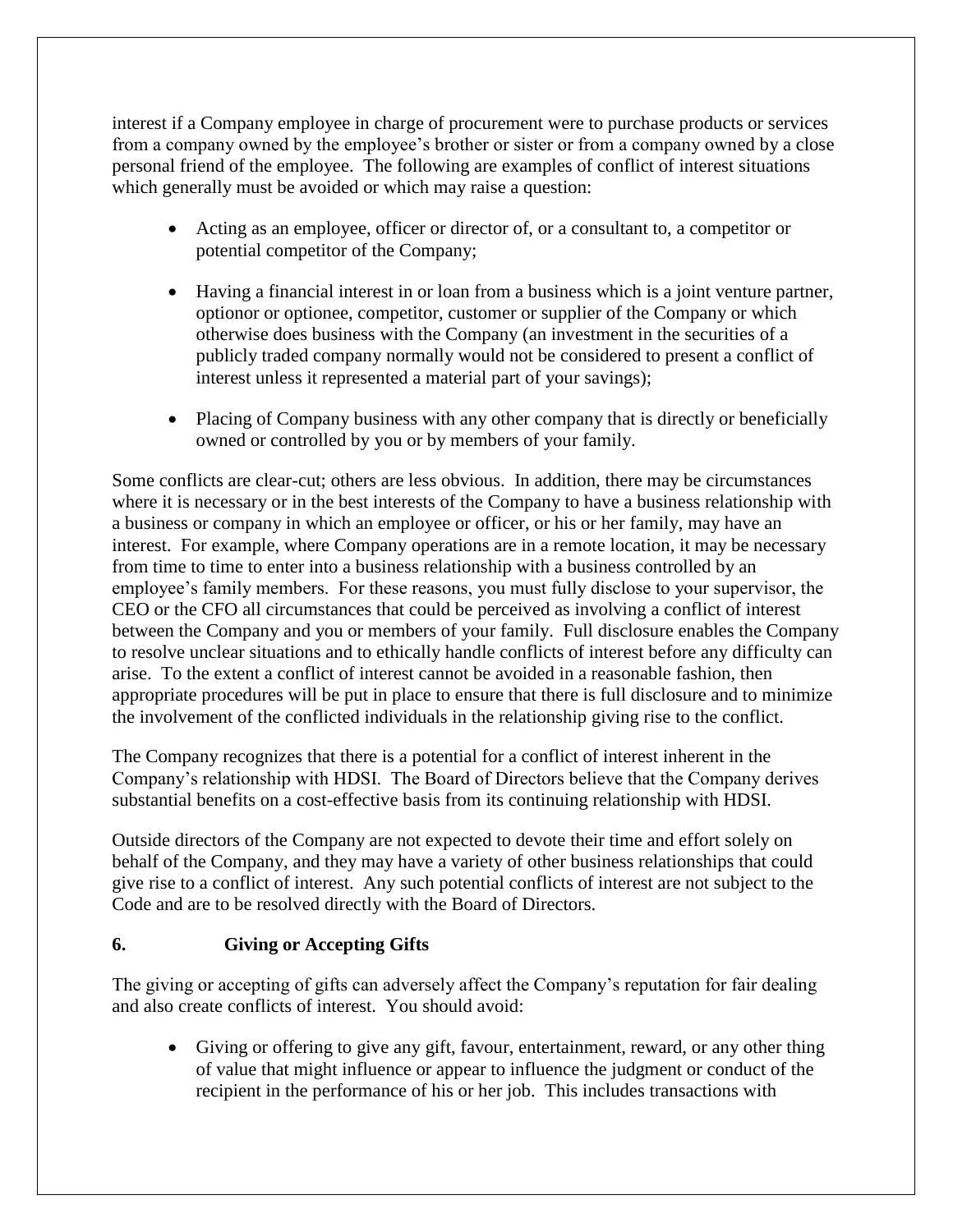interest if a Company employee in charge of procurement were to purchase products or services from a company owned by the employee's brother or sister or from a company owned by a close personal friend of the employee. The following are examples of conflict of interest situations which generally must be avoided or which may raise a question:

- Acting as an employee, officer or director of, or a consultant to, a competitor or potential competitor of the Company;
- Having a financial interest in or loan from a business which is a joint venture partner, optionor or optionee, competitor, customer or supplier of the Company or which otherwise does business with the Company (an investment in the securities of a publicly traded company normally would not be considered to present a conflict of interest unless it represented a material part of your savings);
- Placing of Company business with any other company that is directly or beneficially owned or controlled by you or by members of your family.

Some conflicts are clear-cut; others are less obvious. In addition, there may be circumstances where it is necessary or in the best interests of the Company to have a business relationship with a business or company in which an employee or officer, or his or her family, may have an interest. For example, where Company operations are in a remote location, it may be necessary from time to time to enter into a business relationship with a business controlled by an employee's family members. For these reasons, you must fully disclose to your supervisor, the CEO or the CFO all circumstances that could be perceived as involving a conflict of interest between the Company and you or members of your family. Full disclosure enables the Company to resolve unclear situations and to ethically handle conflicts of interest before any difficulty can arise. To the extent a conflict of interest cannot be avoided in a reasonable fashion, then appropriate procedures will be put in place to ensure that there is full disclosure and to minimize the involvement of the conflicted individuals in the relationship giving rise to the conflict.

The Company recognizes that there is a potential for a conflict of interest inherent in the Company's relationship with HDSI. The Board of Directors believe that the Company derives substantial benefits on a cost-effective basis from its continuing relationship with HDSI.

Outside directors of the Company are not expected to devote their time and effort solely on behalf of the Company, and they may have a variety of other business relationships that could give rise to a conflict of interest. Any such potential conflicts of interest are not subject to the Code and are to be resolved directly with the Board of Directors.

## 6. Giving or Accepting Gifts

The giving or accepting of gifts can adversely affect the Company's reputation for fair dealing and also create conflicts of interest. You should avoid:

- Giving or offering to give any gift, favour, entertainment, reward, or any other thing of value that might influence or appear to influence the judgment or conduct of the recipient in the performance of his or her job. This includes transactions with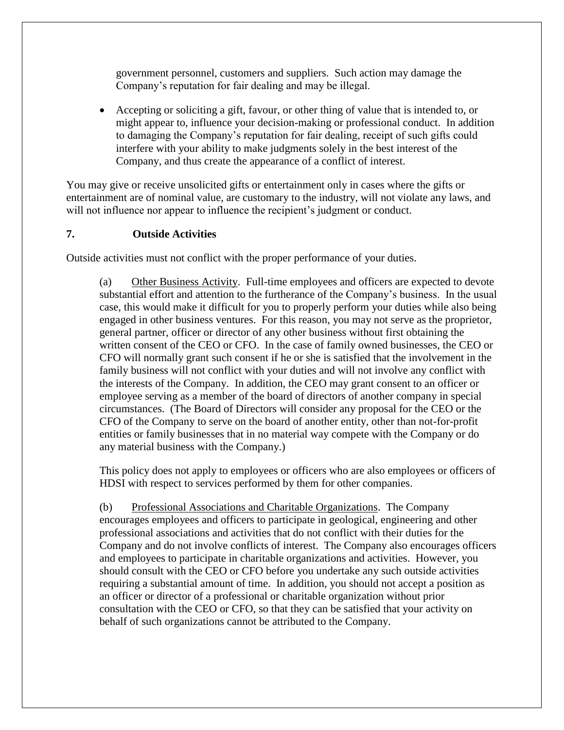government personnel, customers and suppliers. Such action may damage the Company's reputation for fair dealing and may be illegal.

- Accepting or soliciting a gift, favour, or other thing of value that is intended to, or might appear to, influence your decision-making or professional conduct. In addition to damaging the Company's reputation for fair dealing, receipt of such gifts could interfere with your ability to make judgments solely in the best interest of the Company, and thus create the appearance of a conflict of interest.

You may give or receive unsolicited gifts or entertainment only in cases where the gifts or entertainment are of nominal value, are customary to the industry, will not violate any laws, and will not influence nor appear to influence the recipient's judgment or conduct.

## 7. Outside Activities

Outside activities must not conflict with the proper performance of your duties.

(a) Other Business Activity. Full-time employees and officers are expected to devote substantial effort and attention to the furtherance of the Company's business. In the usual case, this would make it difficult for you to properly perform your duties while also being engaged in other business ventures. For this reason, you may not serve as the proprietor, general partner, officer or director of any other business without first obtaining the written consent of the CEO or CFO. In the case of family owned businesses, the CEO or CFO will normally grant such consent if he or she is satisfied that the involvement in the family business will not conflict with your duties and will not involve any conflict with the interests of the Company. In addition, the CEO may grant consent to an officer or employee serving as a member of the board of directors of another company in special circumstances. (The Board of Directors will consider any proposal for the CEO or the CFO of the Company to serve on the board of another entity, other than not-for-profit entities or family businesses that in no material way compete with the Company or do any material business with the Company.)

This policy does not apply to employees or officers who are also employees or officers of HDSI with respect to services performed by them for other companies.

(b) Professional Associations and Charitable Organizations. The Company encourages employees and officers to participate in geological, engineering and other professional associations and activities that do not conflict with their duties for the Company and do not involve conflicts of interest. The Company also encourages officers and employees to participate in charitable organizations and activities. However, you should consult with the CEO or CFO before you undertake any such outside activities requiring a substantial amount of time. In addition, you should not accept a position as an officer or director of a professional or charitable organization without prior consultation with the CEO or CFO, so that they can be satisfied that your activity on behalf of such organizations cannot be attributed to the Company.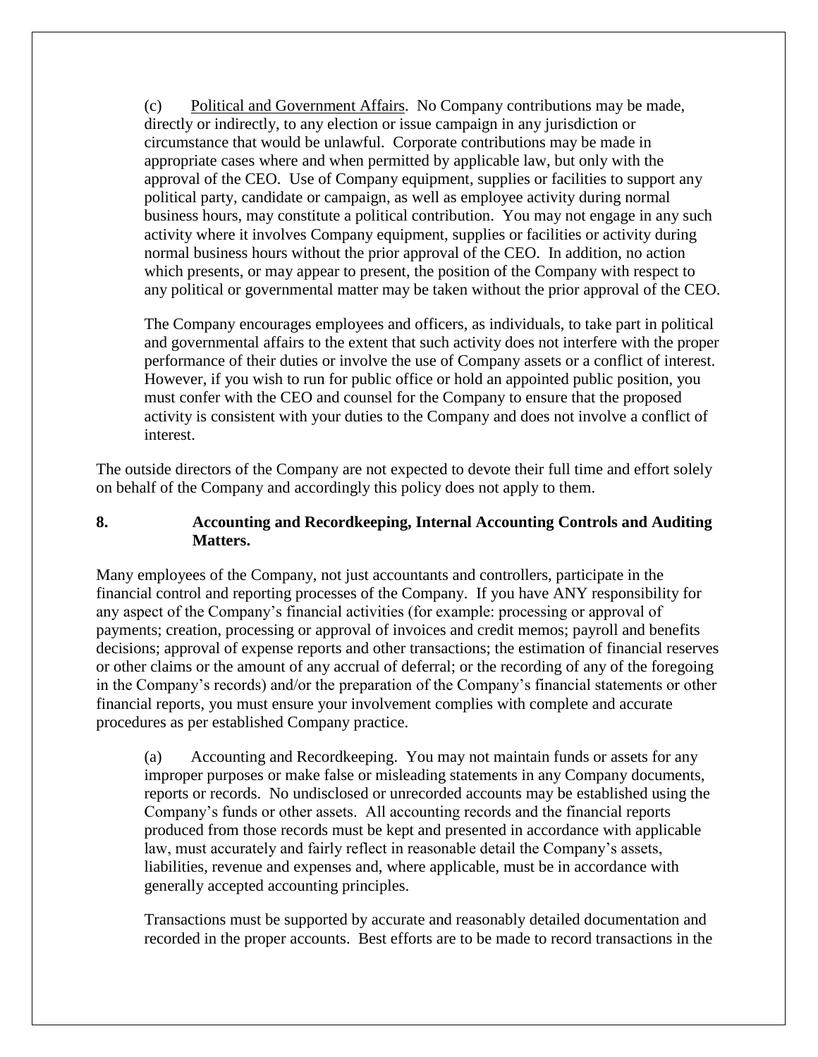(c) Political and Government Affairs. No Company contributions may be made, directly or indirectly, to any election or issue campaign in any jurisdiction or circumstance that would be unlawful. Corporate contributions may be made in appropriate cases where and when permitted by applicable law, but only with the approval of the CEO. Use of Company equipment, supplies or facilities to support any political party, candidate or campaign, as well as employee activity during normal business hours, may constitute a political contribution. You may not engage in any such activity where it involves Company equipment, supplies or facilities or activity during normal business hours without the prior approval of the CEO. In addition, no action which presents, or may appear to present, the position of the Company with respect to any political or governmental matter may be taken without the prior approval of the CEO.

The Company encourages employees and officers, as individuals, to take part in political and governmental affairs to the extent that such activity does not interfere with the proper performance of their duties or involve the use of Company assets or a conflict of interest. However, if you wish to run for public office or hold an appointed public position, you must confer with the CEO and counsel for the Company to ensure that the proposed activity is consistent with your duties to the Company and does not involve a conflict of interest.

The outside directors of the Company are not expected to devote their full time and effort solely on behalf of the Company and accordingly this policy does not apply to them.

**8. Accounting and Recordkeeping, Internal Accounting Controls and Auditing Matters.**

Many employees of the Company, not just accountants and controllers, participate in the financial control and reporting processes of the Company. If you have ANY responsibility for any aspect of the Company's financial activities (for example: processing or approval of payments; creation, processing or approval of invoices and credit memos; payroll and benefits decisions; approval of expense reports and other transactions; the estimation of financial reserves or other claims or the amount of any accrual of deferral; or the recording of any of the foregoing in the Company's records) and/or the preparation of the Company's financial statements or other financial reports, you must ensure your involvement complies with complete and accurate procedures as per established Company practice.

(a) Accounting and Recordkeeping. You may not maintain funds or assets for any improper purposes or make false or misleading statements in any Company documents, reports or records. No undisclosed or unrecorded accounts may be established using the Company's funds or other assets. All accounting records and the financial reports produced from those records must be kept and presented in accordance with applicable law, must accurately and fairly reflect in reasonable detail the Company's assets, liabilities, revenue and expenses and, where applicable, must be in accordance with generally accepted accounting principles.

Transactions must be supported by accurate and reasonably detailed documentation and recorded in the proper accounts. Best efforts are to be made to record transactions in the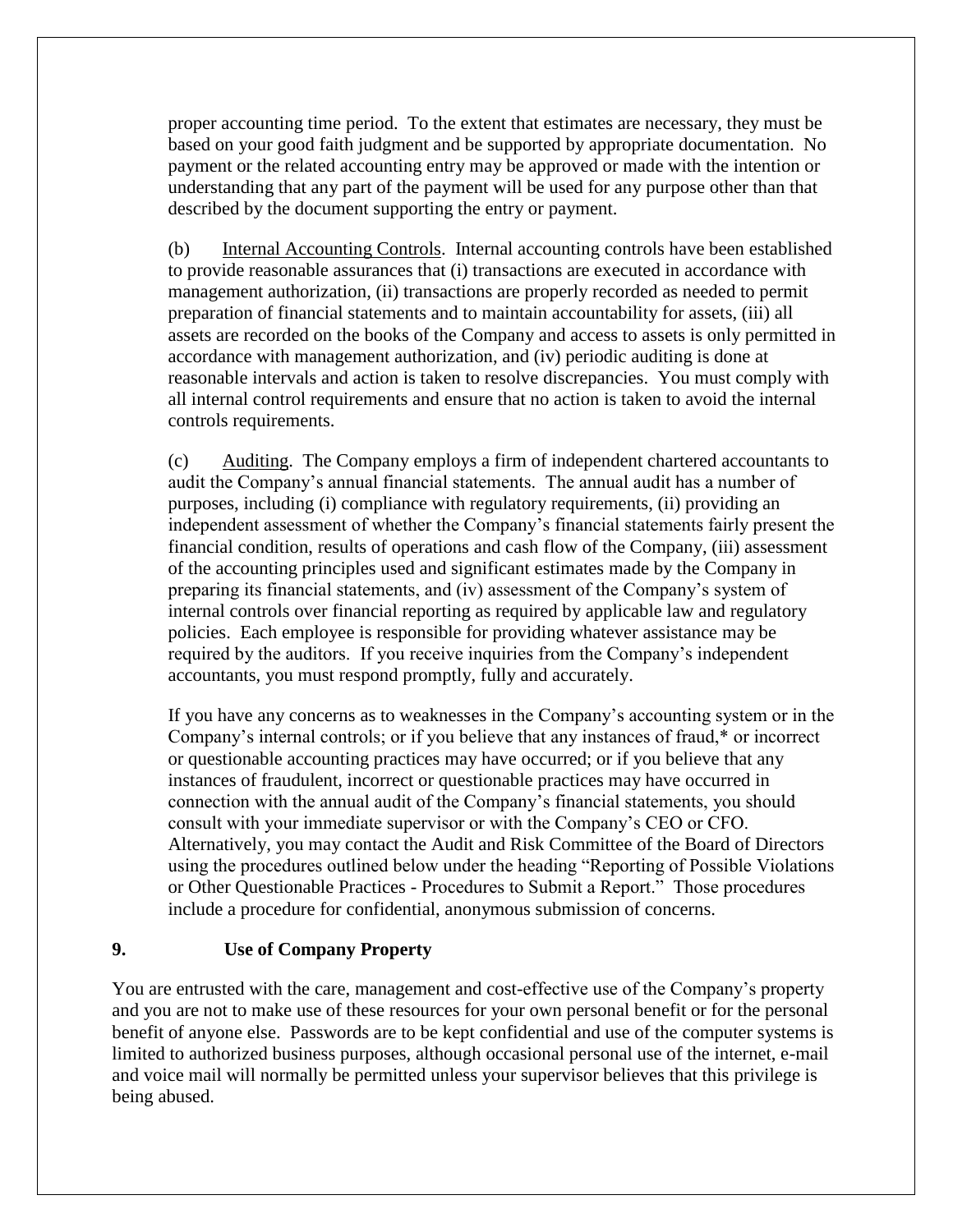proper accounting time period. To the extent that estimates are necessary, they must be based on your good faith judgment and be supported by appropriate documentation. No payment or the related accounting entry may be approved or made with the intention or understanding that any part of the payment will be used for any purpose other than that described by the document supporting the entry or payment.

(b) Internal Accounting Controls. Internal accounting controls have been established to provide reasonable assurances that (i) transactions are executed in accordance with management authorization, (ii) transactions are properly recorded as needed to permit preparation of financial statements and to maintain accountability for assets, (iii) all assets are recorded on the books of the Company and access to assets is only permitted in accordance with management authorization, and (iv) periodic auditing is done at reasonable intervals and action is taken to resolve discrepancies. You must comply with all internal control requirements and ensure that no action is taken to avoid the internal controls requirements.

(c) Auditing. The Company employs a firm of independent chartered accountants to audit the Company's annual financial statements. The annual audit has a number of purposes, including (i) compliance with regulatory requirements, (ii) providing an independent assessment of whether the Company's financial statements fairly present the financial condition, results of operations and cash flow of the Company, (iii) assessment of the accounting principles used and significant estimates made by the Company in preparing its financial statements, and (iv) assessment of the Company's system of internal controls over financial reporting as required by applicable law and regulatory policies. Each employee is responsible for providing whatever assistance may be required by the auditors. If you receive inquiries from the Company's independent accountants, you must respond promptly, fully and accurately.

If you have any concerns as to weaknesses in the Company's accounting system or in the Company's internal controls; or if you believe that any instances of fraud,* or incorrect or questionable accounting practices may have occurred; or if you believe that any instances of fraudulent, incorrect or questionable practices may have occurred in connection with the annual audit of the Company's financial statements, you should consult with your immediate supervisor or with the Company's CEO or CFO. Alternatively, you may contact the Audit and Risk Committee of the Board of Directors using the procedures outlined below under the heading "Reporting of Possible Violations or Other Questionable Practices - Procedures to Submit a Report." Those procedures include a procedure for confidential, anonymous submission of concerns.

## 9. Use of Company Property

You are entrusted with the care, management and cost-effective use of the Company's property and you are not to make use of these resources for your own personal benefit or for the personal benefit of anyone else. Passwords are to be kept confidential and use of the computer systems is limited to authorized business purposes, although occasional personal use of the internet, e-mail and voice mail will normally be permitted unless your supervisor believes that this privilege is being abused.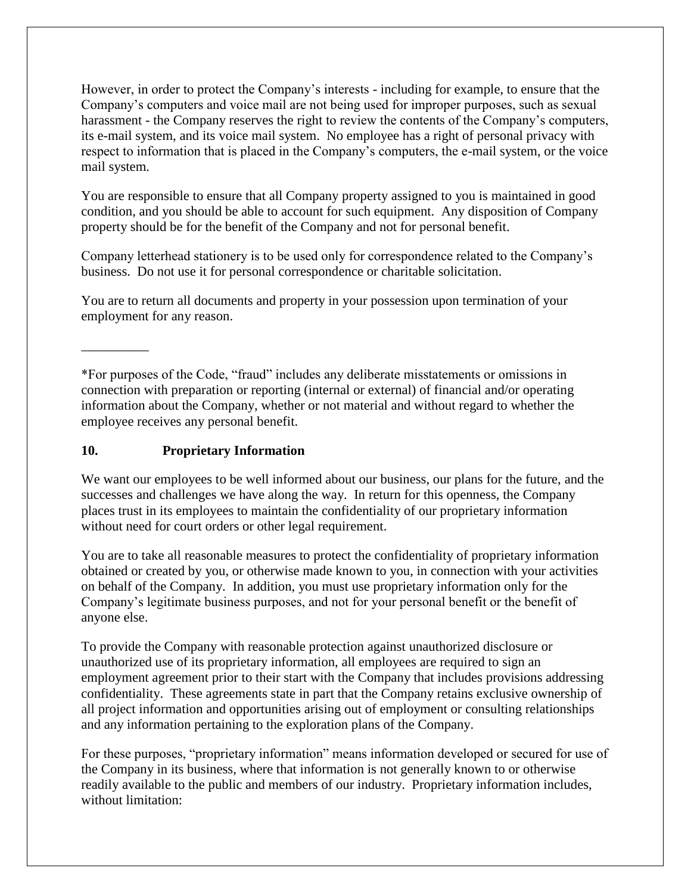However, in order to protect the Company's interests - including for example, to ensure that the Company's computers and voice mail are not being used for improper purposes, such as sexual harassment - the Company reserves the right to review the contents of the Company's computers, its e-mail system, and its voice mail system. No employee has a right of personal privacy with respect to information that is placed in the Company's computers, the e-mail system, or the voice mail system.

You are responsible to ensure that all Company property assigned to you is maintained in good condition, and you should be able to account for such equipment. Any disposition of Company property should be for the benefit of the Company and not for personal benefit.

Company letterhead stationery is to be used only for correspondence related to the Company's business. Do not use it for personal correspondence or charitable solicitation.

You are to return all documents and property in your possession upon termination of your employment for any reason.

__________

*For purposes of the Code, "fraud" includes any deliberate misstatements or omissions in connection with preparation or reporting (internal or external) of financial and/or operating information about the Company, whether or not material and without regard to whether the employee receives any personal benefit.

## 10. Proprietary Information

We want our employees to be well informed about our business, our plans for the future, and the successes and challenges we have along the way. In return for this openness, the Company places trust in its employees to maintain the confidentiality of our proprietary information without need for court orders or other legal requirement.

You are to take all reasonable measures to protect the confidentiality of proprietary information obtained or created by you, or otherwise made known to you, in connection with your activities on behalf of the Company. In addition, you must use proprietary information only for the Company's legitimate business purposes, and not for your personal benefit or the benefit of anyone else.

To provide the Company with reasonable protection against unauthorized disclosure or unauthorized use of its proprietary information, all employees are required to sign an employment agreement prior to their start with the Company that includes provisions addressing confidentiality. These agreements state in part that the Company retains exclusive ownership of all project information and opportunities arising out of employment or consulting relationships and any information pertaining to the exploration plans of the Company.

For these purposes, "proprietary information" means information developed or secured for use of the Company in its business, where that information is not generally known to or otherwise readily available to the public and members of our industry. Proprietary information includes, without limitation: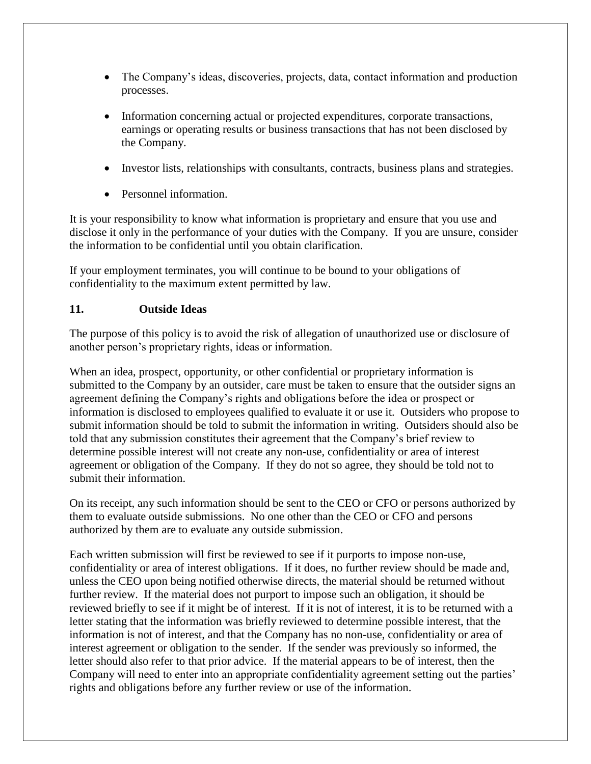- The Company's ideas, discoveries, projects, data, contact information and production processes.
- Information concerning actual or projected expenditures, corporate transactions, earnings or operating results or business transactions that has not been disclosed by the Company.
- Investor lists, relationships with consultants, contracts, business plans and strategies.
- Personnel information.

It is your responsibility to know what information is proprietary and ensure that you use and disclose it only in the performance of your duties with the Company. If you are unsure, consider the information to be confidential until you obtain clarification.

If your employment terminates, you will continue to be bound to your obligations of confidentiality to the maximum extent permitted by law.

## 11. Outside Ideas

The purpose of this policy is to avoid the risk of allegation of unauthorized use or disclosure of another person's proprietary rights, ideas or information.

When an idea, prospect, opportunity, or other confidential or proprietary information is submitted to the Company by an outsider, care must be taken to ensure that the outsider signs an agreement defining the Company's rights and obligations before the idea or prospect or information is disclosed to employees qualified to evaluate it or use it. Outsiders who propose to submit information should be told to submit the information in writing. Outsiders should also be told that any submission constitutes their agreement that the Company's brief review to determine possible interest will not create any non-use, confidentiality or area of interest agreement or obligation of the Company. If they do not so agree, they should be told not to submit their information.

On its receipt, any such information should be sent to the CEO or CFO or persons authorized by them to evaluate outside submissions. No one other than the CEO or CFO and persons authorized by them are to evaluate any outside submission.

Each written submission will first be reviewed to see if it purports to impose non-use, confidentiality or area of interest obligations. If it does, no further review should be made and, unless the CEO upon being notified otherwise directs, the material should be returned without further review. If the material does not purport to impose such an obligation, it should be reviewed briefly to see if it might be of interest. If it is not of interest, it is to be returned with a letter stating that the information was briefly reviewed to determine possible interest, that the information is not of interest, and that the Company has no non-use, confidentiality or area of interest agreement or obligation to the sender. If the sender was previously so informed, the letter should also refer to that prior advice. If the material appears to be of interest, then the Company will need to enter into an appropriate confidentiality agreement setting out the parties' rights and obligations before any further review or use of the information.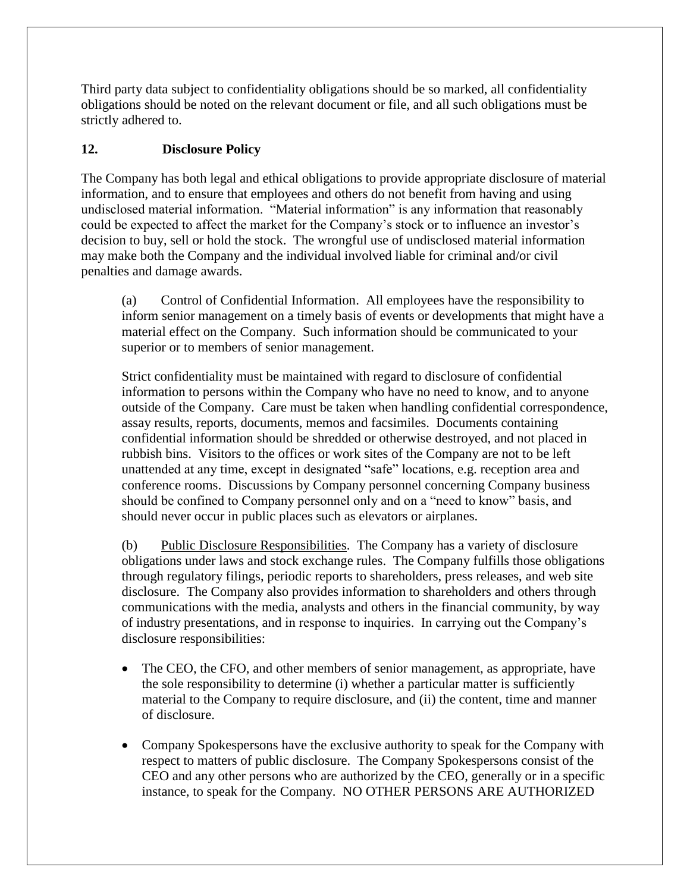Third party data subject to confidentiality obligations should be so marked, all confidentiality obligations should be noted on the relevant document or file, and all such obligations must be strictly adhered to.

## 12. Disclosure Policy

The Company has both legal and ethical obligations to provide appropriate disclosure of material information, and to ensure that employees and others do not benefit from having and using undisclosed material information. "Material information" is any information that reasonably could be expected to affect the market for the Company's stock or to influence an investor's decision to buy, sell or hold the stock. The wrongful use of undisclosed material information may make both the Company and the individual involved liable for criminal and/or civil penalties and damage awards.

(a) Control of Confidential Information. All employees have the responsibility to inform senior management on a timely basis of events or developments that might have a material effect on the Company. Such information should be communicated to your superior or to members of senior management.

Strict confidentiality must be maintained with regard to disclosure of confidential information to persons within the Company who have no need to know, and to anyone outside of the Company. Care must be taken when handling confidential correspondence, assay results, reports, documents, memos and facsimiles. Documents containing confidential information should be shredded or otherwise destroyed, and not placed in rubbish bins. Visitors to the offices or work sites of the Company are not to be left unattended at any time, except in designated "safe" locations, e.g. reception area and conference rooms. Discussions by Company personnel concerning Company business should be confined to Company personnel only and on a "need to know" basis, and should never occur in public places such as elevators or airplanes.

(b) Public Disclosure Responsibilities. The Company has a variety of disclosure obligations under laws and stock exchange rules. The Company fulfills those obligations through regulatory filings, periodic reports to shareholders, press releases, and web site disclosure. The Company also provides information to shareholders and others through communications with the media, analysts and others in the financial community, by way of industry presentations, and in response to inquiries. In carrying out the Company's disclosure responsibilities:

- The CEO, the CFO, and other members of senior management, as appropriate, have the sole responsibility to determine (i) whether a particular matter is sufficiently material to the Company to require disclosure, and (ii) the content, time and manner of disclosure.
- Company Spokespersons have the exclusive authority to speak for the Company with respect to matters of public disclosure. The Company Spokespersons consist of the CEO and any other persons who are authorized by the CEO, generally or in a specific instance, to speak for the Company. NO OTHER PERSONS ARE AUTHORIZED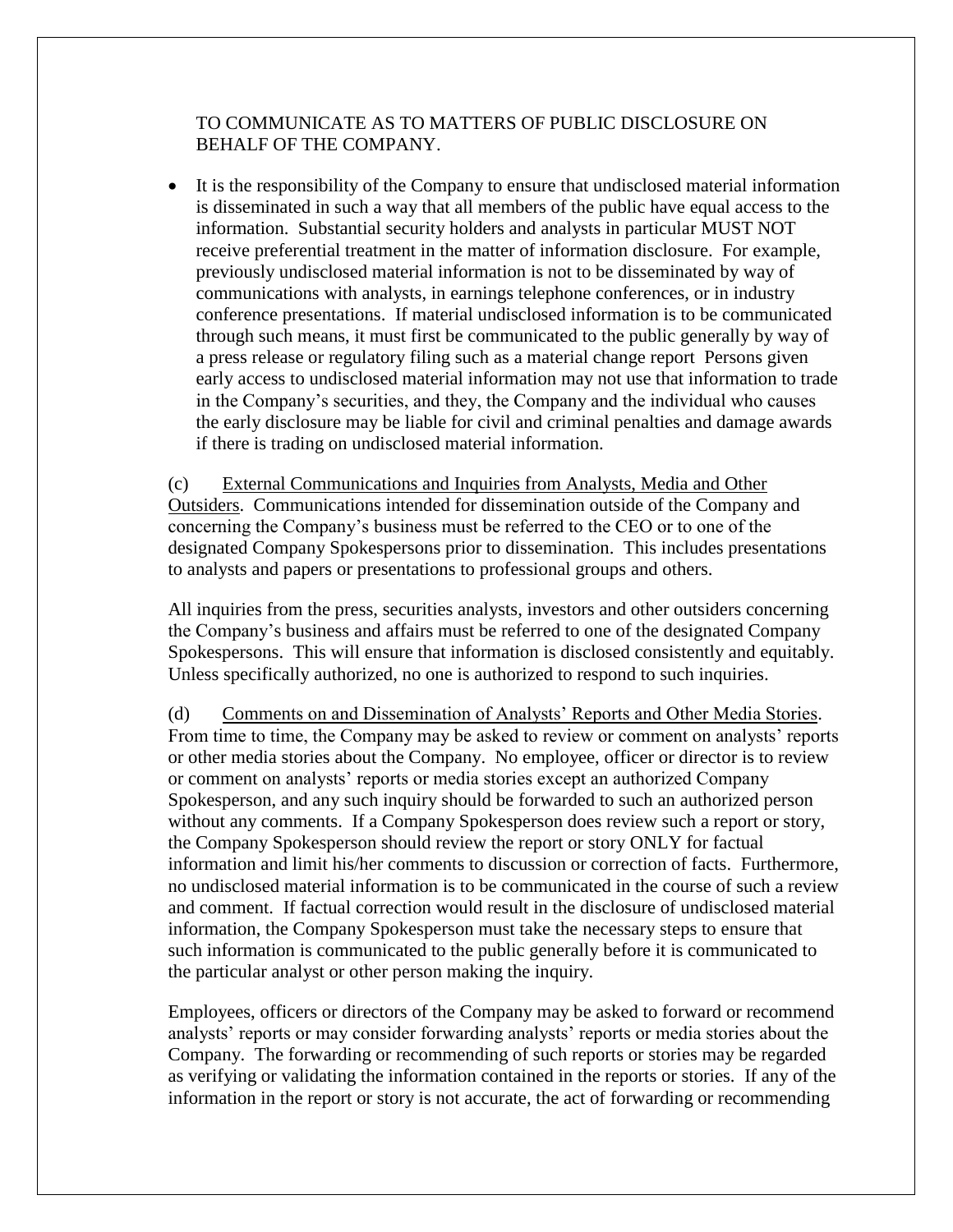TO COMMUNICATE AS TO MATTERS OF PUBLIC DISCLOSURE ON BEHALF OF THE COMPANY.

- It is the responsibility of the Company to ensure that undisclosed material information is disseminated in such a way that all members of the public have equal access to the information. Substantial security holders and analysts in particular MUST NOT receive preferential treatment in the matter of information disclosure. For example, previously undisclosed material information is not to be disseminated by way of communications with analysts, in earnings telephone conferences, or in industry conference presentations. If material undisclosed information is to be communicated through such means, it must first be communicated to the public generally by way of a press release or regulatory filing such as a material change report Persons given early access to undisclosed material information may not use that information to trade in the Company's securities, and they, the Company and the individual who causes the early disclosure may be liable for civil and criminal penalties and damage awards if there is trading on undisclosed material information.

(c) External Communications and Inquiries from Analysts, Media and Other Outsiders. Communications intended for dissemination outside of the Company and concerning the Company's business must be referred to the CEO or to one of the designated Company Spokespersons prior to dissemination. This includes presentations to analysts and papers or presentations to professional groups and others.

All inquiries from the press, securities analysts, investors and other outsiders concerning the Company's business and affairs must be referred to one of the designated Company Spokespersons. This will ensure that information is disclosed consistently and equitably. Unless specifically authorized, no one is authorized to respond to such inquiries.

(d) Comments on and Dissemination of Analysts' Reports and Other Media Stories. From time to time, the Company may be asked to review or comment on analysts' reports or other media stories about the Company. No employee, officer or director is to review or comment on analysts' reports or media stories except an authorized Company Spokesperson, and any such inquiry should be forwarded to such an authorized person without any comments. If a Company Spokesperson does review such a report or story, the Company Spokesperson should review the report or story ONLY for factual information and limit his/her comments to discussion or correction of facts. Furthermore, no undisclosed material information is to be communicated in the course of such a review and comment. If factual correction would result in the disclosure of undisclosed material information, the Company Spokesperson must take the necessary steps to ensure that such information is communicated to the public generally before it is communicated to the particular analyst or other person making the inquiry.

Employees, officers or directors of the Company may be asked to forward or recommend analysts' reports or may consider forwarding analysts' reports or media stories about the Company. The forwarding or recommending of such reports or stories may be regarded as verifying or validating the information contained in the reports or stories. If any of the information in the report or story is not accurate, the act of forwarding or recommending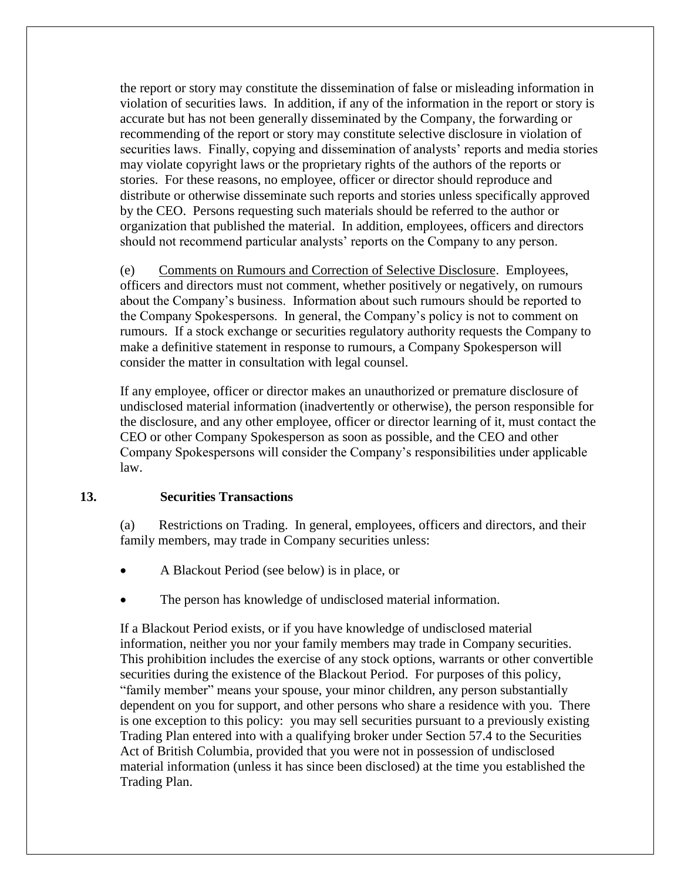the report or story may constitute the dissemination of false or misleading information in violation of securities laws. In addition, if any of the information in the report or story is accurate but has not been generally disseminated by the Company, the forwarding or recommending of the report or story may constitute selective disclosure in violation of securities laws. Finally, copying and dissemination of analysts' reports and media stories may violate copyright laws or the proprietary rights of the authors of the reports or stories. For these reasons, no employee, officer or director should reproduce and distribute or otherwise disseminate such reports and stories unless specifically approved by the CEO. Persons requesting such materials should be referred to the author or organization that published the material. In addition, employees, officers and directors should not recommend particular analysts' reports on the Company to any person.

(e) Comments on Rumours and Correction of Selective Disclosure. Employees, officers and directors must not comment, whether positively or negatively, on rumours about the Company's business. Information about such rumours should be reported to the Company Spokespersons. In general, the Company's policy is not to comment on rumours. If a stock exchange or securities regulatory authority requests the Company to make a definitive statement in response to rumours, a Company Spokesperson will consider the matter in consultation with legal counsel.

If any employee, officer or director makes an unauthorized or premature disclosure of undisclosed material information (inadvertently or otherwise), the person responsible for the disclosure, and any other employee, officer or director learning of it, must contact the CEO or other Company Spokesperson as soon as possible, and the CEO and other Company Spokespersons will consider the Company's responsibilities under applicable law.

## 13. Securities Transactions

(a) Restrictions on Trading. In general, employees, officers and directors, and their family members, may trade in Company securities unless:

- A Blackout Period (see below) is in place, or
- The person has knowledge of undisclosed material information.

If a Blackout Period exists, or if you have knowledge of undisclosed material information, neither you nor your family members may trade in Company securities. This prohibition includes the exercise of any stock options, warrants or other convertible securities during the existence of the Blackout Period. For purposes of this policy, "family member" means your spouse, your minor children, any person substantially dependent on you for support, and other persons who share a residence with you. There is one exception to this policy: you may sell securities pursuant to a previously existing Trading Plan entered into with a qualifying broker under Section 57.4 to the Securities Act of British Columbia, provided that you were not in possession of undisclosed material information (unless it has since been disclosed) at the time you established the Trading Plan.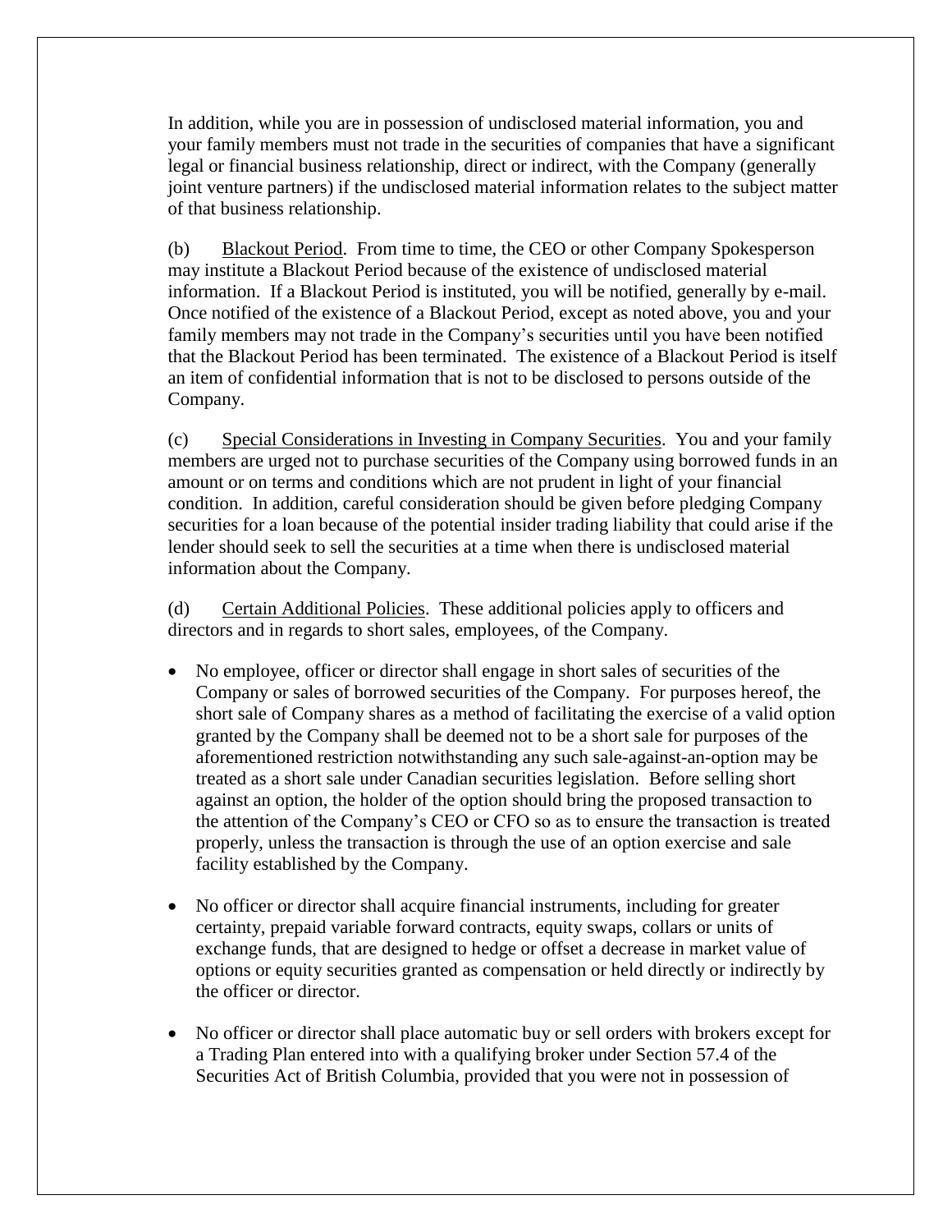In addition, while you are in possession of undisclosed material information, you and your family members must not trade in the securities of companies that have a significant legal or financial business relationship, direct or indirect, with the Company (generally joint venture partners) if the undisclosed material information relates to the subject matter of that business relationship.

(b) Blackout Period. From time to time, the CEO or other Company Spokesperson may institute a Blackout Period because of the existence of undisclosed material information. If a Blackout Period is instituted, you will be notified, generally by e-mail. Once notified of the existence of a Blackout Period, except as noted above, you and your family members may not trade in the Company's securities until you have been notified that the Blackout Period has been terminated. The existence of a Blackout Period is itself an item of confidential information that is not to be disclosed to persons outside of the Company.

(c) Special Considerations in Investing in Company Securities. You and your family members are urged not to purchase securities of the Company using borrowed funds in an amount or on terms and conditions which are not prudent in light of your financial condition. In addition, careful consideration should be given before pledging Company securities for a loan because of the potential insider trading liability that could arise if the lender should seek to sell the securities at a time when there is undisclosed material information about the Company.

(d) Certain Additional Policies. These additional policies apply to officers and directors and in regards to short sales, employees, of the Company.

- No employee, officer or director shall engage in short sales of securities of the Company or sales of borrowed securities of the Company. For purposes hereof, the short sale of Company shares as a method of facilitating the exercise of a valid option granted by the Company shall be deemed not to be a short sale for purposes of the aforementioned restriction notwithstanding any such sale-against-an-option may be treated as a short sale under Canadian securities legislation. Before selling short against an option, the holder of the option should bring the proposed transaction to the attention of the Company's CEO or CFO so as to ensure the transaction is treated properly, unless the transaction is through the use of an option exercise and sale facility established by the Company.

- No officer or director shall acquire financial instruments, including for greater certainty, prepaid variable forward contracts, equity swaps, collars or units of exchange funds, that are designed to hedge or offset a decrease in market value of options or equity securities granted as compensation or held directly or indirectly by the officer or director.

- No officer or director shall place automatic buy or sell orders with brokers except for a Trading Plan entered into with a qualifying broker under Section 57.4 of the Securities Act of British Columbia, provided that you were not in possession of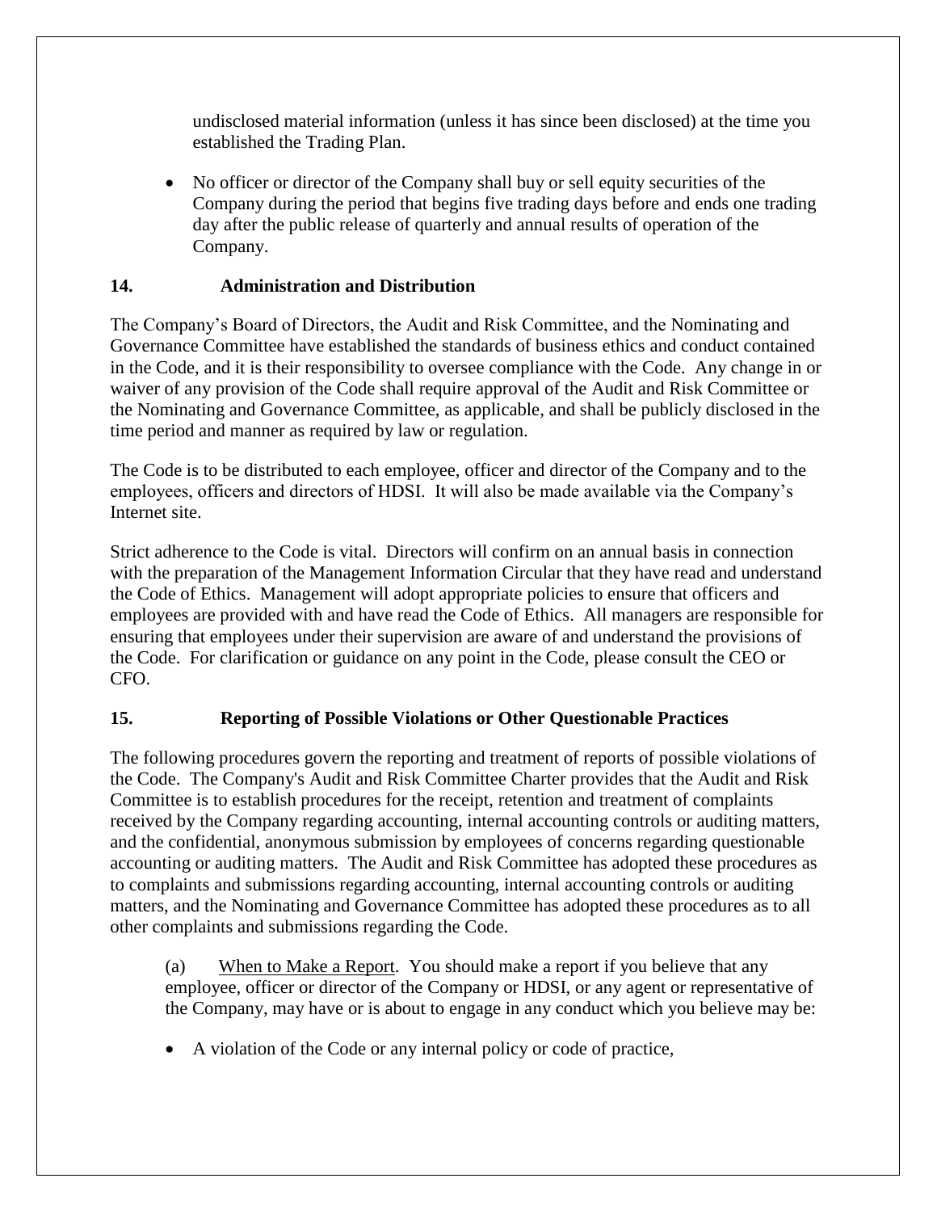undisclosed material information (unless it has since been disclosed) at the time you established the Trading Plan.

- No officer or director of the Company shall buy or sell equity securities of the Company during the period that begins five trading days before and ends one trading day after the public release of quarterly and annual results of operation of the Company.

## 14. Administration and Distribution

The Company's Board of Directors, the Audit and Risk Committee, and the Nominating and Governance Committee have established the standards of business ethics and conduct contained in the Code, and it is their responsibility to oversee compliance with the Code. Any change in or waiver of any provision of the Code shall require approval of the Audit and Risk Committee or the Nominating and Governance Committee, as applicable, and shall be publicly disclosed in the time period and manner as required by law or regulation.

The Code is to be distributed to each employee, officer and director of the Company and to the employees, officers and directors of HDSI. It will also be made available via the Company's Internet site.

Strict adherence to the Code is vital. Directors will confirm on an annual basis in connection with the preparation of the Management Information Circular that they have read and understand the Code of Ethics. Management will adopt appropriate policies to ensure that officers and employees are provided with and have read the Code of Ethics. All managers are responsible for ensuring that employees under their supervision are aware of and understand the provisions of the Code. For clarification or guidance on any point in the Code, please consult the CEO or CFO.

## 15. Reporting of Possible Violations or Other Questionable Practices

The following procedures govern the reporting and treatment of reports of possible violations of the Code. The Company's Audit and Risk Committee Charter provides that the Audit and Risk Committee is to establish procedures for the receipt, retention and treatment of complaints received by the Company regarding accounting, internal accounting controls or auditing matters, and the confidential, anonymous submission by employees of concerns regarding questionable accounting or auditing matters. The Audit and Risk Committee has adopted these procedures as to complaints and submissions regarding accounting, internal accounting controls or auditing matters, and the Nominating and Governance Committee has adopted these procedures as to all other complaints and submissions regarding the Code.

(a) When to Make a Report. You should make a report if you believe that any employee, officer or director of the Company or HDSI, or any agent or representative of the Company, may have or is about to engage in any conduct which you believe may be:

- A violation of the Code or any internal policy or code of practice,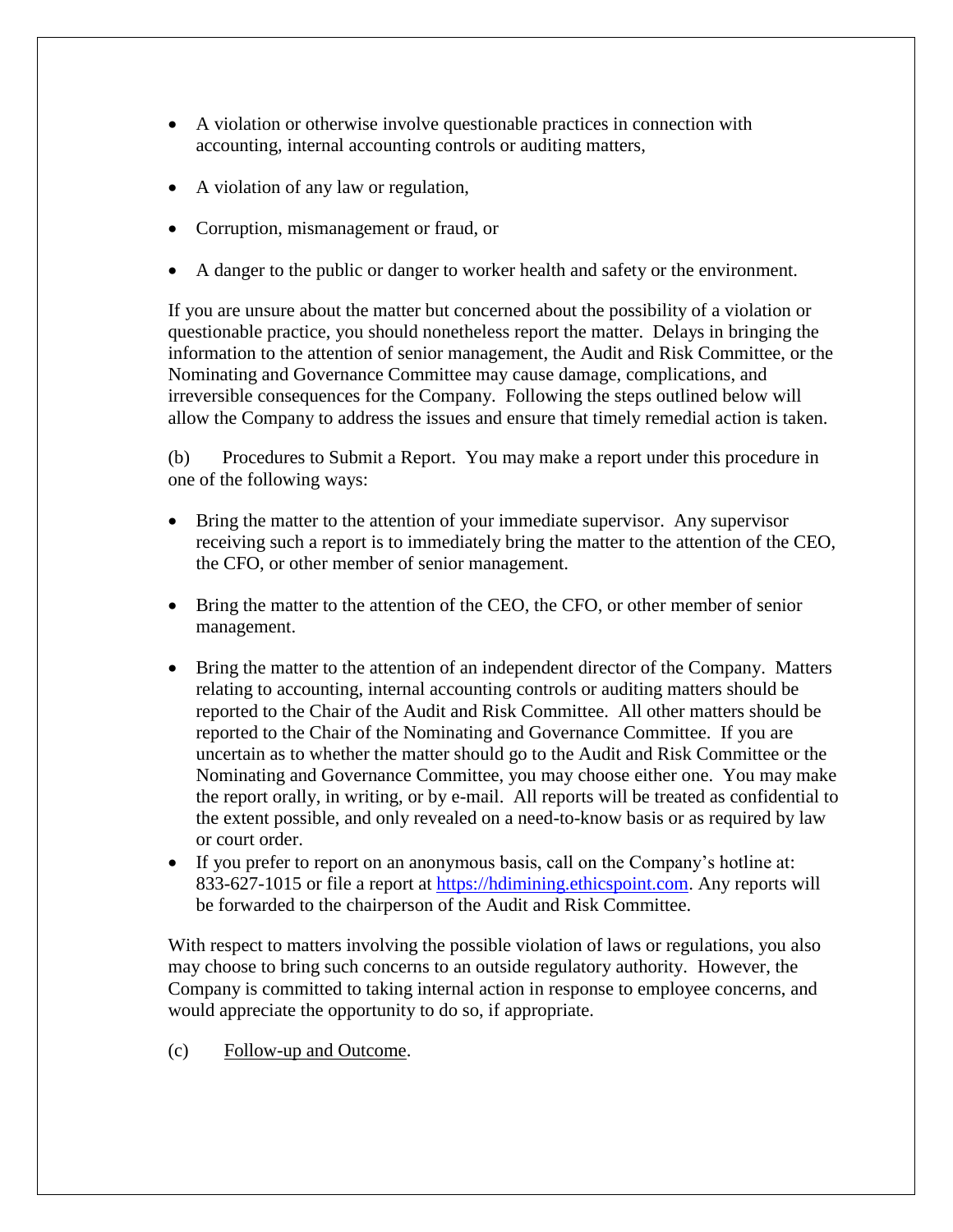- A violation or otherwise involve questionable practices in connection with accounting, internal accounting controls or auditing matters,
- A violation of any law or regulation,
- Corruption, mismanagement or fraud, or
- A danger to the public or danger to worker health and safety or the environment.

If you are unsure about the matter but concerned about the possibility of a violation or questionable practice, you should nonetheless report the matter. Delays in bringing the information to the attention of senior management, the Audit and Risk Committee, or the Nominating and Governance Committee may cause damage, complications, and irreversible consequences for the Company. Following the steps outlined below will allow the Company to address the issues and ensure that timely remedial action is taken.

(b) Procedures to Submit a Report. You may make a report under this procedure in one of the following ways:

- Bring the matter to the attention of your immediate supervisor. Any supervisor receiving such a report is to immediately bring the matter to the attention of the CEO, the CFO, or other member of senior management.
- Bring the matter to the attention of the CEO, the CFO, or other member of senior management.
- Bring the matter to the attention of an independent director of the Company. Matters relating to accounting, internal accounting controls or auditing matters should be reported to the Chair of the Audit and Risk Committee. All other matters should be reported to the Chair of the Nominating and Governance Committee. If you are uncertain as to whether the matter should go to the Audit and Risk Committee or the Nominating and Governance Committee, you may choose either one. You may make the report orally, in writing, or by e-mail. All reports will be treated as confidential to the extent possible, and only revealed on a need-to-know basis or as required by law or court order.
- If you prefer to report on an anonymous basis, call on the Company's hotline at: 833-627-1015 or file a report at [https://hdimining.ethicspoint.com](https://hdimining.ethicspoint.com). Any reports will be forwarded to the chairperson of the Audit and Risk Committee.

With respect to matters involving the possible violation of laws or regulations, you also may choose to bring such concerns to an outside regulatory authority. However, the Company is committed to taking internal action in response to employee concerns, and would appreciate the opportunity to do so, if appropriate.

(c) Follow-up and Outcome.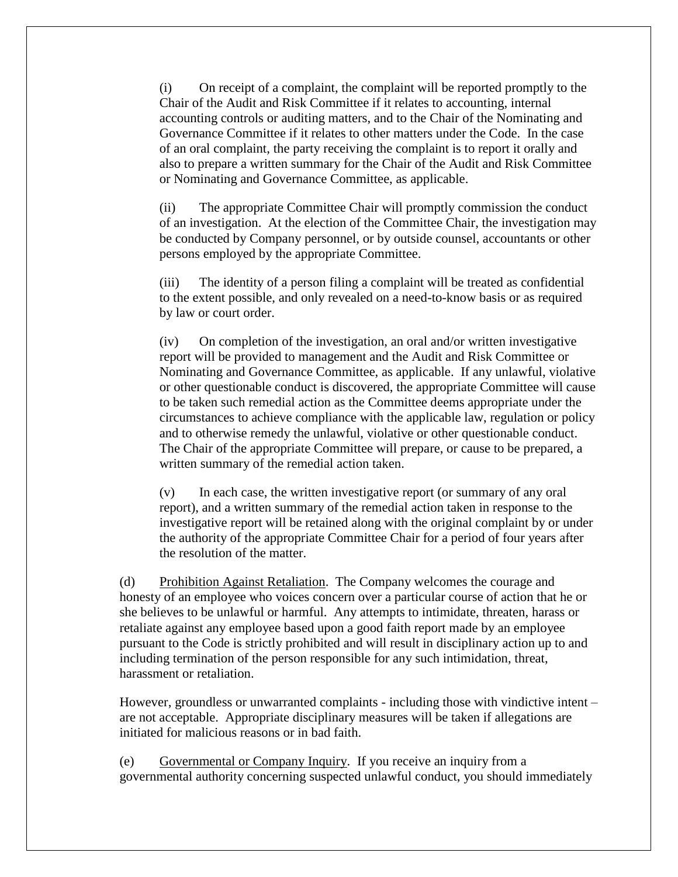(i) On receipt of a complaint, the complaint will be reported promptly to the Chair of the Audit and Risk Committee if it relates to accounting, internal accounting controls or auditing matters, and to the Chair of the Nominating and Governance Committee if it relates to other matters under the Code. In the case of an oral complaint, the party receiving the complaint is to report it orally and also to prepare a written summary for the Chair of the Audit and Risk Committee or Nominating and Governance Committee, as applicable.

(ii) The appropriate Committee Chair will promptly commission the conduct of an investigation. At the election of the Committee Chair, the investigation may be conducted by Company personnel, or by outside counsel, accountants or other persons employed by the appropriate Committee.

(iii) The identity of a person filing a complaint will be treated as confidential to the extent possible, and only revealed on a need-to-know basis or as required by law or court order.

(iv) On completion of the investigation, an oral and/or written investigative report will be provided to management and the Audit and Risk Committee or Nominating and Governance Committee, as applicable. If any unlawful, violative or other questionable conduct is discovered, the appropriate Committee will cause to be taken such remedial action as the Committee deems appropriate under the circumstances to achieve compliance with the applicable law, regulation or policy and to otherwise remedy the unlawful, violative or other questionable conduct. The Chair of the appropriate Committee will prepare, or cause to be prepared, a written summary of the remedial action taken.

(v) In each case, the written investigative report (or summary of any oral report), and a written summary of the remedial action taken in response to the investigative report will be retained along with the original complaint by or under the authority of the appropriate Committee Chair for a period of four years after the resolution of the matter.

(d) Prohibition Against Retaliation. The Company welcomes the courage and honesty of an employee who voices concern over a particular course of action that he or she believes to be unlawful or harmful. Any attempts to intimidate, threaten, harass or retaliate against any employee based upon a good faith report made by an employee pursuant to the Code is strictly prohibited and will result in disciplinary action up to and including termination of the person responsible for any such intimidation, threat, harassment or retaliation.

However, groundless or unwarranted complaints - including those with vindictive intent – are not acceptable. Appropriate disciplinary measures will be taken if allegations are initiated for malicious reasons or in bad faith.

(e) Governmental or Company Inquiry. If you receive an inquiry from a governmental authority concerning suspected unlawful conduct, you should immediately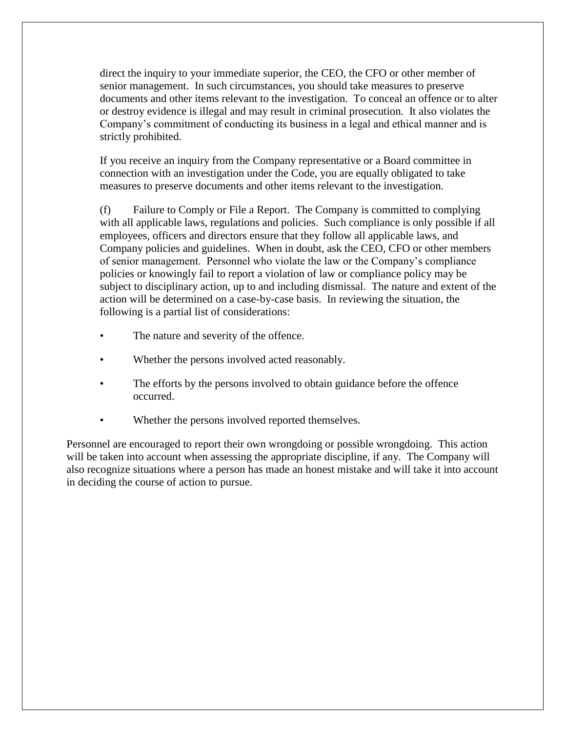direct the inquiry to your immediate superior, the CEO, the CFO or other member of senior management. In such circumstances, you should take measures to preserve documents and other items relevant to the investigation. To conceal an offence or to alter or destroy evidence is illegal and may result in criminal prosecution. It also violates the Company's commitment of conducting its business in a legal and ethical manner and is strictly prohibited.

If you receive an inquiry from the Company representative or a Board committee in connection with an investigation under the Code, you are equally obligated to take measures to preserve documents and other items relevant to the investigation.

(f) Failure to Comply or File a Report. The Company is committed to complying with all applicable laws, regulations and policies. Such compliance is only possible if all employees, officers and directors ensure that they follow all applicable laws, and Company policies and guidelines. When in doubt, ask the CEO, CFO or other members of senior management. Personnel who violate the law or the Company's compliance policies or knowingly fail to report a violation of law or compliance policy may be subject to disciplinary action, up to and including dismissal. The nature and extent of the action will be determined on a case-by-case basis. In reviewing the situation, the following is a partial list of considerations:

- The nature and severity of the offence.
- Whether the persons involved acted reasonably.
- The efforts by the persons involved to obtain guidance before the offence occurred.
- Whether the persons involved reported themselves.

Personnel are encouraged to report their own wrongdoing or possible wrongdoing. This action will be taken into account when assessing the appropriate discipline, if any. The Company will also recognize situations where a person has made an honest mistake and will take it into account in deciding the course of action to pursue.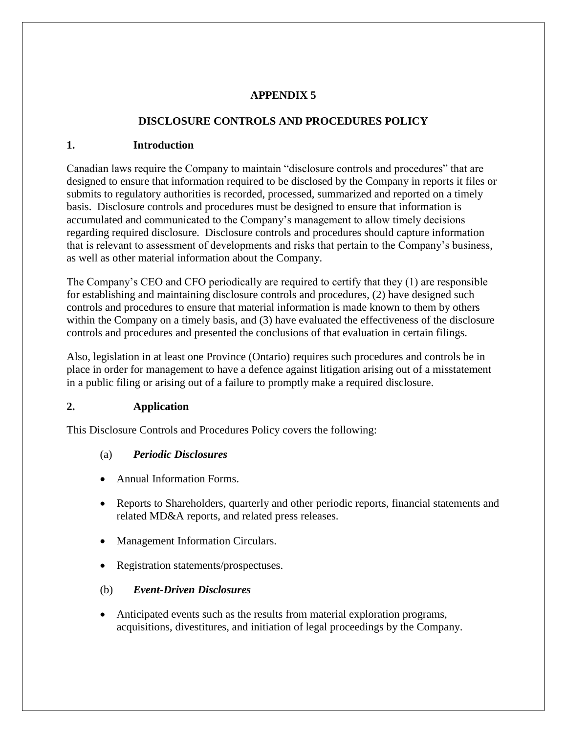# APPENDIX 5

## DISCLOSURE CONTROLS AND PROCEDURES POLICY

### 1. Introduction

Canadian laws require the Company to maintain "disclosure controls and procedures" that are designed to ensure that information required to be disclosed by the Company in reports it files or submits to regulatory authorities is recorded, processed, summarized and reported on a timely basis. Disclosure controls and procedures must be designed to ensure that information is accumulated and communicated to the Company's management to allow timely decisions regarding required disclosure. Disclosure controls and procedures should capture information that is relevant to assessment of developments and risks that pertain to the Company's business, as well as other material information about the Company.

The Company's CEO and CFO periodically are required to certify that they (1) are responsible for establishing and maintaining disclosure controls and procedures, (2) have designed such controls and procedures to ensure that material information is made known to them by others within the Company on a timely basis, and (3) have evaluated the effectiveness of the disclosure controls and procedures and presented the conclusions of that evaluation in certain filings.

Also, legislation in at least one Province (Ontario) requires such procedures and controls be in place in order for management to have a defence against litigation arising out of a misstatement in a public filing or arising out of a failure to promptly make a required disclosure.

### 2. Application

This Disclosure Controls and Procedures Policy covers the following:

(a) ***Periodic Disclosures***

- Annual Information Forms.
- Reports to Shareholders, quarterly and other periodic reports, financial statements and related MD&A reports, and related press releases.
- Management Information Circulars.
- Registration statements/prospectuses.

(b) ***Event-Driven Disclosures***

- Anticipated events such as the results from material exploration programs, acquisitions, divestitures, and initiation of legal proceedings by the Company.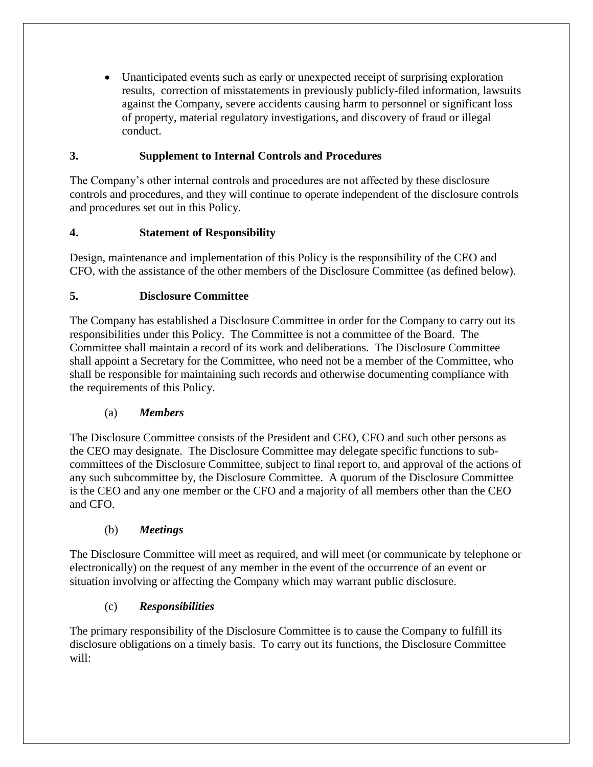- Unanticipated events such as early or unexpected receipt of surprising exploration results, correction of misstatements in previously publicly-filed information, lawsuits against the Company, severe accidents causing harm to personnel or significant loss of property, material regulatory investigations, and discovery of fraud or illegal conduct.

## 3. Supplement to Internal Controls and Procedures

The Company's other internal controls and procedures are not affected by these disclosure controls and procedures, and they will continue to operate independent of the disclosure controls and procedures set out in this Policy.

## 4. Statement of Responsibility

Design, maintenance and implementation of this Policy is the responsibility of the CEO and CFO, with the assistance of the other members of the Disclosure Committee (as defined below).

## 5. Disclosure Committee

The Company has established a Disclosure Committee in order for the Company to carry out its responsibilities under this Policy. The Committee is not a committee of the Board. The Committee shall maintain a record of its work and deliberations. The Disclosure Committee shall appoint a Secretary for the Committee, who need not be a member of the Committee, who shall be responsible for maintaining such records and otherwise documenting compliance with the requirements of this Policy.

### (a) *Members*

The Disclosure Committee consists of the President and CEO, CFO and such other persons as the CEO may designate. The Disclosure Committee may delegate specific functions to sub-committees of the Disclosure Committee, subject to final report to, and approval of the actions of any such subcommittee by, the Disclosure Committee. A quorum of the Disclosure Committee is the CEO and any one member or the CFO and a majority of all members other than the CEO and CFO.

### (b) *Meetings*

The Disclosure Committee will meet as required, and will meet (or communicate by telephone or electronically) on the request of any member in the event of the occurrence of an event or situation involving or affecting the Company which may warrant public disclosure.

### (c) *Responsibilities*

The primary responsibility of the Disclosure Committee is to cause the Company to fulfill its disclosure obligations on a timely basis. To carry out its functions, the Disclosure Committee will: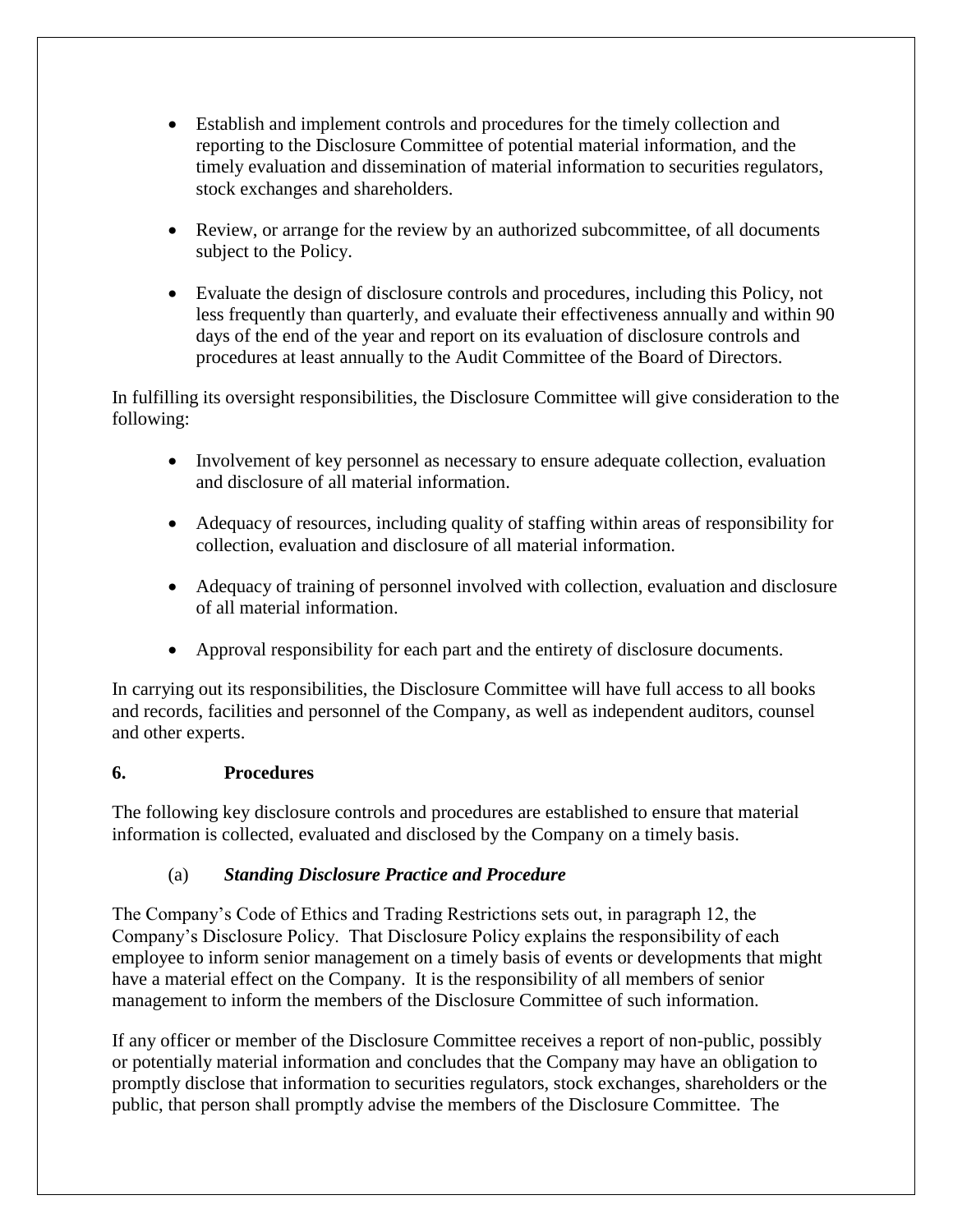- Establish and implement controls and procedures for the timely collection and reporting to the Disclosure Committee of potential material information, and the timely evaluation and dissemination of material information to securities regulators, stock exchanges and shareholders.

- Review, or arrange for the review by an authorized subcommittee, of all documents subject to the Policy.

- Evaluate the design of disclosure controls and procedures, including this Policy, not less frequently than quarterly, and evaluate their effectiveness annually and within 90 days of the end of the year and report on its evaluation of disclosure controls and procedures at least annually to the Audit Committee of the Board of Directors.

In fulfilling its oversight responsibilities, the Disclosure Committee will give consideration to the following:

- Involvement of key personnel as necessary to ensure adequate collection, evaluation and disclosure of all material information.

- Adequacy of resources, including quality of staffing within areas of responsibility for collection, evaluation and disclosure of all material information.

- Adequacy of training of personnel involved with collection, evaluation and disclosure of all material information.

- Approval responsibility for each part and the entirety of disclosure documents.

In carrying out its responsibilities, the Disclosure Committee will have full access to all books and records, facilities and personnel of the Company, as well as independent auditors, counsel and other experts.

## 6. Procedures

The following key disclosure controls and procedures are established to ensure that material information is collected, evaluated and disclosed by the Company on a timely basis.

### (a) ***Standing Disclosure Practice and Procedure***

The Company's Code of Ethics and Trading Restrictions sets out, in paragraph 12, the Company's Disclosure Policy. That Disclosure Policy explains the responsibility of each employee to inform senior management on a timely basis of events or developments that might have a material effect on the Company. It is the responsibility of all members of senior management to inform the members of the Disclosure Committee of such information.

If any officer or member of the Disclosure Committee receives a report of non-public, possibly or potentially material information and concludes that the Company may have an obligation to promptly disclose that information to securities regulators, stock exchanges, shareholders or the public, that person shall promptly advise the members of the Disclosure Committee. The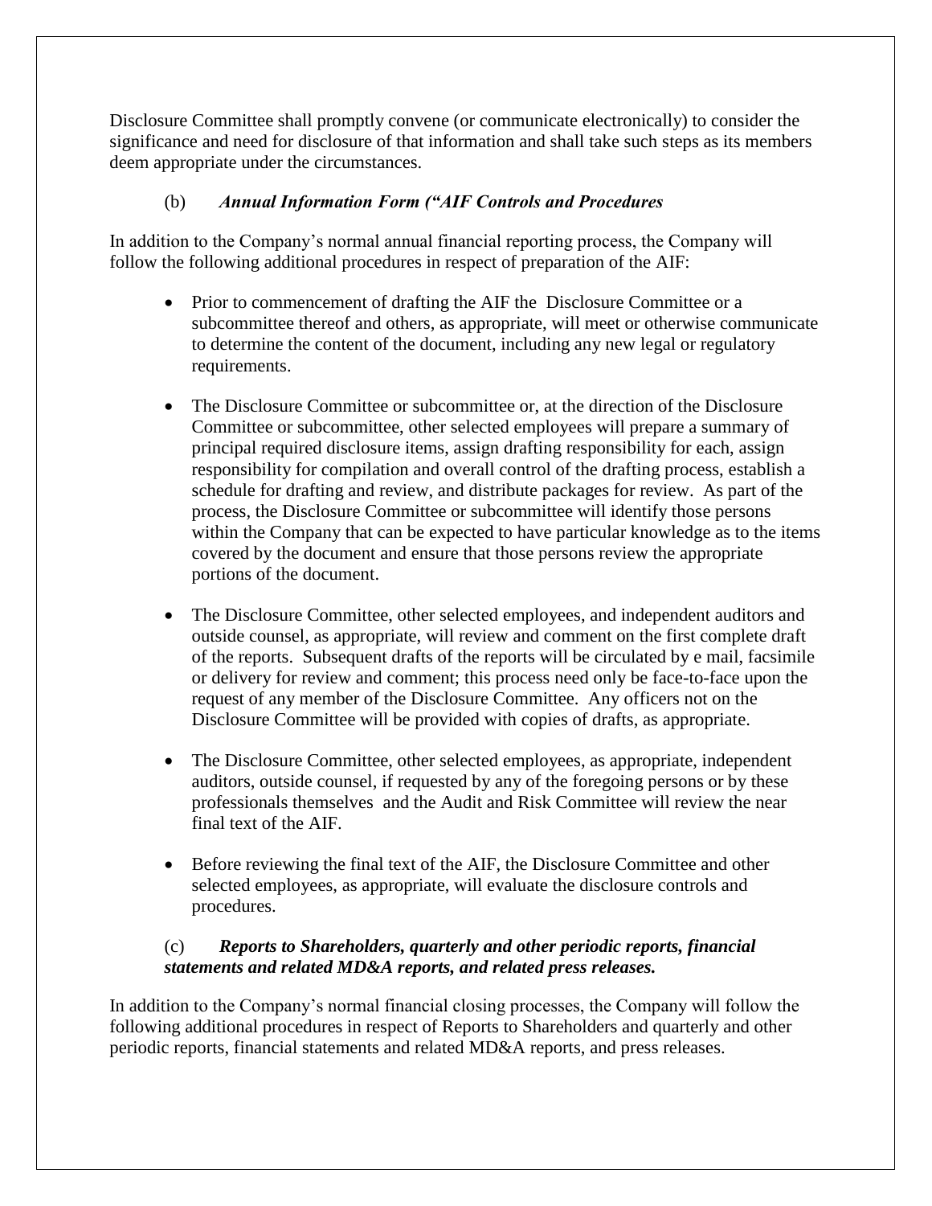Disclosure Committee shall promptly convene (or communicate electronically) to consider the significance and need for disclosure of that information and shall take such steps as its members deem appropriate under the circumstances.

(b) ***Annual Information Form ("AIF Controls and Procedures***

In addition to the Company's normal annual financial reporting process, the Company will follow the following additional procedures in respect of preparation of the AIF:

- Prior to commencement of drafting the AIF the Disclosure Committee or a subcommittee thereof and others, as appropriate, will meet or otherwise communicate to determine the content of the document, including any new legal or regulatory requirements.
- The Disclosure Committee or subcommittee or, at the direction of the Disclosure Committee or subcommittee, other selected employees will prepare a summary of principal required disclosure items, assign drafting responsibility for each, assign responsibility for compilation and overall control of the drafting process, establish a schedule for drafting and review, and distribute packages for review. As part of the process, the Disclosure Committee or subcommittee will identify those persons within the Company that can be expected to have particular knowledge as to the items covered by the document and ensure that those persons review the appropriate portions of the document.
- The Disclosure Committee, other selected employees, and independent auditors and outside counsel, as appropriate, will review and comment on the first complete draft of the reports. Subsequent drafts of the reports will be circulated by e mail, facsimile or delivery for review and comment; this process need only be face-to-face upon the request of any member of the Disclosure Committee. Any officers not on the Disclosure Committee will be provided with copies of drafts, as appropriate.
- The Disclosure Committee, other selected employees, as appropriate, independent auditors, outside counsel, if requested by any of the foregoing persons or by these professionals themselves and the Audit and Risk Committee will review the near final text of the AIF.
- Before reviewing the final text of the AIF, the Disclosure Committee and other selected employees, as appropriate, will evaluate the disclosure controls and procedures.

(c) ***Reports to Shareholders, quarterly and other periodic reports, financial statements and related MD&A reports, and related press releases.***

In addition to the Company's normal financial closing processes, the Company will follow the following additional procedures in respect of Reports to Shareholders and quarterly and other periodic reports, financial statements and related MD&A reports, and press releases.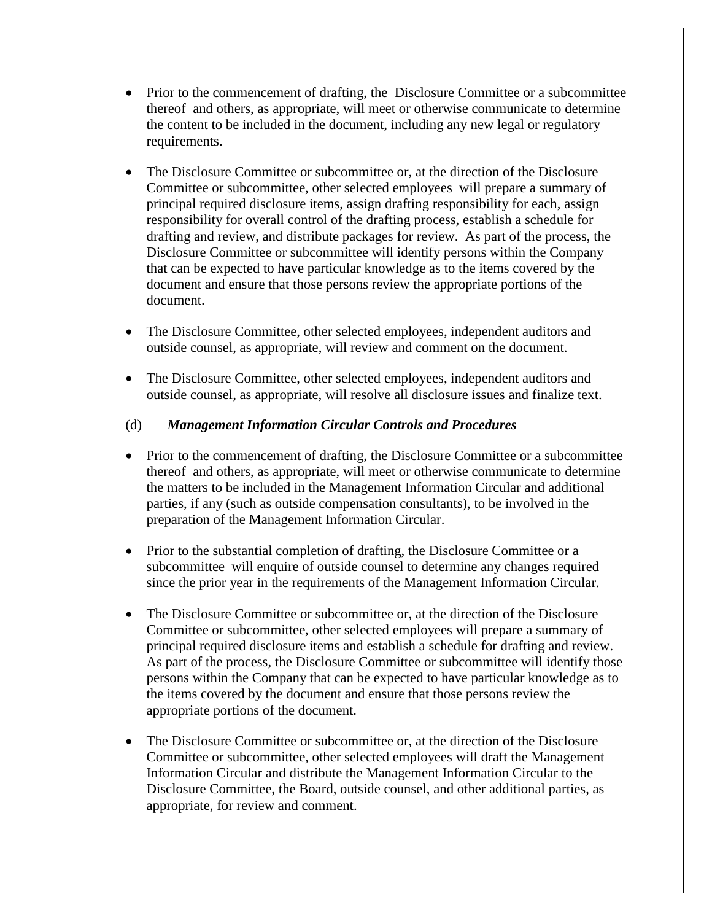- Prior to the commencement of drafting, the Disclosure Committee or a subcommittee thereof and others, as appropriate, will meet or otherwise communicate to determine the content to be included in the document, including any new legal or regulatory requirements.

- The Disclosure Committee or subcommittee or, at the direction of the Disclosure Committee or subcommittee, other selected employees will prepare a summary of principal required disclosure items, assign drafting responsibility for each, assign responsibility for overall control of the drafting process, establish a schedule for drafting and review, and distribute packages for review. As part of the process, the Disclosure Committee or subcommittee will identify persons within the Company that can be expected to have particular knowledge as to the items covered by the document and ensure that those persons review the appropriate portions of the document.

- The Disclosure Committee, other selected employees, independent auditors and outside counsel, as appropriate, will review and comment on the document.

- The Disclosure Committee, other selected employees, independent auditors and outside counsel, as appropriate, will resolve all disclosure issues and finalize text.

(d) ***Management Information Circular Controls and Procedures***

- Prior to the commencement of drafting, the Disclosure Committee or a subcommittee thereof and others, as appropriate, will meet or otherwise communicate to determine the matters to be included in the Management Information Circular and additional parties, if any (such as outside compensation consultants), to be involved in the preparation of the Management Information Circular.

- Prior to the substantial completion of drafting, the Disclosure Committee or a subcommittee will enquire of outside counsel to determine any changes required since the prior year in the requirements of the Management Information Circular.

- The Disclosure Committee or subcommittee or, at the direction of the Disclosure Committee or subcommittee, other selected employees will prepare a summary of principal required disclosure items and establish a schedule for drafting and review. As part of the process, the Disclosure Committee or subcommittee will identify those persons within the Company that can be expected to have particular knowledge as to the items covered by the document and ensure that those persons review the appropriate portions of the document.

- The Disclosure Committee or subcommittee or, at the direction of the Disclosure Committee or subcommittee, other selected employees will draft the Management Information Circular and distribute the Management Information Circular to the Disclosure Committee, the Board, outside counsel, and other additional parties, as appropriate, for review and comment.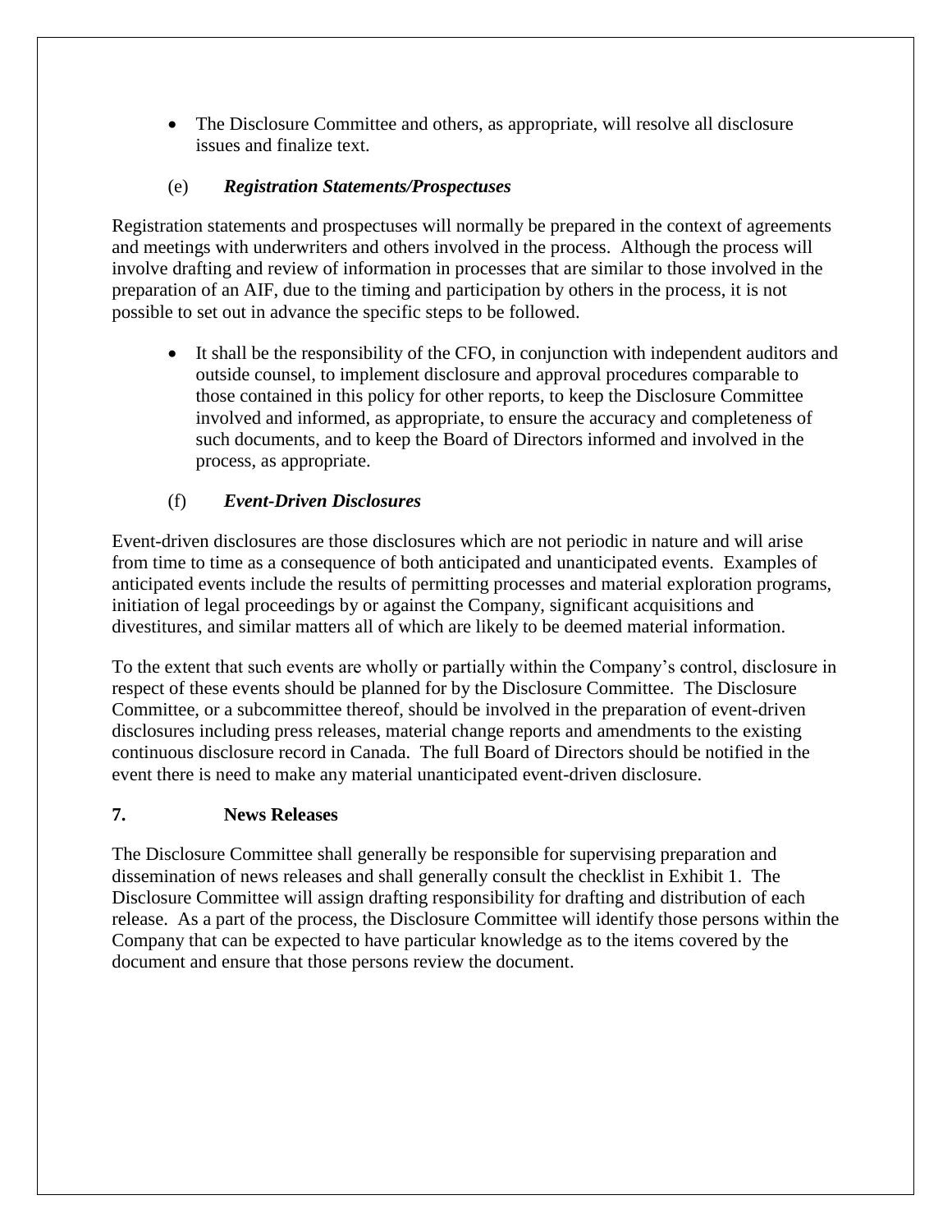- The Disclosure Committee and others, as appropriate, will resolve all disclosure issues and finalize text.

(e) ***Registration Statements/Prospectuses***

Registration statements and prospectuses will normally be prepared in the context of agreements and meetings with underwriters and others involved in the process. Although the process will involve drafting and review of information in processes that are similar to those involved in the preparation of an AIF, due to the timing and participation by others in the process, it is not possible to set out in advance the specific steps to be followed.

- It shall be the responsibility of the CFO, in conjunction with independent auditors and outside counsel, to implement disclosure and approval procedures comparable to those contained in this policy for other reports, to keep the Disclosure Committee involved and informed, as appropriate, to ensure the accuracy and completeness of such documents, and to keep the Board of Directors informed and involved in the process, as appropriate.

(f) ***Event-Driven Disclosures***

Event-driven disclosures are those disclosures which are not periodic in nature and will arise from time to time as a consequence of both anticipated and unanticipated events. Examples of anticipated events include the results of permitting processes and material exploration programs, initiation of legal proceedings by or against the Company, significant acquisitions and divestitures, and similar matters all of which are likely to be deemed material information.

To the extent that such events are wholly or partially within the Company's control, disclosure in respect of these events should be planned for by the Disclosure Committee. The Disclosure Committee, or a subcommittee thereof, should be involved in the preparation of event-driven disclosures including press releases, material change reports and amendments to the existing continuous disclosure record in Canada. The full Board of Directors should be notified in the event there is need to make any material unanticipated event-driven disclosure.

## 7. News Releases

The Disclosure Committee shall generally be responsible for supervising preparation and dissemination of news releases and shall generally consult the checklist in Exhibit 1. The Disclosure Committee will assign drafting responsibility for drafting and distribution of each release. As a part of the process, the Disclosure Committee will identify those persons within the Company that can be expected to have particular knowledge as to the items covered by the document and ensure that those persons review the document.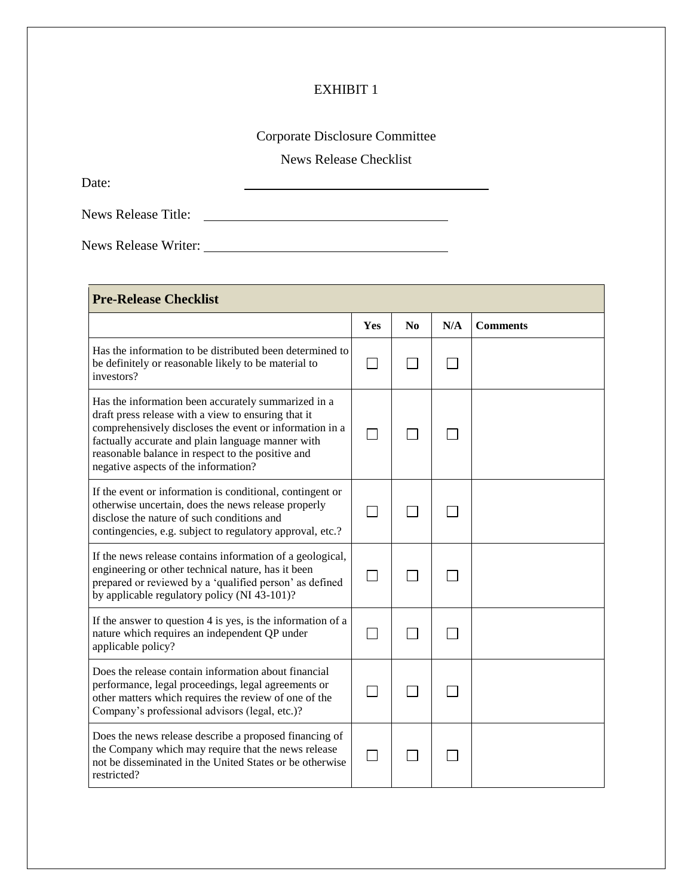EXHIBIT 1

Corporate Disclosure Committee

News Release Checklist

Date: \_\_\_\_\_\_\_\_\_\_\_\_\_\_\_\_\_\_\_\_\_\_\_\_\_\_\_\_\_\_\_\_\_\_

News Release Title: \_\_\_\_\_\_\_\_\_\_\_\_\_\_\_\_\_\_\_\_\_\_\_\_\_\_\_\_\_\_\_\_\_\_

News Release Writer: \_\_\_\_\_\_\_\_\_\_\_\_\_\_\_\_\_\_\_\_\_\_\_\_\_\_\_\_\_\_\_\_\_\_

| **Pre-Release Checklist** | | | | |
|---|---|---|---|---|
| | **Yes** | **No** | **N/A** | **Comments** |
| Has the information to be distributed been determined to be definitely or reasonable likely to be material to investors? | ☐ | ☐ | ☐ | |
| Has the information been accurately summarized in a draft press release with a view to ensuring that it comprehensively discloses the event or information in a factually accurate and plain language manner with reasonable balance in respect to the positive and negative aspects of the information? | ☐ | ☐ | ☐ | |
| If the event or information is conditional, contingent or otherwise uncertain, does the news release properly disclose the nature of such conditions and contingencies, e.g. subject to regulatory approval, etc.? | ☐ | ☐ | ☐ | |
| If the news release contains information of a geological, engineering or other technical nature, has it been prepared or reviewed by a 'qualified person' as defined by applicable regulatory policy (NI 43-101)? | ☐ | ☐ | ☐ | |
| If the answer to question 4 is yes, is the information of a nature which requires an independent QP under applicable policy? | ☐ | ☐ | ☐ | |
| Does the release contain information about financial performance, legal proceedings, legal agreements or other matters which requires the review of one of the Company's professional advisors (legal, etc.)? | ☐ | ☐ | ☐ | |
| Does the news release describe a proposed financing of the Company which may require that the news release not be disseminated in the United States or be otherwise restricted? | ☐ | ☐ | ☐ | |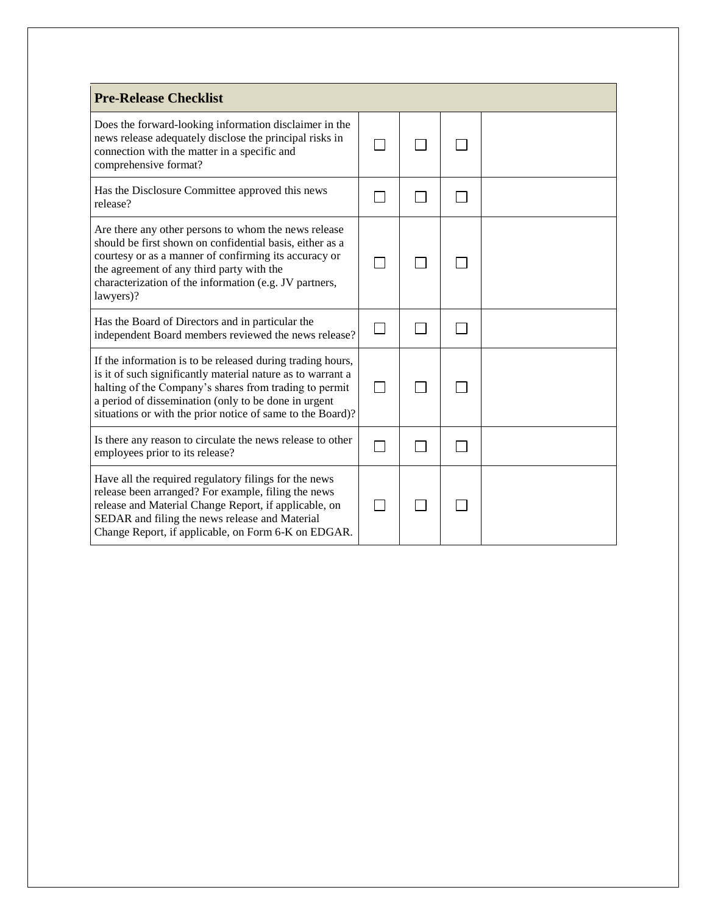| Pre-Release Checklist | | | | |
|---|---|---|---|---|
| Does the forward-looking information disclaimer in the news release adequately disclose the principal risks in connection with the matter in a specific and comprehensive format? | ☐ | ☐ | ☐ | |
| Has the Disclosure Committee approved this news release? | ☐ | ☐ | ☐ | |
| Are there any other persons to whom the news release should be first shown on confidential basis, either as a courtesy or as a manner of confirming its accuracy or the agreement of any third party with the characterization of the information (e.g. JV partners, lawyers)? | ☐ | ☐ | ☐ | |
| Has the Board of Directors and in particular the independent Board members reviewed the news release? | ☐ | ☐ | ☐ | |
| If the information is to be released during trading hours, is it of such significantly material nature as to warrant a halting of the Company's shares from trading to permit a period of dissemination (only to be done in urgent situations or with the prior notice of same to the Board)? | ☐ | ☐ | ☐ | |
| Is there any reason to circulate the news release to other employees prior to its release? | ☐ | ☐ | ☐ | |
| Have all the required regulatory filings for the news release been arranged? For example, filing the news release and Material Change Report, if applicable, on SEDAR and filing the news release and Material Change Report, if applicable, on Form 6-K on EDGAR. | ☐ | ☐ | ☐ | |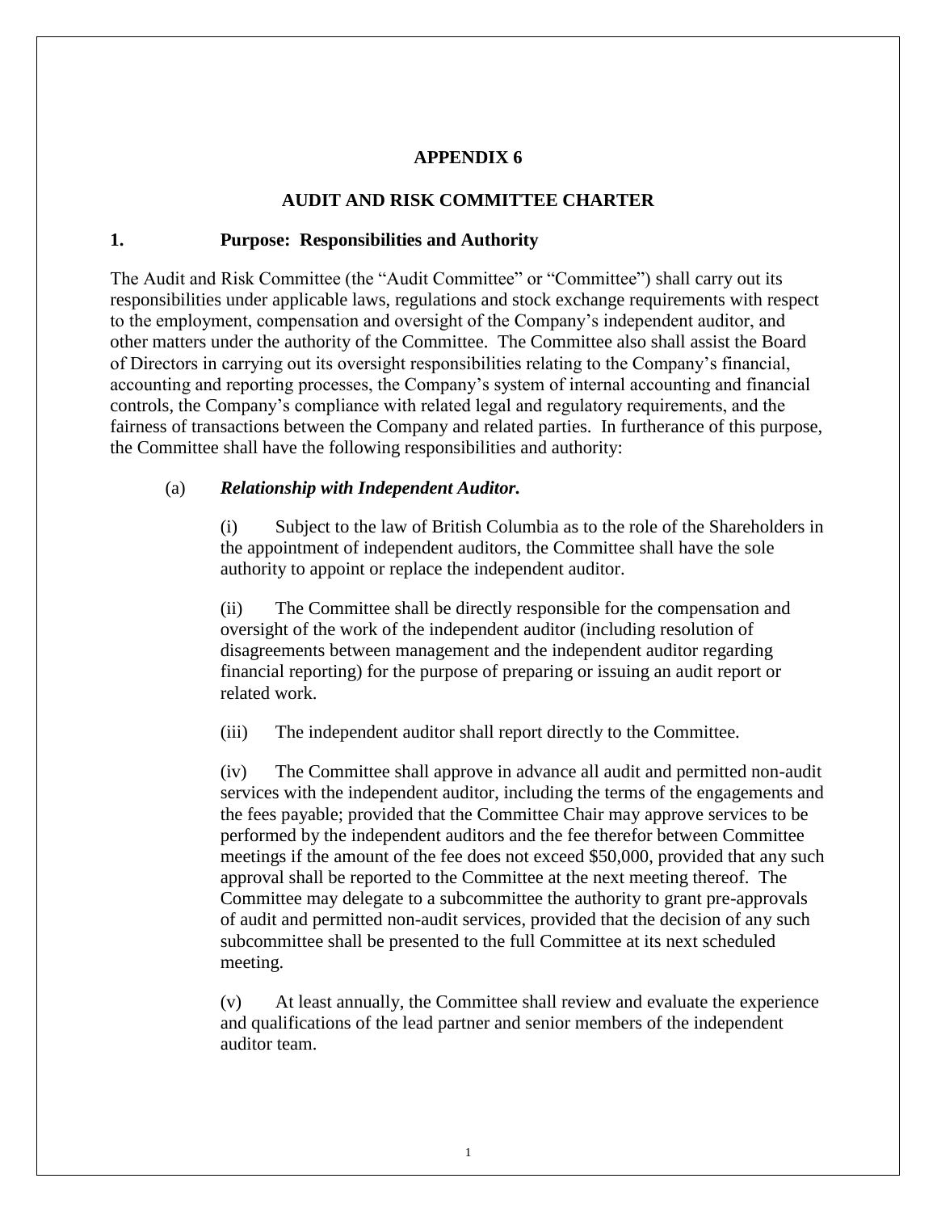# APPENDIX 6

## AUDIT AND RISK COMMITTEE CHARTER

### 1. Purpose: Responsibilities and Authority

The Audit and Risk Committee (the "Audit Committee" or "Committee") shall carry out its responsibilities under applicable laws, regulations and stock exchange requirements with respect to the employment, compensation and oversight of the Company's independent auditor, and other matters under the authority of the Committee. The Committee also shall assist the Board of Directors in carrying out its oversight responsibilities relating to the Company's financial, accounting and reporting processes, the Company's system of internal accounting and financial controls, the Company's compliance with related legal and regulatory requirements, and the fairness of transactions between the Company and related parties. In furtherance of this purpose, the Committee shall have the following responsibilities and authority:

(a) ***Relationship with Independent Auditor.***

(i) Subject to the law of British Columbia as to the role of the Shareholders in the appointment of independent auditors, the Committee shall have the sole authority to appoint or replace the independent auditor.

(ii) The Committee shall be directly responsible for the compensation and oversight of the work of the independent auditor (including resolution of disagreements between management and the independent auditor regarding financial reporting) for the purpose of preparing or issuing an audit report or related work.

(iii) The independent auditor shall report directly to the Committee.

(iv) The Committee shall approve in advance all audit and permitted non-audit services with the independent auditor, including the terms of the engagements and the fees payable; provided that the Committee Chair may approve services to be performed by the independent auditors and the fee therefor between Committee meetings if the amount of the fee does not exceed $50,000, provided that any such approval shall be reported to the Committee at the next meeting thereof. The Committee may delegate to a subcommittee the authority to grant pre-approvals of audit and permitted non-audit services, provided that the decision of any such subcommittee shall be presented to the full Committee at its next scheduled meeting.

(v) At least annually, the Committee shall review and evaluate the experience and qualifications of the lead partner and senior members of the independent auditor team.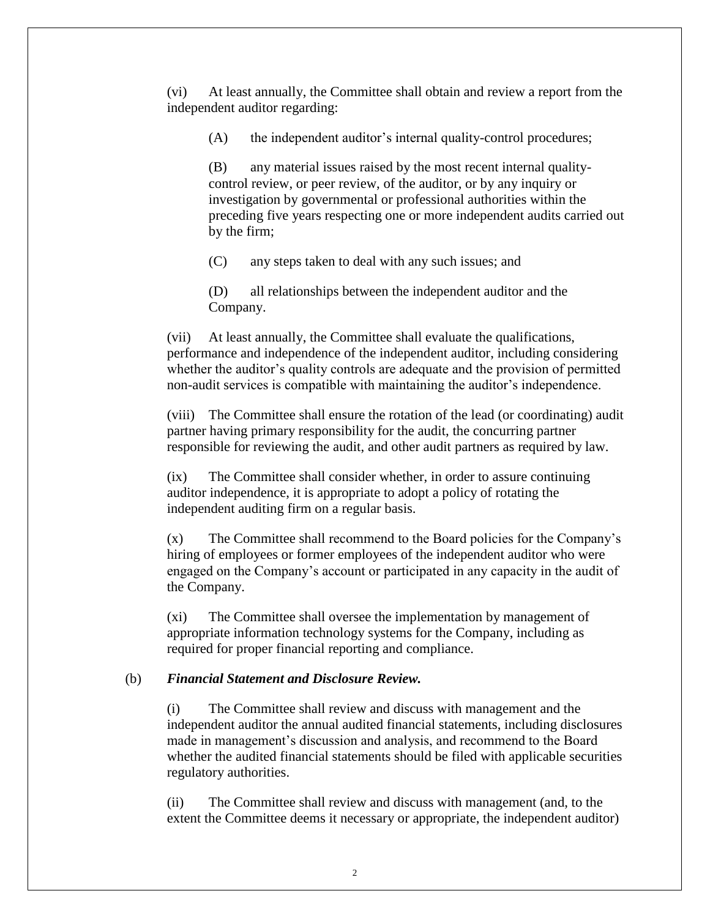(vi) At least annually, the Committee shall obtain and review a report from the independent auditor regarding:

(A) the independent auditor's internal quality-control procedures;

(B) any material issues raised by the most recent internal quality-control review, or peer review, of the auditor, or by any inquiry or investigation by governmental or professional authorities within the preceding five years respecting one or more independent audits carried out by the firm;

(C) any steps taken to deal with any such issues; and

(D) all relationships between the independent auditor and the Company.

(vii) At least annually, the Committee shall evaluate the qualifications, performance and independence of the independent auditor, including considering whether the auditor's quality controls are adequate and the provision of permitted non-audit services is compatible with maintaining the auditor's independence.

(viii) The Committee shall ensure the rotation of the lead (or coordinating) audit partner having primary responsibility for the audit, the concurring partner responsible for reviewing the audit, and other audit partners as required by law.

(ix) The Committee shall consider whether, in order to assure continuing auditor independence, it is appropriate to adopt a policy of rotating the independent auditing firm on a regular basis.

(x) The Committee shall recommend to the Board policies for the Company's hiring of employees or former employees of the independent auditor who were engaged on the Company's account or participated in any capacity in the audit of the Company.

(xi) The Committee shall oversee the implementation by management of appropriate information technology systems for the Company, including as required for proper financial reporting and compliance.

(b) ***Financial Statement and Disclosure Review.***

(i) The Committee shall review and discuss with management and the independent auditor the annual audited financial statements, including disclosures made in management's discussion and analysis, and recommend to the Board whether the audited financial statements should be filed with applicable securities regulatory authorities.

(ii) The Committee shall review and discuss with management (and, to the extent the Committee deems it necessary or appropriate, the independent auditor)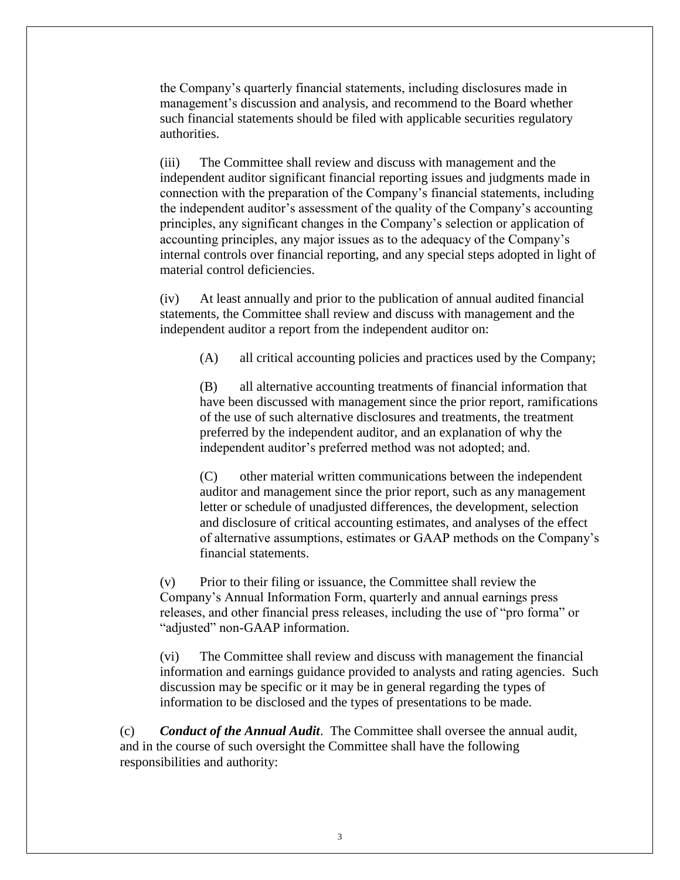the Company's quarterly financial statements, including disclosures made in management's discussion and analysis, and recommend to the Board whether such financial statements should be filed with applicable securities regulatory authorities.

(iii) The Committee shall review and discuss with management and the independent auditor significant financial reporting issues and judgments made in connection with the preparation of the Company's financial statements, including the independent auditor's assessment of the quality of the Company's accounting principles, any significant changes in the Company's selection or application of accounting principles, any major issues as to the adequacy of the Company's internal controls over financial reporting, and any special steps adopted in light of material control deficiencies.

(iv) At least annually and prior to the publication of annual audited financial statements, the Committee shall review and discuss with management and the independent auditor a report from the independent auditor on:

(A) all critical accounting policies and practices used by the Company;

(B) all alternative accounting treatments of financial information that have been discussed with management since the prior report, ramifications of the use of such alternative disclosures and treatments, the treatment preferred by the independent auditor, and an explanation of why the independent auditor's preferred method was not adopted; and.

(C) other material written communications between the independent auditor and management since the prior report, such as any management letter or schedule of unadjusted differences, the development, selection and disclosure of critical accounting estimates, and analyses of the effect of alternative assumptions, estimates or GAAP methods on the Company's financial statements.

(v) Prior to their filing or issuance, the Committee shall review the Company's Annual Information Form, quarterly and annual earnings press releases, and other financial press releases, including the use of "pro forma" or "adjusted" non-GAAP information.

(vi) The Committee shall review and discuss with management the financial information and earnings guidance provided to analysts and rating agencies. Such discussion may be specific or it may be in general regarding the types of information to be disclosed and the types of presentations to be made.

(c) ***Conduct of the Annual Audit***. The Committee shall oversee the annual audit, and in the course of such oversight the Committee shall have the following responsibilities and authority: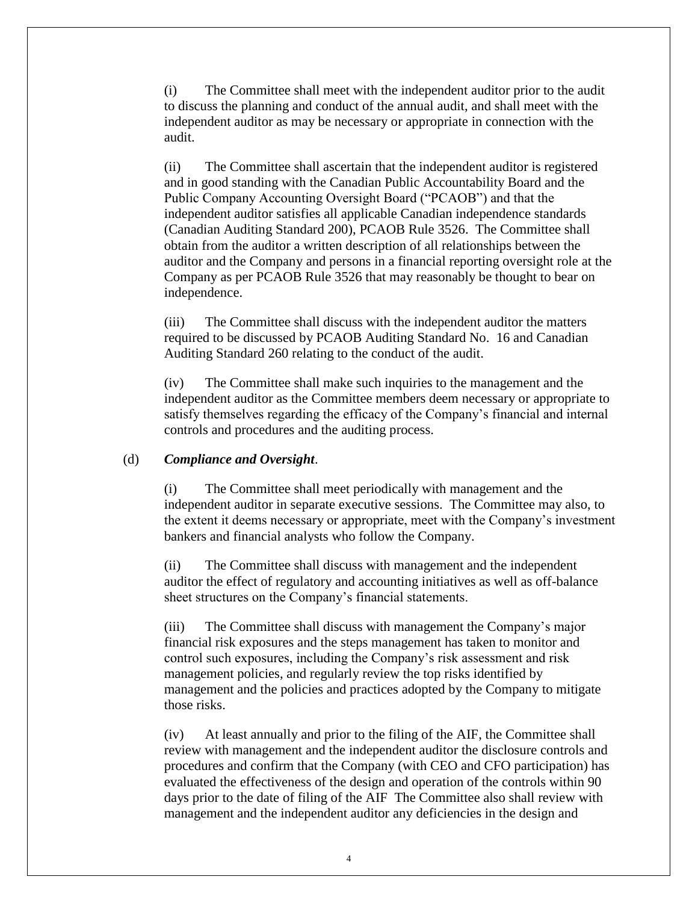(i) The Committee shall meet with the independent auditor prior to the audit to discuss the planning and conduct of the annual audit, and shall meet with the independent auditor as may be necessary or appropriate in connection with the audit.

(ii) The Committee shall ascertain that the independent auditor is registered and in good standing with the Canadian Public Accountability Board and the Public Company Accounting Oversight Board ("PCAOB") and that the independent auditor satisfies all applicable Canadian independence standards (Canadian Auditing Standard 200), PCAOB Rule 3526. The Committee shall obtain from the auditor a written description of all relationships between the auditor and the Company and persons in a financial reporting oversight role at the Company as per PCAOB Rule 3526 that may reasonably be thought to bear on independence.

(iii) The Committee shall discuss with the independent auditor the matters required to be discussed by PCAOB Auditing Standard No. 16 and Canadian Auditing Standard 260 relating to the conduct of the audit.

(iv) The Committee shall make such inquiries to the management and the independent auditor as the Committee members deem necessary or appropriate to satisfy themselves regarding the efficacy of the Company's financial and internal controls and procedures and the auditing process.

(d) ***Compliance and Oversight***.

(i) The Committee shall meet periodically with management and the independent auditor in separate executive sessions. The Committee may also, to the extent it deems necessary or appropriate, meet with the Company's investment bankers and financial analysts who follow the Company.

(ii) The Committee shall discuss with management and the independent auditor the effect of regulatory and accounting initiatives as well as off-balance sheet structures on the Company's financial statements.

(iii) The Committee shall discuss with management the Company's major financial risk exposures and the steps management has taken to monitor and control such exposures, including the Company's risk assessment and risk management policies, and regularly review the top risks identified by management and the policies and practices adopted by the Company to mitigate those risks.

(iv) At least annually and prior to the filing of the AIF, the Committee shall review with management and the independent auditor the disclosure controls and procedures and confirm that the Company (with CEO and CFO participation) has evaluated the effectiveness of the design and operation of the controls within 90 days prior to the date of filing of the AIF The Committee also shall review with management and the independent auditor any deficiencies in the design and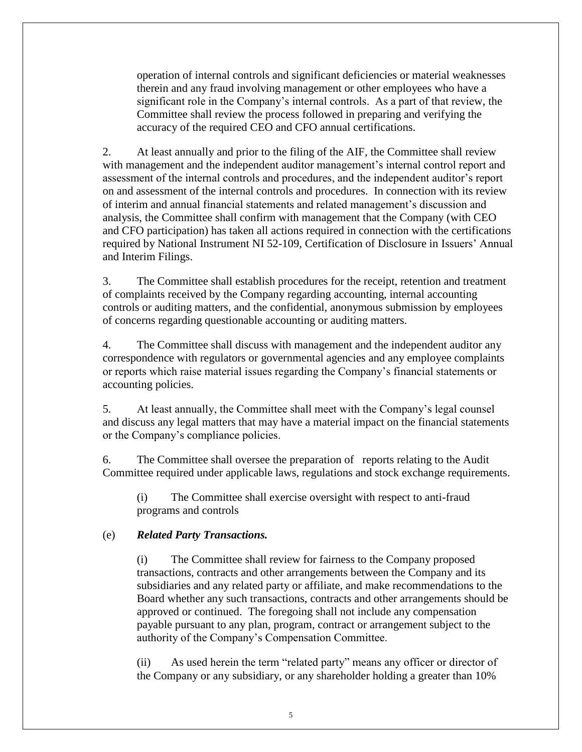operation of internal controls and significant deficiencies or material weaknesses therein and any fraud involving management or other employees who have a significant role in the Company's internal controls. As a part of that review, the Committee shall review the process followed in preparing and verifying the accuracy of the required CEO and CFO annual certifications.

2. At least annually and prior to the filing of the AIF, the Committee shall review with management and the independent auditor management's internal control report and assessment of the internal controls and procedures, and the independent auditor's report on and assessment of the internal controls and procedures. In connection with its review of interim and annual financial statements and related management's discussion and analysis, the Committee shall confirm with management that the Company (with CEO and CFO participation) has taken all actions required in connection with the certifications required by National Instrument NI 52-109, Certification of Disclosure in Issuers' Annual and Interim Filings.

3. The Committee shall establish procedures for the receipt, retention and treatment of complaints received by the Company regarding accounting, internal accounting controls or auditing matters, and the confidential, anonymous submission by employees of concerns regarding questionable accounting or auditing matters.

4. The Committee shall discuss with management and the independent auditor any correspondence with regulators or governmental agencies and any employee complaints or reports which raise material issues regarding the Company's financial statements or accounting policies.

5. At least annually, the Committee shall meet with the Company's legal counsel and discuss any legal matters that may have a material impact on the financial statements or the Company's compliance policies.

6. The Committee shall oversee the preparation of reports relating to the Audit Committee required under applicable laws, regulations and stock exchange requirements.

(i) The Committee shall exercise oversight with respect to anti-fraud programs and controls

(e) ***Related Party Transactions.***

(i) The Committee shall review for fairness to the Company proposed transactions, contracts and other arrangements between the Company and its subsidiaries and any related party or affiliate, and make recommendations to the Board whether any such transactions, contracts and other arrangements should be approved or continued. The foregoing shall not include any compensation payable pursuant to any plan, program, contract or arrangement subject to the authority of the Company's Compensation Committee.

(ii) As used herein the term "related party" means any officer or director of the Company or any subsidiary, or any shareholder holding a greater than 10%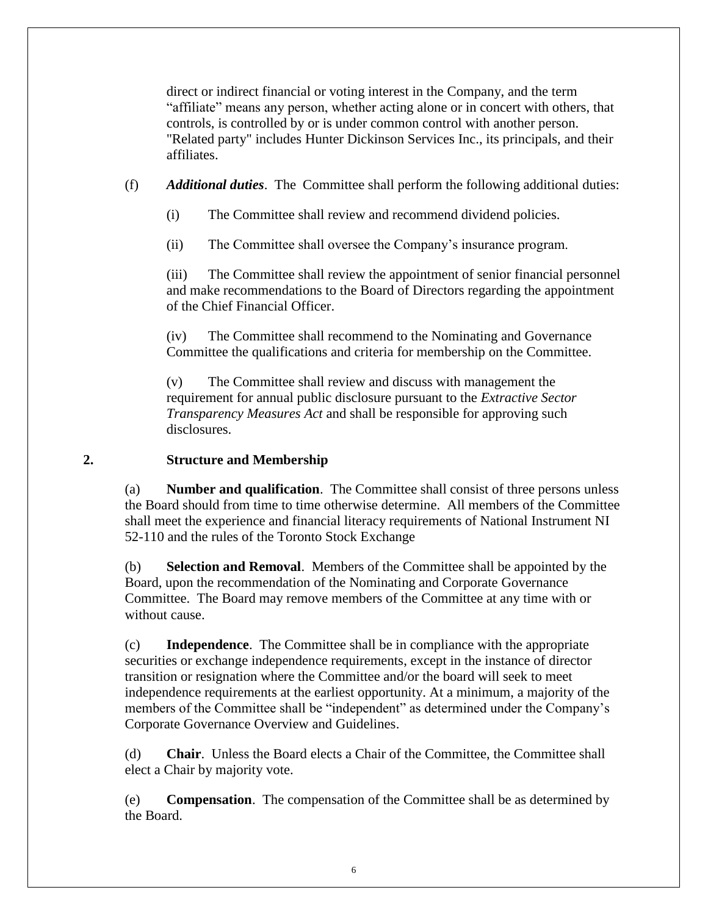direct or indirect financial or voting interest in the Company, and the term "affiliate" means any person, whether acting alone or in concert with others, that controls, is controlled by or is under common control with another person. "Related party" includes Hunter Dickinson Services Inc., its principals, and their affiliates.

(f) ***Additional duties***. The Committee shall perform the following additional duties:

(i) The Committee shall review and recommend dividend policies.

(ii) The Committee shall oversee the Company's insurance program.

(iii) The Committee shall review the appointment of senior financial personnel and make recommendations to the Board of Directors regarding the appointment of the Chief Financial Officer.

(iv) The Committee shall recommend to the Nominating and Governance Committee the qualifications and criteria for membership on the Committee.

(v) The Committee shall review and discuss with management the requirement for annual public disclosure pursuant to the *Extractive Sector Transparency Measures Act* and shall be responsible for approving such disclosures.

## 2. Structure and Membership

(a) **Number and qualification**. The Committee shall consist of three persons unless the Board should from time to time otherwise determine. All members of the Committee shall meet the experience and financial literacy requirements of National Instrument NI 52-110 and the rules of the Toronto Stock Exchange

(b) **Selection and Removal**. Members of the Committee shall be appointed by the Board, upon the recommendation of the Nominating and Corporate Governance Committee. The Board may remove members of the Committee at any time with or without cause.

(c) **Independence**. The Committee shall be in compliance with the appropriate securities or exchange independence requirements, except in the instance of director transition or resignation where the Committee and/or the board will seek to meet independence requirements at the earliest opportunity. At a minimum, a majority of the members of the Committee shall be "independent" as determined under the Company's Corporate Governance Overview and Guidelines.

(d) **Chair**. Unless the Board elects a Chair of the Committee, the Committee shall elect a Chair by majority vote.

(e) **Compensation**. The compensation of the Committee shall be as determined by the Board.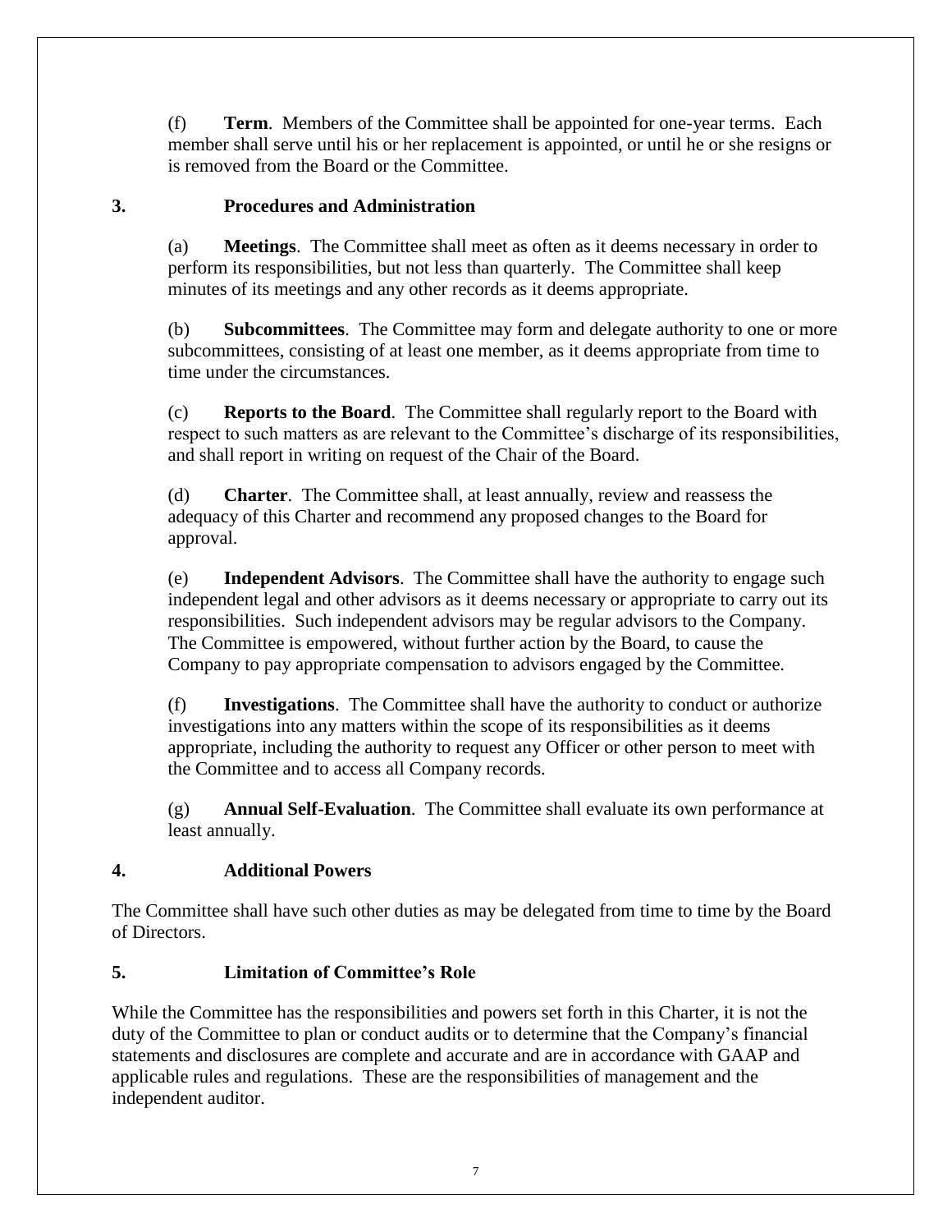(f) **Term**. Members of the Committee shall be appointed for one-year terms. Each member shall serve until his or her replacement is appointed, or until he or she resigns or is removed from the Board or the Committee.

## 3. Procedures and Administration

(a) **Meetings**. The Committee shall meet as often as it deems necessary in order to perform its responsibilities, but not less than quarterly. The Committee shall keep minutes of its meetings and any other records as it deems appropriate.

(b) **Subcommittees**. The Committee may form and delegate authority to one or more subcommittees, consisting of at least one member, as it deems appropriate from time to time under the circumstances.

(c) **Reports to the Board**. The Committee shall regularly report to the Board with respect to such matters as are relevant to the Committee's discharge of its responsibilities, and shall report in writing on request of the Chair of the Board.

(d) **Charter**. The Committee shall, at least annually, review and reassess the adequacy of this Charter and recommend any proposed changes to the Board for approval.

(e) **Independent Advisors**. The Committee shall have the authority to engage such independent legal and other advisors as it deems necessary or appropriate to carry out its responsibilities. Such independent advisors may be regular advisors to the Company. The Committee is empowered, without further action by the Board, to cause the Company to pay appropriate compensation to advisors engaged by the Committee.

(f) **Investigations**. The Committee shall have the authority to conduct or authorize investigations into any matters within the scope of its responsibilities as it deems appropriate, including the authority to request any Officer or other person to meet with the Committee and to access all Company records.

(g) **Annual Self-Evaluation**. The Committee shall evaluate its own performance at least annually.

## 4. Additional Powers

The Committee shall have such other duties as may be delegated from time to time by the Board of Directors.

## 5. Limitation of Committee's Role

While the Committee has the responsibilities and powers set forth in this Charter, it is not the duty of the Committee to plan or conduct audits or to determine that the Company's financial statements and disclosures are complete and accurate and are in accordance with GAAP and applicable rules and regulations. These are the responsibilities of management and the independent auditor.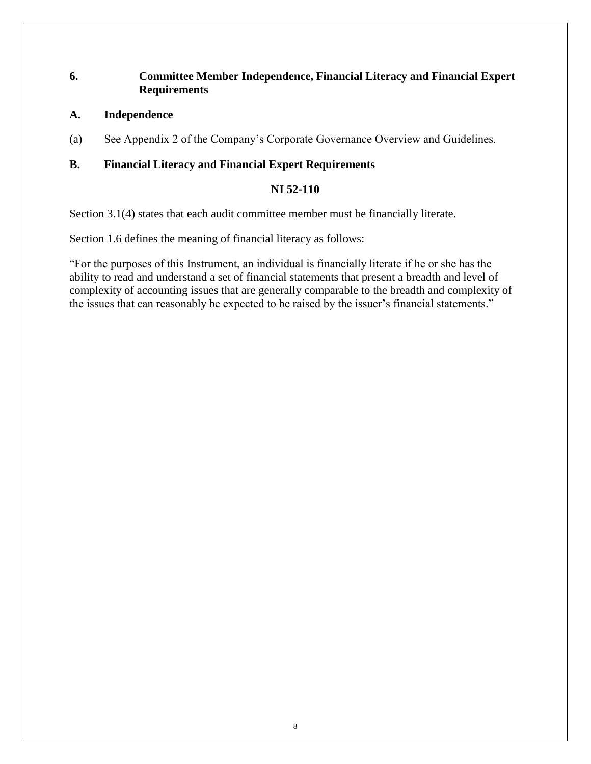## 6. Committee Member Independence, Financial Literacy and Financial Expert Requirements

### A. Independence

(a) See Appendix 2 of the Company's Corporate Governance Overview and Guidelines.

### B. Financial Literacy and Financial Expert Requirements

**NI 52-110**

Section 3.1(4) states that each audit committee member must be financially literate.

Section 1.6 defines the meaning of financial literacy as follows:

"For the purposes of this Instrument, an individual is financially literate if he or she has the ability to read and understand a set of financial statements that present a breadth and level of complexity of accounting issues that are generally comparable to the breadth and complexity of the issues that can reasonably be expected to be raised by the issuer's financial statements."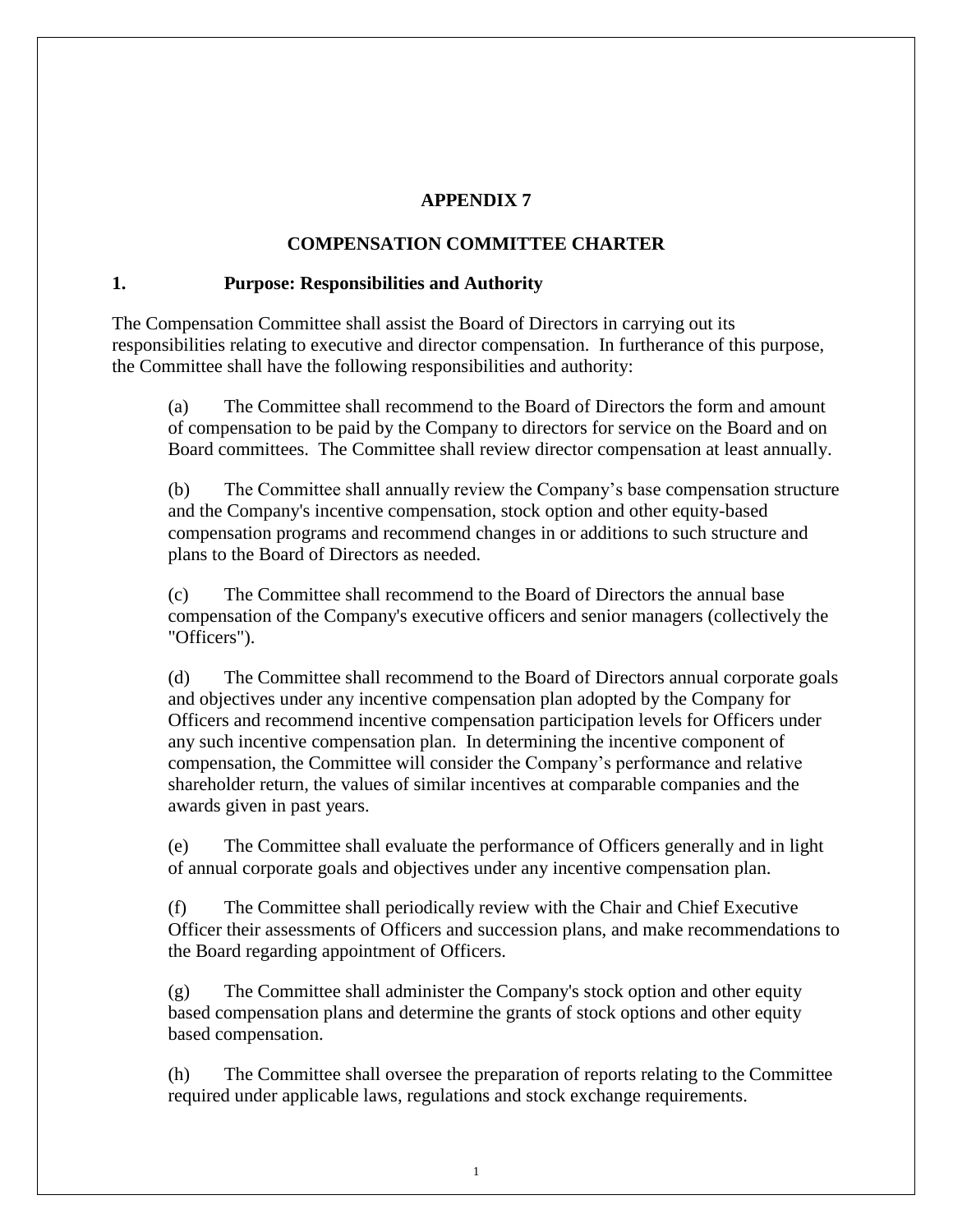## APPENDIX 7

## COMPENSATION COMMITTEE CHARTER

### 1. Purpose: Responsibilities and Authority

The Compensation Committee shall assist the Board of Directors in carrying out its responsibilities relating to executive and director compensation. In furtherance of this purpose, the Committee shall have the following responsibilities and authority:

(a) The Committee shall recommend to the Board of Directors the form and amount of compensation to be paid by the Company to directors for service on the Board and on Board committees. The Committee shall review director compensation at least annually.

(b) The Committee shall annually review the Company's base compensation structure and the Company's incentive compensation, stock option and other equity-based compensation programs and recommend changes in or additions to such structure and plans to the Board of Directors as needed.

(c) The Committee shall recommend to the Board of Directors the annual base compensation of the Company's executive officers and senior managers (collectively the "Officers").

(d) The Committee shall recommend to the Board of Directors annual corporate goals and objectives under any incentive compensation plan adopted by the Company for Officers and recommend incentive compensation participation levels for Officers under any such incentive compensation plan. In determining the incentive component of compensation, the Committee will consider the Company's performance and relative shareholder return, the values of similar incentives at comparable companies and the awards given in past years.

(e) The Committee shall evaluate the performance of Officers generally and in light of annual corporate goals and objectives under any incentive compensation plan.

(f) The Committee shall periodically review with the Chair and Chief Executive Officer their assessments of Officers and succession plans, and make recommendations to the Board regarding appointment of Officers.

(g) The Committee shall administer the Company's stock option and other equity based compensation plans and determine the grants of stock options and other equity based compensation.

(h) The Committee shall oversee the preparation of reports relating to the Committee required under applicable laws, regulations and stock exchange requirements.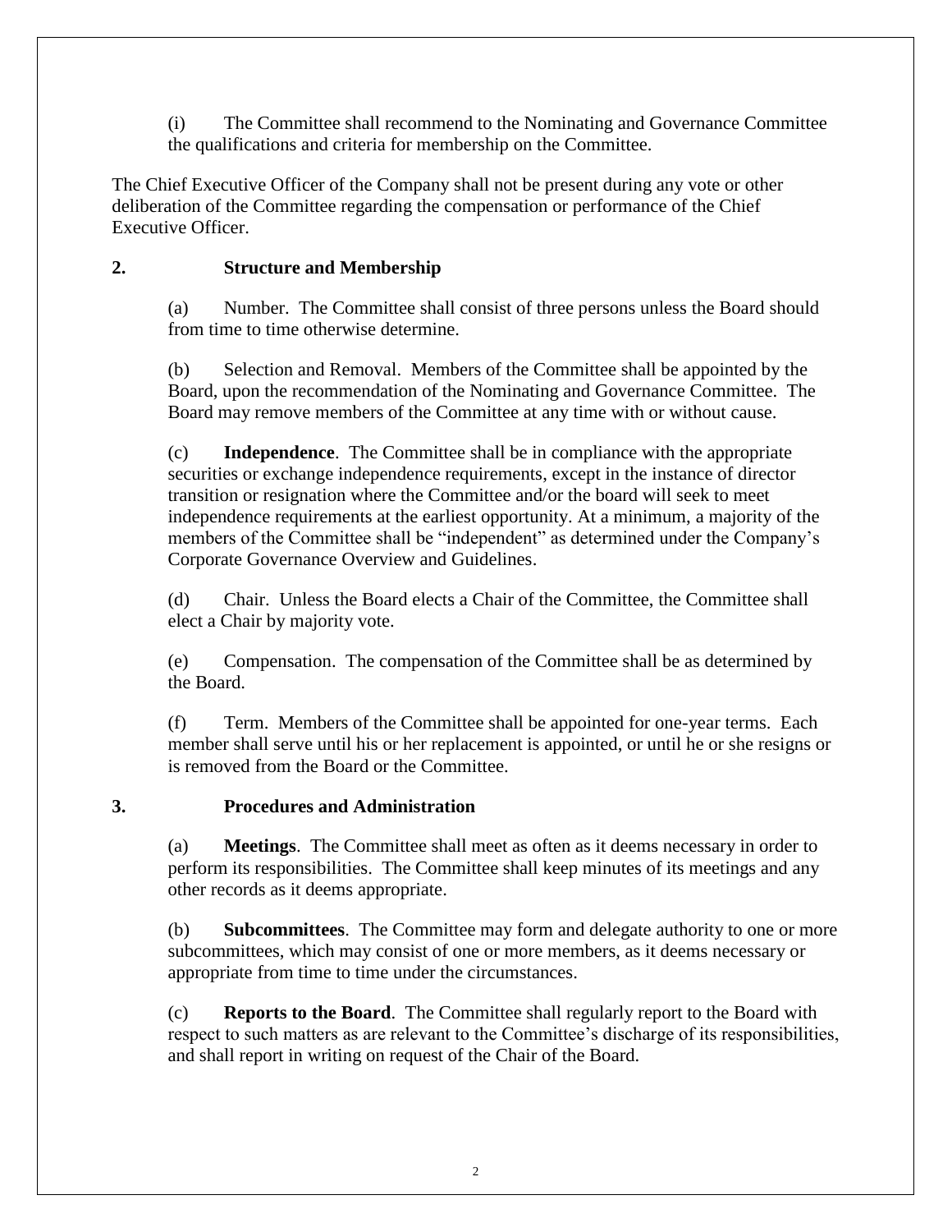(i) The Committee shall recommend to the Nominating and Governance Committee the qualifications and criteria for membership on the Committee.

The Chief Executive Officer of the Company shall not be present during any vote or other deliberation of the Committee regarding the compensation or performance of the Chief Executive Officer.

## 2. Structure and Membership

(a) Number. The Committee shall consist of three persons unless the Board should from time to time otherwise determine.

(b) Selection and Removal. Members of the Committee shall be appointed by the Board, upon the recommendation of the Nominating and Governance Committee. The Board may remove members of the Committee at any time with or without cause.

(c) **Independence**. The Committee shall be in compliance with the appropriate securities or exchange independence requirements, except in the instance of director transition or resignation where the Committee and/or the board will seek to meet independence requirements at the earliest opportunity. At a minimum, a majority of the members of the Committee shall be "independent" as determined under the Company's Corporate Governance Overview and Guidelines.

(d) Chair. Unless the Board elects a Chair of the Committee, the Committee shall elect a Chair by majority vote.

(e) Compensation. The compensation of the Committee shall be as determined by the Board.

(f) Term. Members of the Committee shall be appointed for one-year terms. Each member shall serve until his or her replacement is appointed, or until he or she resigns or is removed from the Board or the Committee.

## 3. Procedures and Administration

(a) **Meetings**. The Committee shall meet as often as it deems necessary in order to perform its responsibilities. The Committee shall keep minutes of its meetings and any other records as it deems appropriate.

(b) **Subcommittees**. The Committee may form and delegate authority to one or more subcommittees, which may consist of one or more members, as it deems necessary or appropriate from time to time under the circumstances.

(c) **Reports to the Board**. The Committee shall regularly report to the Board with respect to such matters as are relevant to the Committee's discharge of its responsibilities, and shall report in writing on request of the Chair of the Board.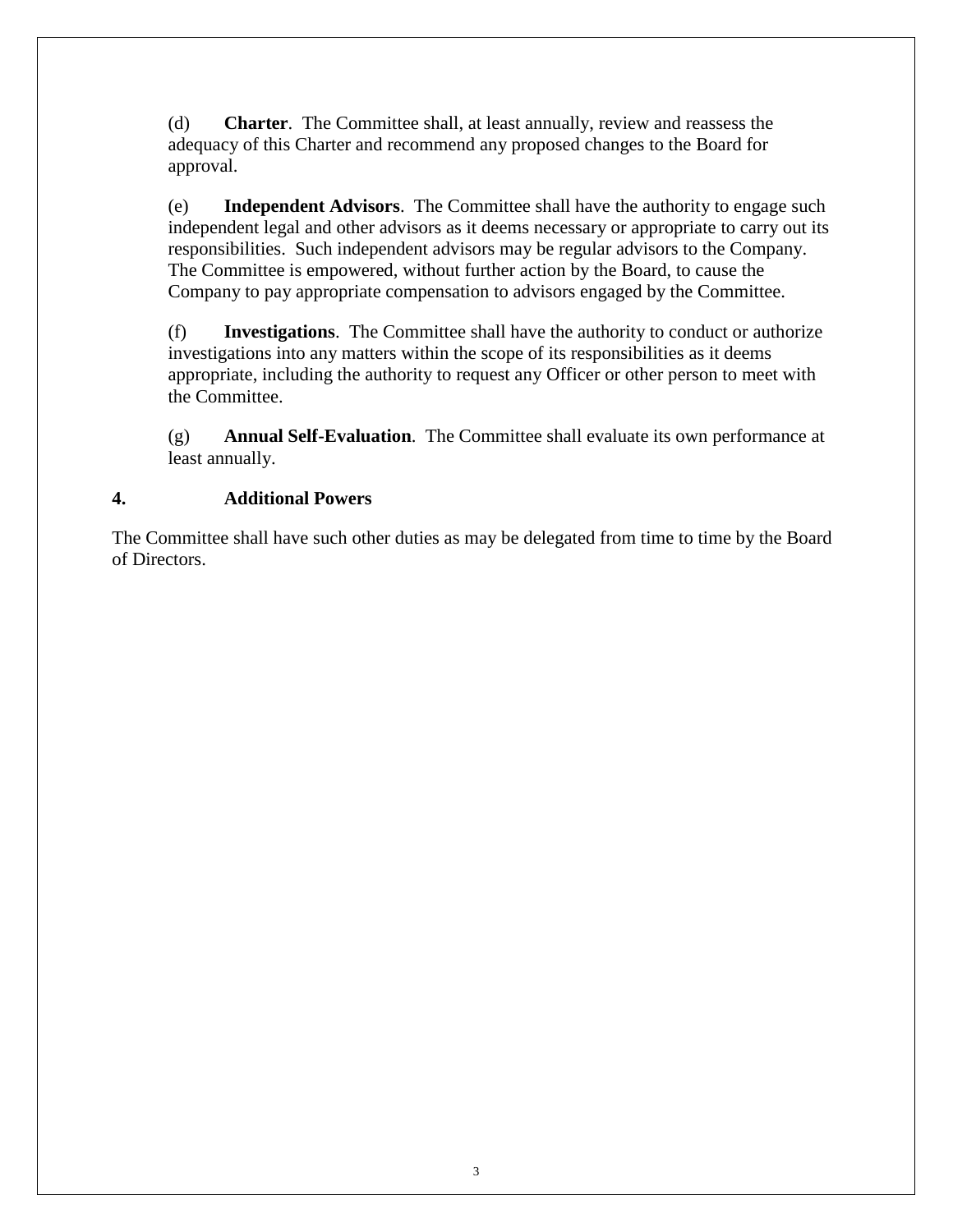(d) **Charter**. The Committee shall, at least annually, review and reassess the adequacy of this Charter and recommend any proposed changes to the Board for approval.

(e) **Independent Advisors**. The Committee shall have the authority to engage such independent legal and other advisors as it deems necessary or appropriate to carry out its responsibilities. Such independent advisors may be regular advisors to the Company. The Committee is empowered, without further action by the Board, to cause the Company to pay appropriate compensation to advisors engaged by the Committee.

(f) **Investigations**. The Committee shall have the authority to conduct or authorize investigations into any matters within the scope of its responsibilities as it deems appropriate, including the authority to request any Officer or other person to meet with the Committee.

(g) **Annual Self-Evaluation**. The Committee shall evaluate its own performance at least annually.

## 4. Additional Powers

The Committee shall have such other duties as may be delegated from time to time by the Board of Directors.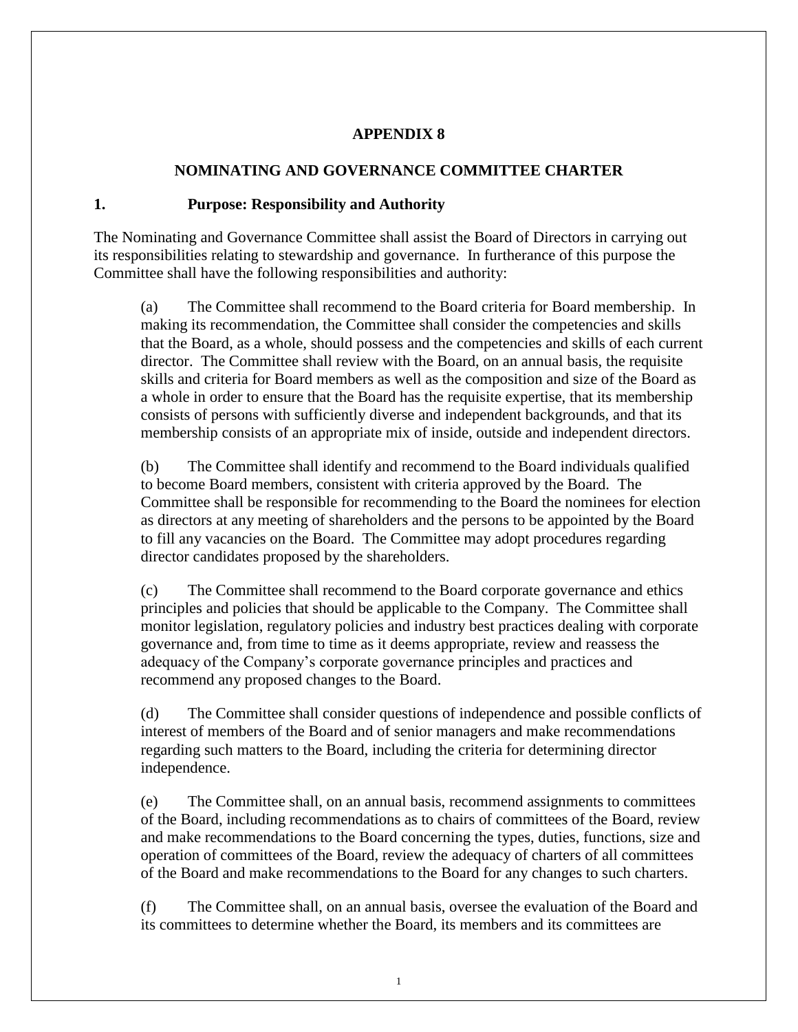# APPENDIX 8

## NOMINATING AND GOVERNANCE COMMITTEE CHARTER

### 1. Purpose: Responsibility and Authority

The Nominating and Governance Committee shall assist the Board of Directors in carrying out its responsibilities relating to stewardship and governance. In furtherance of this purpose the Committee shall have the following responsibilities and authority:

(a) The Committee shall recommend to the Board criteria for Board membership. In making its recommendation, the Committee shall consider the competencies and skills that the Board, as a whole, should possess and the competencies and skills of each current director. The Committee shall review with the Board, on an annual basis, the requisite skills and criteria for Board members as well as the composition and size of the Board as a whole in order to ensure that the Board has the requisite expertise, that its membership consists of persons with sufficiently diverse and independent backgrounds, and that its membership consists of an appropriate mix of inside, outside and independent directors.

(b) The Committee shall identify and recommend to the Board individuals qualified to become Board members, consistent with criteria approved by the Board. The Committee shall be responsible for recommending to the Board the nominees for election as directors at any meeting of shareholders and the persons to be appointed by the Board to fill any vacancies on the Board. The Committee may adopt procedures regarding director candidates proposed by the shareholders.

(c) The Committee shall recommend to the Board corporate governance and ethics principles and policies that should be applicable to the Company. The Committee shall monitor legislation, regulatory policies and industry best practices dealing with corporate governance and, from time to time as it deems appropriate, review and reassess the adequacy of the Company's corporate governance principles and practices and recommend any proposed changes to the Board.

(d) The Committee shall consider questions of independence and possible conflicts of interest of members of the Board and of senior managers and make recommendations regarding such matters to the Board, including the criteria for determining director independence.

(e) The Committee shall, on an annual basis, recommend assignments to committees of the Board, including recommendations as to chairs of committees of the Board, review and make recommendations to the Board concerning the types, duties, functions, size and operation of committees of the Board, review the adequacy of charters of all committees of the Board and make recommendations to the Board for any changes to such charters.

(f) The Committee shall, on an annual basis, oversee the evaluation of the Board and its committees to determine whether the Board, its members and its committees are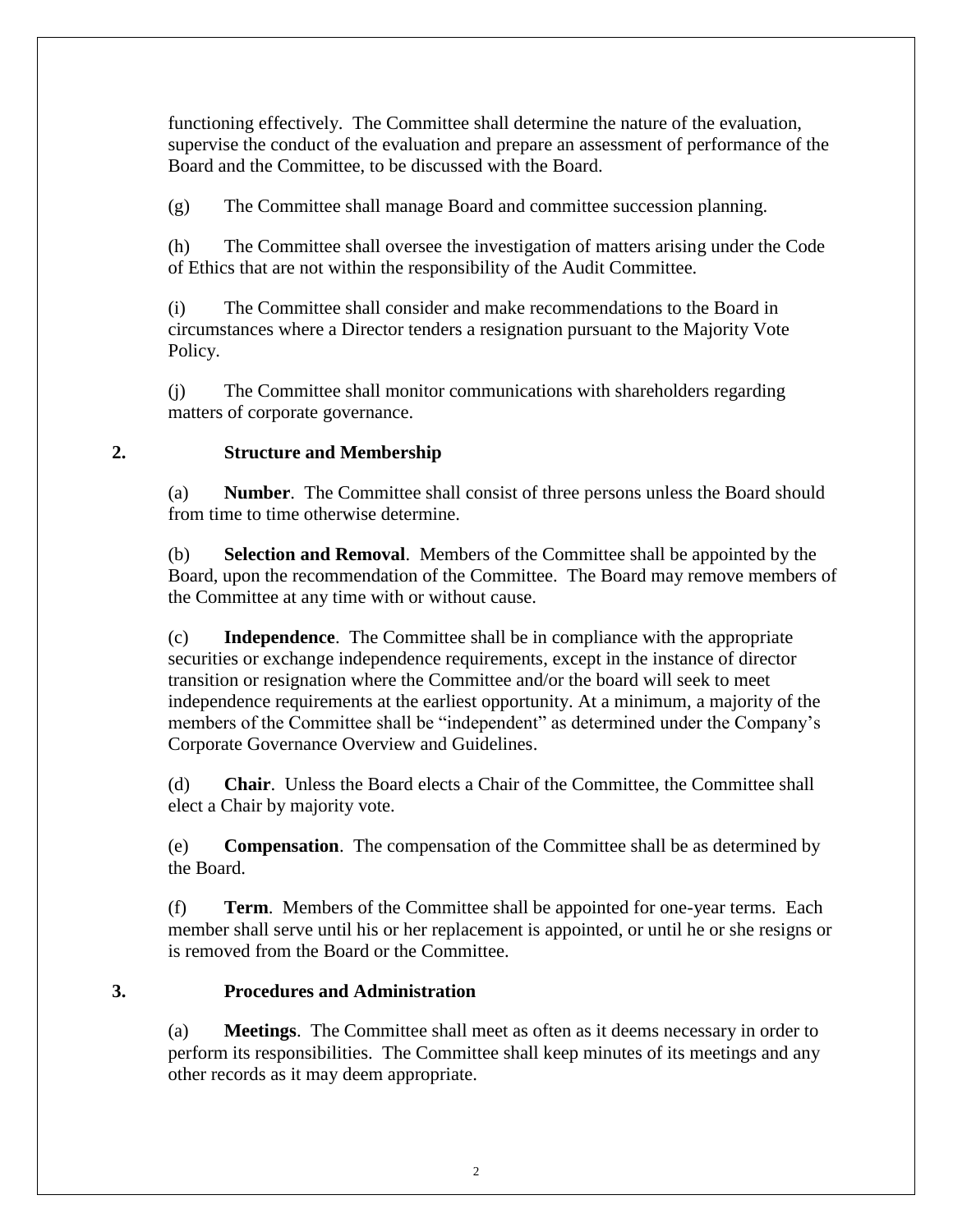functioning effectively. The Committee shall determine the nature of the evaluation, supervise the conduct of the evaluation and prepare an assessment of performance of the Board and the Committee, to be discussed with the Board.

(g) The Committee shall manage Board and committee succession planning.

(h) The Committee shall oversee the investigation of matters arising under the Code of Ethics that are not within the responsibility of the Audit Committee.

(i) The Committee shall consider and make recommendations to the Board in circumstances where a Director tenders a resignation pursuant to the Majority Vote Policy.

(j) The Committee shall monitor communications with shareholders regarding matters of corporate governance.

## 2. Structure and Membership

(a) **Number**. The Committee shall consist of three persons unless the Board should from time to time otherwise determine.

(b) **Selection and Removal**. Members of the Committee shall be appointed by the Board, upon the recommendation of the Committee. The Board may remove members of the Committee at any time with or without cause.

(c) **Independence**. The Committee shall be in compliance with the appropriate securities or exchange independence requirements, except in the instance of director transition or resignation where the Committee and/or the board will seek to meet independence requirements at the earliest opportunity. At a minimum, a majority of the members of the Committee shall be "independent" as determined under the Company's Corporate Governance Overview and Guidelines.

(d) **Chair**. Unless the Board elects a Chair of the Committee, the Committee shall elect a Chair by majority vote.

(e) **Compensation**. The compensation of the Committee shall be as determined by the Board.

(f) **Term**. Members of the Committee shall be appointed for one-year terms. Each member shall serve until his or her replacement is appointed, or until he or she resigns or is removed from the Board or the Committee.

## 3. Procedures and Administration

(a) **Meetings**. The Committee shall meet as often as it deems necessary in order to perform its responsibilities. The Committee shall keep minutes of its meetings and any other records as it may deem appropriate.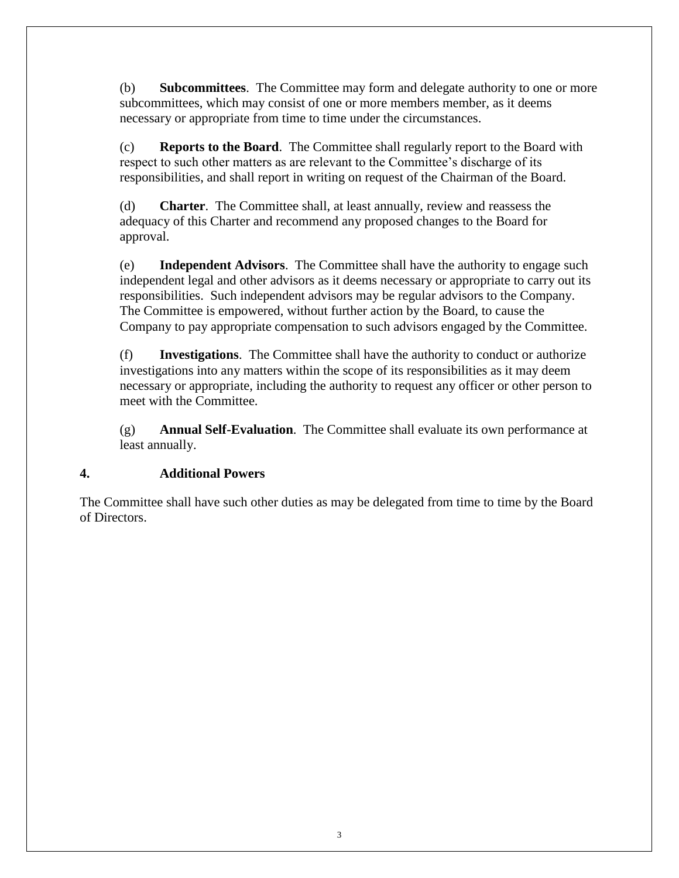(b) **Subcommittees**. The Committee may form and delegate authority to one or more subcommittees, which may consist of one or more members member, as it deems necessary or appropriate from time to time under the circumstances.

(c) **Reports to the Board**. The Committee shall regularly report to the Board with respect to such other matters as are relevant to the Committee's discharge of its responsibilities, and shall report in writing on request of the Chairman of the Board.

(d) **Charter**. The Committee shall, at least annually, review and reassess the adequacy of this Charter and recommend any proposed changes to the Board for approval.

(e) **Independent Advisors**. The Committee shall have the authority to engage such independent legal and other advisors as it deems necessary or appropriate to carry out its responsibilities. Such independent advisors may be regular advisors to the Company. The Committee is empowered, without further action by the Board, to cause the Company to pay appropriate compensation to such advisors engaged by the Committee.

(f) **Investigations**. The Committee shall have the authority to conduct or authorize investigations into any matters within the scope of its responsibilities as it may deem necessary or appropriate, including the authority to request any officer or other person to meet with the Committee.

(g) **Annual Self-Evaluation**. The Committee shall evaluate its own performance at least annually.

## 4. Additional Powers

The Committee shall have such other duties as may be delegated from time to time by the Board of Directors.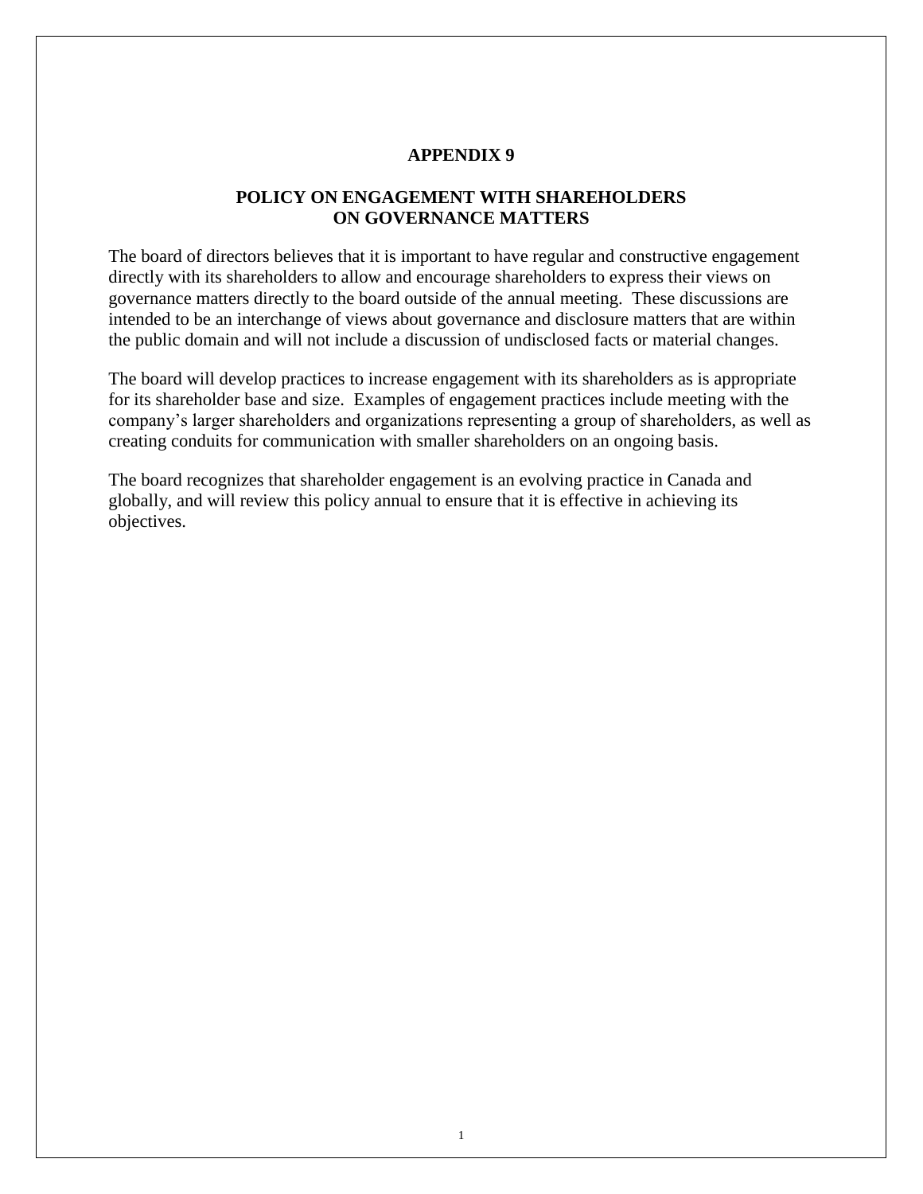# APPENDIX 9

## POLICY ON ENGAGEMENT WITH SHAREHOLDERS ON GOVERNANCE MATTERS

The board of directors believes that it is important to have regular and constructive engagement directly with its shareholders to allow and encourage shareholders to express their views on governance matters directly to the board outside of the annual meeting. These discussions are intended to be an interchange of views about governance and disclosure matters that are within the public domain and will not include a discussion of undisclosed facts or material changes.

The board will develop practices to increase engagement with its shareholders as is appropriate for its shareholder base and size. Examples of engagement practices include meeting with the company's larger shareholders and organizations representing a group of shareholders, as well as creating conduits for communication with smaller shareholders on an ongoing basis.

The board recognizes that shareholder engagement is an evolving practice in Canada and globally, and will review this policy annual to ensure that it is effective in achieving its objectives.